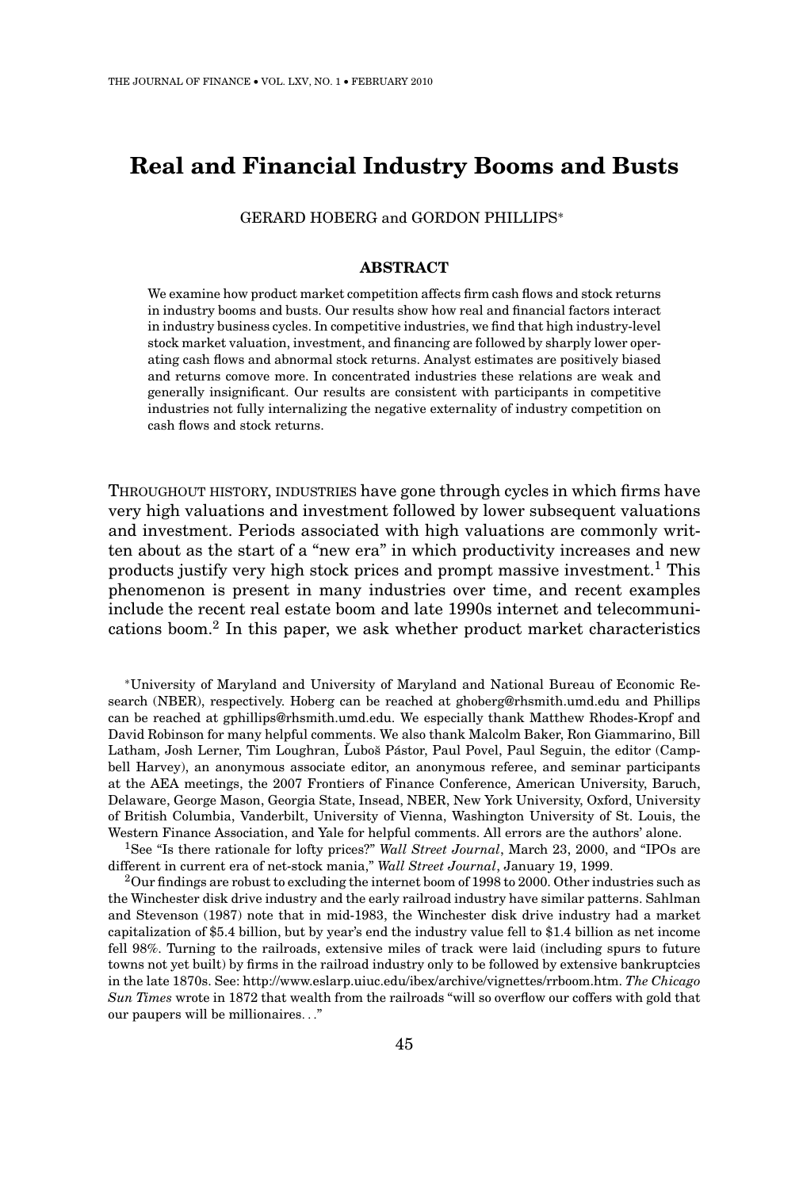# Real and Financial Industry Booms and Busts

GERARD HOBERG and GORDON PHILLIPS*

## ABSTRACT

We examine how product market competition affects firm cash flows and stock returns in industry booms and busts. Our results show how real and financial factors interact in industry business cycles. In competitive industries, we find that high industry-level stock market valuation, investment, and financing are followed by sharply lower operating cash flows and abnormal stock returns. Analyst estimates are positively biased and returns comove more. In concentrated industries these relations are weak and generally insignificant. Our results are consistent with participants in competitive industries not fully internalizing the negative externality of industry competition on cash flows and stock returns.

THROUGHOUT HISTORY, INDUSTRIES have gone through cycles in which firms have very high valuations and investment followed by lower subsequent valuations and investment. Periods associated with high valuations are commonly written about as the start of a "new era" in which productivity increases and new products justify very high stock prices and prompt massive investment.[1] This phenomenon is present in many industries over time, and recent examples include the recent real estate boom and late 1990s internet and telecommunications boom.[2] In this paper, we ask whether product market characteristics

*University of Maryland and University of Maryland and National Bureau of Economic Research (NBER), respectively. Hoberg can be reached at ghoberg@rhsmith.umd.edu and Phillips can be reached at gphillips@rhsmith.umd.edu. We especially thank Matthew Rhodes-Kropf and David Robinson for many helpful comments. We also thank Malcolm Baker, Ron Giammarino, Bill Latham, Josh Lerner, Tim Loughran, Ľuboš Pástor, Paul Povel, Paul Seguin, the editor (Campbell Harvey), an anonymous associate editor, an anonymous referee, and seminar participants at the AEA meetings, the 2007 Frontiers of Finance Conference, American University, Baruch, Delaware, George Mason, Georgia State, Insead, NBER, New York University, Oxford, University of British Columbia, Vanderbilt, University of Vienna, Washington University of St. Louis, the Western Finance Association, and Yale for helpful comments. All errors are the authors' alone.

[1] See "Is there rationale for lofty prices?" *Wall Street Journal*, March 23, 2000, and "IPOs are different in current era of net-stock mania," *Wall Street Journal*, January 19, 1999.

[2] Our findings are robust to excluding the internet boom of 1998 to 2000. Other industries such as the Winchester disk drive industry and the early railroad industry have similar patterns. Sahlman and Stevenson (1987) note that in mid-1983, the Winchester disk drive industry had a market capitalization of \$5.4 billion, but by year's end the industry value fell to \$1.4 billion as net income fell 98%. Turning to the railroads, extensive miles of track were laid (including spurs to future towns not yet built) by firms in the railroad industry only to be followed by extensive bankruptcies in the late 1870s. See: http://www.eslarp.uiuc.edu/ibex/archive/vignettes/rrboom.htm. *The Chicago Sun Times* wrote in 1872 that wealth from the railroads "will so overflow our coffers with gold that our paupers will be millionaires. . ."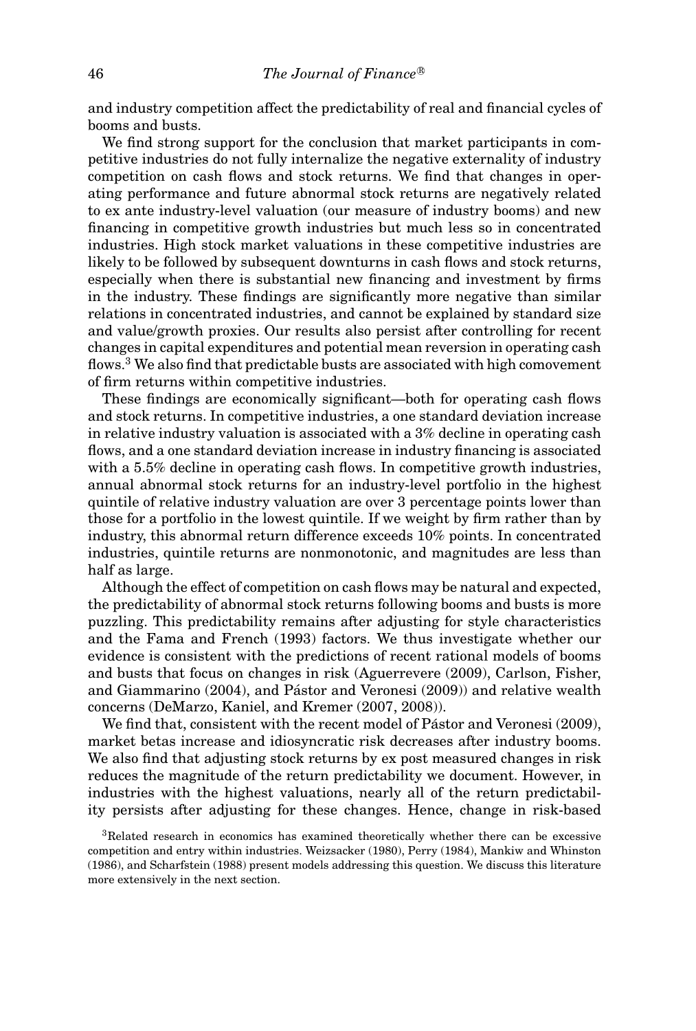and industry competition affect the predictability of real and financial cycles of booms and busts.

We find strong support for the conclusion that market participants in competitive industries do not fully internalize the negative externality of industry competition on cash flows and stock returns. We find that changes in operating performance and future abnormal stock returns are negatively related to ex ante industry-level valuation (our measure of industry booms) and new financing in competitive growth industries but much less so in concentrated industries. High stock market valuations in these competitive industries are likely to be followed by subsequent downturns in cash flows and stock returns, especially when there is substantial new financing and investment by firms in the industry. These findings are significantly more negative than similar relations in concentrated industries, and cannot be explained by standard size and value/growth proxies. Our results also persist after controlling for recent changes in capital expenditures and potential mean reversion in operating cash flows.[3] We also find that predictable busts are associated with high comovement of firm returns within competitive industries.

These findings are economically significant—both for operating cash flows and stock returns. In competitive industries, a one standard deviation increase in relative industry valuation is associated with a 3% decline in operating cash flows, and a one standard deviation increase in industry financing is associated with a 5.5% decline in operating cash flows. In competitive growth industries, annual abnormal stock returns for an industry-level portfolio in the highest quintile of relative industry valuation are over 3 percentage points lower than those for a portfolio in the lowest quintile. If we weight by firm rather than by industry, this abnormal return difference exceeds 10% points. In concentrated industries, quintile returns are nonmonotonic, and magnitudes are less than half as large.

Although the effect of competition on cash flows may be natural and expected, the predictability of abnormal stock returns following booms and busts is more puzzling. This predictability remains after adjusting for style characteristics and the Fama and French (1993) factors. We thus investigate whether our evidence is consistent with the predictions of recent rational models of booms and busts that focus on changes in risk (Aguerrevere (2009), Carlson, Fisher, and Giammarino (2004), and Pástor and Veronesi (2009)) and relative wealth concerns (DeMarzo, Kaniel, and Kremer (2007, 2008)).

We find that, consistent with the recent model of Pástor and Veronesi (2009), market betas increase and idiosyncratic risk decreases after industry booms. We also find that adjusting stock returns by ex post measured changes in risk reduces the magnitude of the return predictability we document. However, in industries with the highest valuations, nearly all of the return predictability persists after adjusting for these changes. Hence, change in risk-based

[3] Related research in economics has examined theoretically whether there can be excessive competition and entry within industries. Weizsacker (1980), Perry (1984), Mankiw and Whinston (1986), and Scharfstein (1988) present models addressing this question. We discuss this literature more extensively in the next section.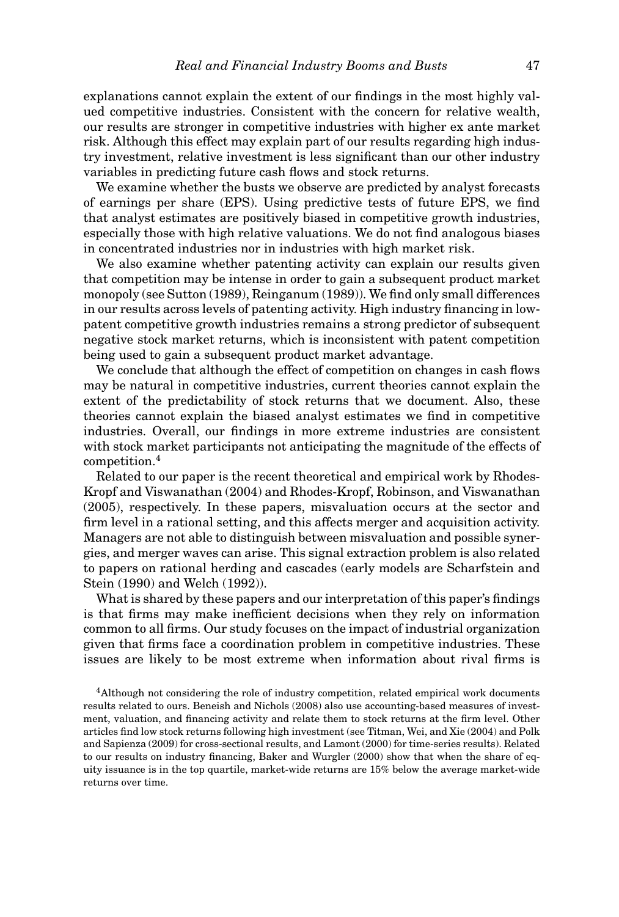explanations cannot explain the extent of our findings in the most highly valued competitive industries. Consistent with the concern for relative wealth, our results are stronger in competitive industries with higher ex ante market risk. Although this effect may explain part of our results regarding high industry investment, relative investment is less significant than our other industry variables in predicting future cash flows and stock returns.

We examine whether the busts we observe are predicted by analyst forecasts of earnings per share (EPS). Using predictive tests of future EPS, we find that analyst estimates are positively biased in competitive growth industries, especially those with high relative valuations. We do not find analogous biases in concentrated industries nor in industries with high market risk.

We also examine whether patenting activity can explain our results given that competition may be intense in order to gain a subsequent product market monopoly (see Sutton (1989), Reinganum (1989)). We find only small differences in our results across levels of patenting activity. High industry financing in low-patent competitive growth industries remains a strong predictor of subsequent negative stock market returns, which is inconsistent with patent competition being used to gain a subsequent product market advantage.

We conclude that although the effect of competition on changes in cash flows may be natural in competitive industries, current theories cannot explain the extent of the predictability of stock returns that we document. Also, these theories cannot explain the biased analyst estimates we find in competitive industries. Overall, our findings in more extreme industries are consistent with stock market participants not anticipating the magnitude of the effects of competition.[4]

Related to our paper is the recent theoretical and empirical work by Rhodes-Kropf and Viswanathan (2004) and Rhodes-Kropf, Robinson, and Viswanathan (2005), respectively. In these papers, misvaluation occurs at the sector and firm level in a rational setting, and this affects merger and acquisition activity. Managers are not able to distinguish between misvaluation and possible synergies, and merger waves can arise. This signal extraction problem is also related to papers on rational herding and cascades (early models are Scharfstein and Stein (1990) and Welch (1992)).

What is shared by these papers and our interpretation of this paper's findings is that firms may make inefficient decisions when they rely on information common to all firms. Our study focuses on the impact of industrial organization given that firms face a coordination problem in competitive industries. These issues are likely to be most extreme when information about rival firms is

[4]Although not considering the role of industry competition, related empirical work documents results related to ours. Beneish and Nichols (2008) also use accounting-based measures of investment, valuation, and financing activity and relate them to stock returns at the firm level. Other articles find low stock returns following high investment (see Titman, Wei, and Xie (2004) and Polk and Sapienza (2009) for cross-sectional results, and Lamont (2000) for time-series results). Related to our results on industry financing, Baker and Wurgler (2000) show that when the share of equity issuance is in the top quartile, market-wide returns are 15% below the average market-wide returns over time.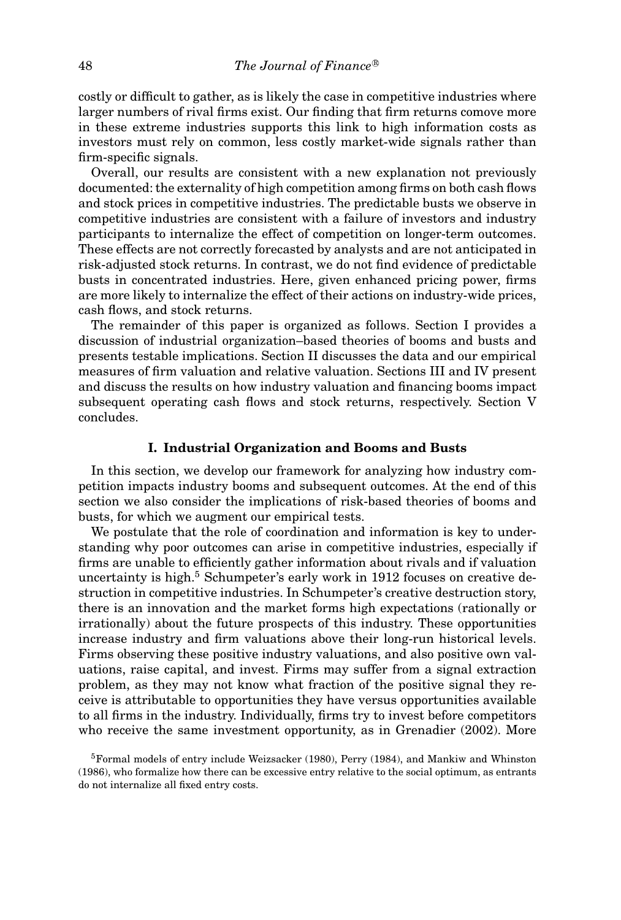costly or difficult to gather, as is likely the case in competitive industries where larger numbers of rival firms exist. Our finding that firm returns comove more in these extreme industries supports this link to high information costs as investors must rely on common, less costly market-wide signals rather than firm-specific signals.

Overall, our results are consistent with a new explanation not previously documented: the externality of high competition among firms on both cash flows and stock prices in competitive industries. The predictable busts we observe in competitive industries are consistent with a failure of investors and industry participants to internalize the effect of competition on longer-term outcomes. These effects are not correctly forecasted by analysts and are not anticipated in risk-adjusted stock returns. In contrast, we do not find evidence of predictable busts in concentrated industries. Here, given enhanced pricing power, firms are more likely to internalize the effect of their actions on industry-wide prices, cash flows, and stock returns.

The remainder of this paper is organized as follows. Section I provides a discussion of industrial organization–based theories of booms and busts and presents testable implications. Section II discusses the data and our empirical measures of firm valuation and relative valuation. Sections III and IV present and discuss the results on how industry valuation and financing booms impact subsequent operating cash flows and stock returns, respectively. Section V concludes.

## I. Industrial Organization and Booms and Busts

In this section, we develop our framework for analyzing how industry competition impacts industry booms and subsequent outcomes. At the end of this section we also consider the implications of risk-based theories of booms and busts, for which we augment our empirical tests.

We postulate that the role of coordination and information is key to understanding why poor outcomes can arise in competitive industries, especially if firms are unable to efficiently gather information about rivals and if valuation uncertainty is high.[5] Schumpeter's early work in 1912 focuses on creative destruction in competitive industries. In Schumpeter's creative destruction story, there is an innovation and the market forms high expectations (rationally or irrationally) about the future prospects of this industry. These opportunities increase industry and firm valuations above their long-run historical levels. Firms observing these positive industry valuations, and also positive own valuations, raise capital, and invest. Firms may suffer from a signal extraction problem, as they may not know what fraction of the positive signal they receive is attributable to opportunities they have versus opportunities available to all firms in the industry. Individually, firms try to invest before competitors who receive the same investment opportunity, as in Grenadier (2002). More

[5]Formal models of entry include Weizsacker (1980), Perry (1984), and Mankiw and Whinston (1986), who formalize how there can be excessive entry relative to the social optimum, as entrants do not internalize all fixed entry costs.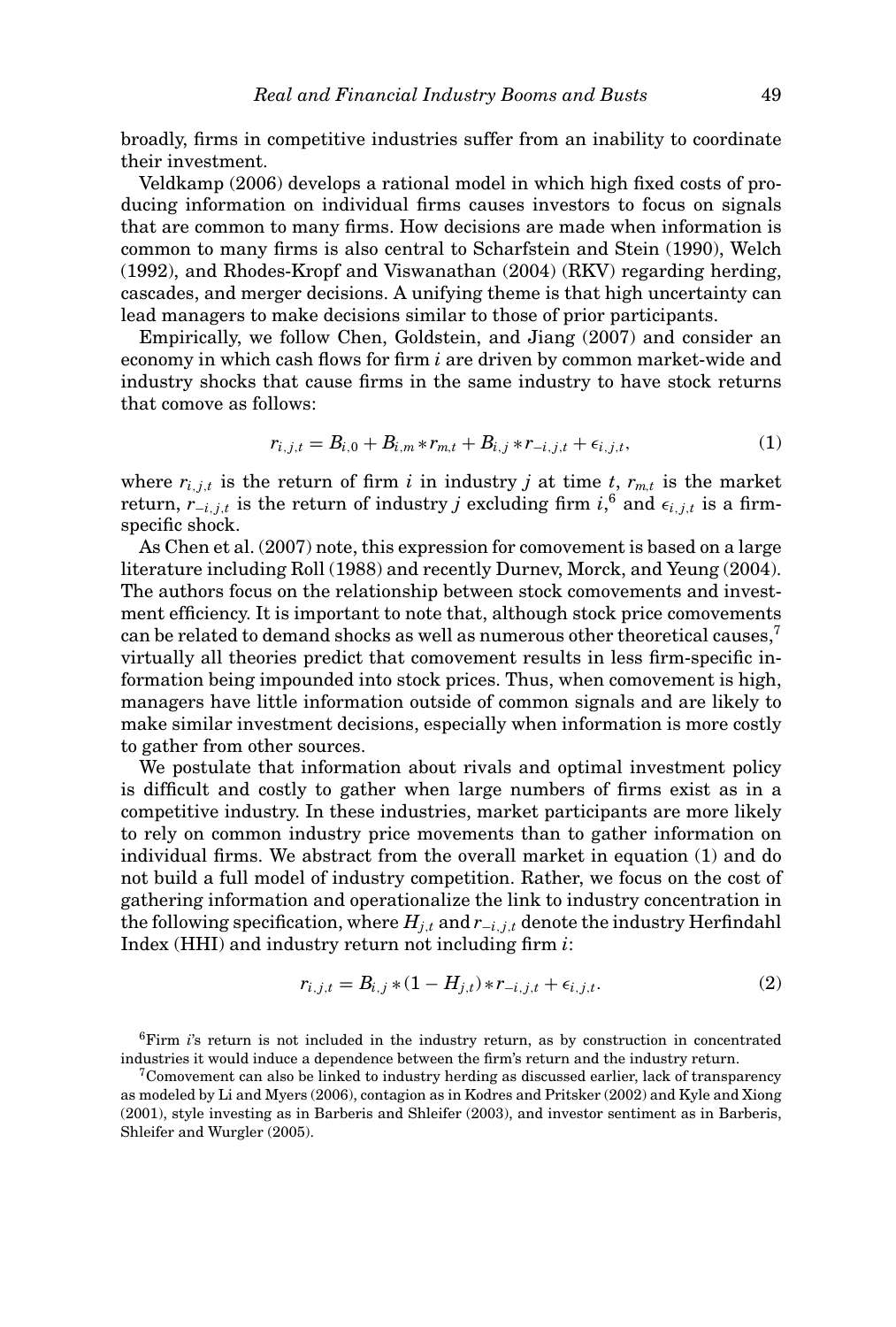broadly, firms in competitive industries suffer from an inability to coordinate their investment.

Veldkamp (2006) develops a rational model in which high fixed costs of producing information on individual firms causes investors to focus on signals that are common to many firms. How decisions are made when information is common to many firms is also central to Scharfstein and Stein (1990), Welch (1992), and Rhodes-Kropf and Viswanathan (2004) (RKV) regarding herding, cascades, and merger decisions. A unifying theme is that high uncertainty can lead managers to make decisions similar to those of prior participants.

Empirically, we follow Chen, Goldstein, and Jiang (2007) and consider an economy in which cash flows for firm $i$ are driven by common market-wide and industry shocks that cause firms in the same industry to have stock returns that comove as follows:

$$r_{i,j,t} = B_{i,0} + B_{i,m} * r_{m,t} + B_{i,j} * r_{-i,j,t} + \epsilon_{i,j,t}, \tag{1}$$

where $r_{i,j,t}$ is the return of firm $i$ in industry $j$ at time $t$, $r_{m,t}$ is the market return, $r_{-i,j,t}$ is the return of industry $j$ excluding firm $i$,[6] and $\epsilon_{i,j,t}$ is a firm-specific shock.

As Chen et al. (2007) note, this expression for comovement is based on a large literature including Roll (1988) and recently Durnev, Morck, and Yeung (2004). The authors focus on the relationship between stock comovements and investment efficiency. It is important to note that, although stock price comovements can be related to demand shocks as well as numerous other theoretical causes,[7] virtually all theories predict that comovement results in less firm-specific information being impounded into stock prices. Thus, when comovement is high, managers have little information outside of common signals and are likely to make similar investment decisions, especially when information is more costly to gather from other sources.

We postulate that information about rivals and optimal investment policy is difficult and costly to gather when large numbers of firms exist as in a competitive industry. In these industries, market participants are more likely to rely on common industry price movements than to gather information on individual firms. We abstract from the overall market in equation (1) and do not build a full model of industry competition. Rather, we focus on the cost of gathering information and operationalize the link to industry concentration in the following specification, where $H_{j,t}$ and $r_{-i,j,t}$ denote the industry Herfindahl Index (HHI) and industry return not including firm $i$:

$$r_{i,j,t} = B_{i,j} * (1 - H_{j,t}) * r_{-i,j,t} + \epsilon_{i,j,t}. \tag{2}$$

[6] Firm $i$'s return is not included in the industry return, as by construction in concentrated industries it would induce a dependence between the firm's return and the industry return.

[7] Comovement can also be linked to industry herding as discussed earlier, lack of transparency as modeled by Li and Myers (2006), contagion as in Kodres and Pritsker (2002) and Kyle and Xiong (2001), style investing as in Barberis and Shleifer (2003), and investor sentiment as in Barberis, Shleifer and Wurgler (2005).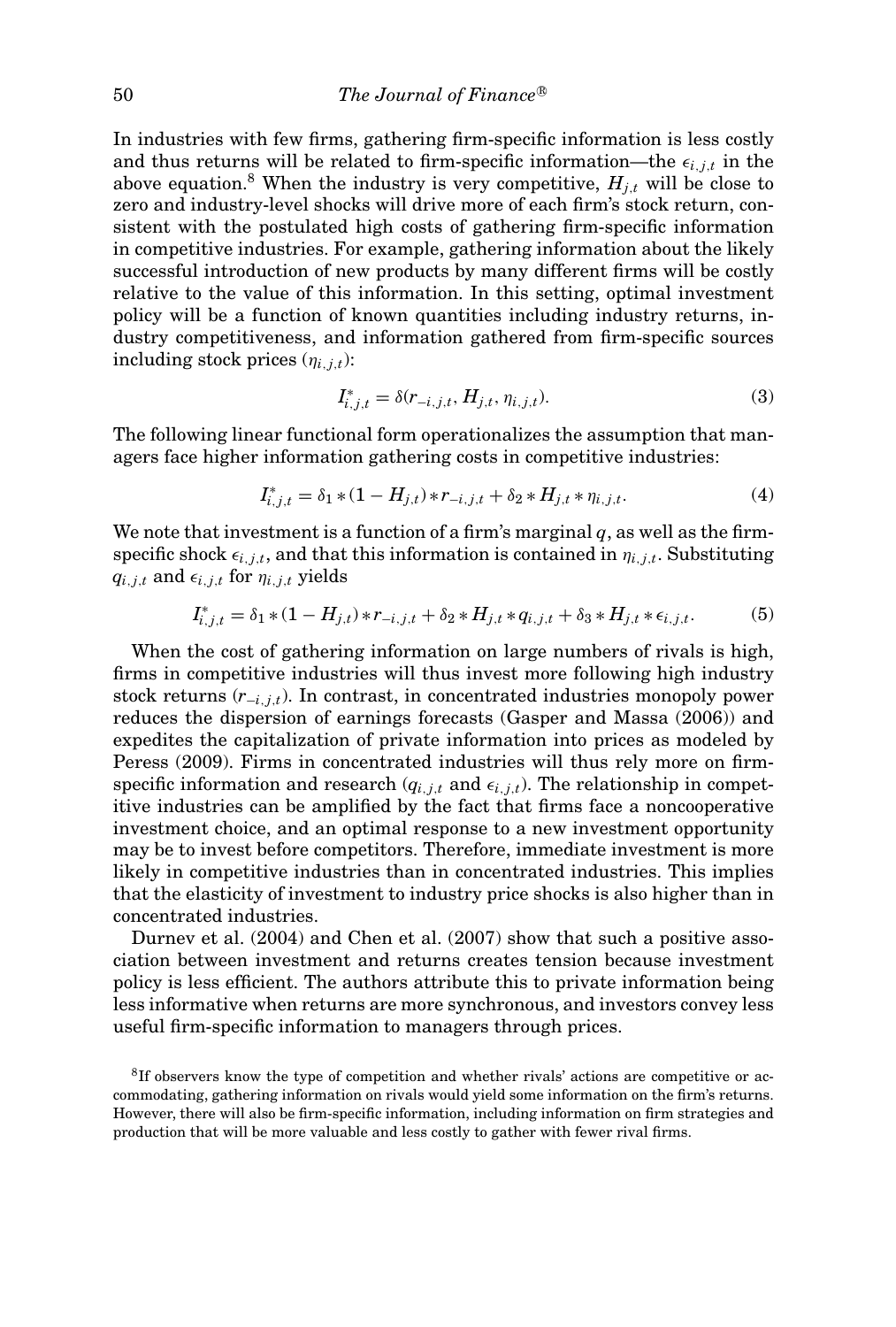In industries with few firms, gathering firm-specific information is less costly and thus returns will be related to firm-specific information—the $\epsilon_{i,j,t}$ in the above equation.[8] When the industry is very competitive, $H_{j,t}$ will be close to zero and industry-level shocks will drive more of each firm's stock return, consistent with the postulated high costs of gathering firm-specific information in competitive industries. For example, gathering information about the likely successful introduction of new products by many different firms will be costly relative to the value of this information. In this setting, optimal investment policy will be a function of known quantities including industry returns, industry competitiveness, and information gathered from firm-specific sources including stock prices ($\eta_{i,j,t}$):

$$I^*_{i,j,t} = \delta(r_{-i,j,t}, H_{j,t}, \eta_{i,j,t}). \tag{3}$$

The following linear functional form operationalizes the assumption that managers face higher information gathering costs in competitive industries:

$$I^*_{i,j,t} = \delta_1 * (1 - H_{j,t}) * r_{-i,j,t} + \delta_2 * H_{j,t} * \eta_{i,j,t}. \tag{4}$$

We note that investment is a function of a firm's marginal $q$, as well as the firm-specific shock $\epsilon_{i,j,t}$, and that this information is contained in $\eta_{i,j,t}$. Substituting $q_{i,j,t}$ and $\epsilon_{i,j,t}$ for $\eta_{i,j,t}$ yields

$$I^*_{i,j,t} = \delta_1 * (1 - H_{j,t}) * r_{-i,j,t} + \delta_2 * H_{j,t} * q_{i,j,t} + \delta_3 * H_{j,t} * \epsilon_{i,j,t}. \tag{5}$$

When the cost of gathering information on large numbers of rivals is high, firms in competitive industries will thus invest more following high industry stock returns ($r_{-i,j,t}$). In contrast, in concentrated industries monopoly power reduces the dispersion of earnings forecasts (Gasper and Massa (2006)) and expedites the capitalization of private information into prices as modeled by Peress (2009). Firms in concentrated industries will thus rely more on firm-specific information and research ($q_{i,j,t}$ and $\epsilon_{i,j,t}$). The relationship in competitive industries can be amplified by the fact that firms face a noncooperative investment choice, and an optimal response to a new investment opportunity may be to invest before competitors. Therefore, immediate investment is more likely in competitive industries than in concentrated industries. This implies that the elasticity of investment to industry price shocks is also higher than in concentrated industries.

Durnev et al. (2004) and Chen et al. (2007) show that such a positive association between investment and returns creates tension because investment policy is less efficient. The authors attribute this to private information being less informative when returns are more synchronous, and investors convey less useful firm-specific information to managers through prices.

[8] If observers know the type of competition and whether rivals' actions are competitive or accommodating, gathering information on rivals would yield some information on the firm's returns. However, there will also be firm-specific information, including information on firm strategies and production that will be more valuable and less costly to gather with fewer rival firms.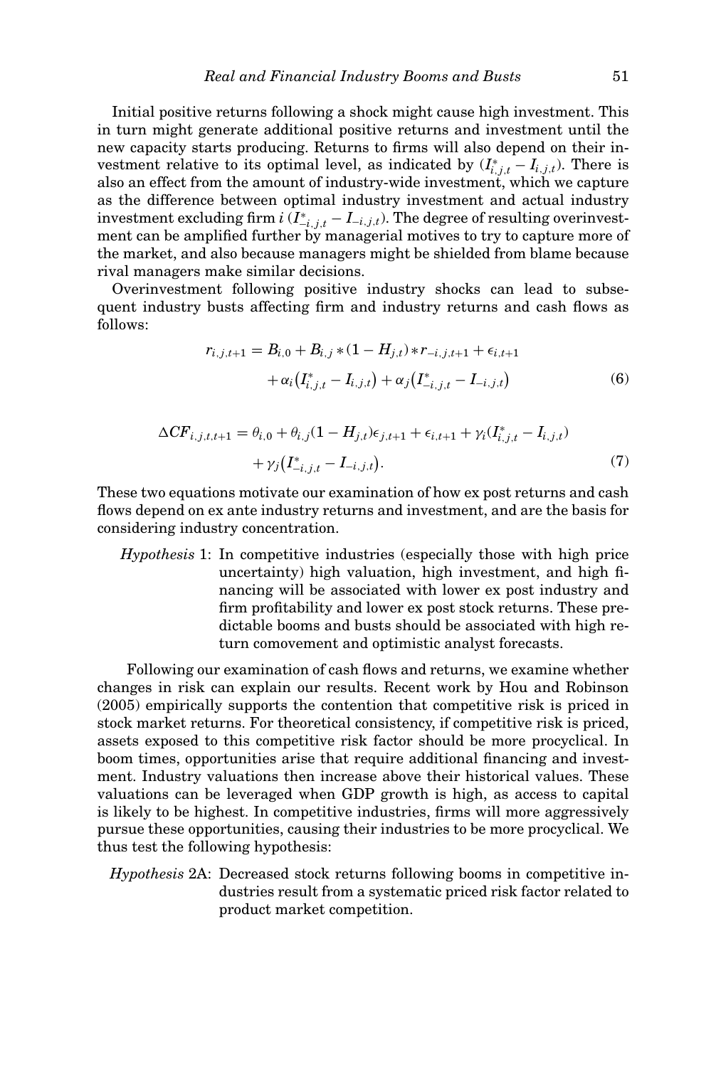Initial positive returns following a shock might cause high investment. This in turn might generate additional positive returns and investment until the new capacity starts producing. Returns to firms will also depend on their investment relative to its optimal level, as indicated by $(I^*_{i,j,t} - I_{i,j,t})$. There is also an effect from the amount of industry-wide investment, which we capture as the difference between optimal industry investment and actual industry investment excluding firm $i$ $(I^*_{-i,j,t} - I_{-i,j,t})$. The degree of resulting overinvestment can be amplified further by managerial motives to try to capture more of the market, and also because managers might be shielded from blame because rival managers make similar decisions.

Overinvestment following positive industry shocks can lead to subsequent industry busts affecting firm and industry returns and cash flows as follows:

$$
\begin{aligned}
r_{i,j,t+1} = B_{i,0} + B_{i,j} * (1 - H_{j,t}) * r_{-i,j,t+1} + \epsilon_{i,t+1} \\
+ \alpha_i \left(I^*_{i,j,t} - I_{i,j,t}\right) + \alpha_j \left(I^*_{-i,j,t} - I_{-i,j,t}\right)
\end{aligned}
\tag{6}
$$

$$
\begin{aligned}
\Delta CF_{i,j,t,t+1} = \theta_{i,0} + \theta_{i,j}(1 - H_{j,t})\epsilon_{j,t+1} + \epsilon_{i,t+1} + \gamma_i(I^*_{i,j,t} - I_{i,j,t}) \\
+ \gamma_j\left(I^*_{-i,j,t} - I_{-i,j,t}\right).
\end{aligned}
\tag{7}
$$

These two equations motivate our examination of how ex post returns and cash flows depend on ex ante industry returns and investment, and are the basis for considering industry concentration.

*Hypothesis* 1: In competitive industries (especially those with high price uncertainty) high valuation, high investment, and high financing will be associated with lower ex post industry and firm profitability and lower ex post stock returns. These predictable booms and busts should be associated with high return comovement and optimistic analyst forecasts.

Following our examination of cash flows and returns, we examine whether changes in risk can explain our results. Recent work by Hou and Robinson (2005) empirically supports the contention that competitive risk is priced in stock market returns. For theoretical consistency, if competitive risk is priced, assets exposed to this competitive risk factor should be more procyclical. In boom times, opportunities arise that require additional financing and investment. Industry valuations then increase above their historical values. These valuations can be leveraged when GDP growth is high, as access to capital is likely to be highest. In competitive industries, firms will more aggressively pursue these opportunities, causing their industries to be more procyclical. We thus test the following hypothesis:

*Hypothesis* 2A: Decreased stock returns following booms in competitive industries result from a systematic priced risk factor related to product market competition.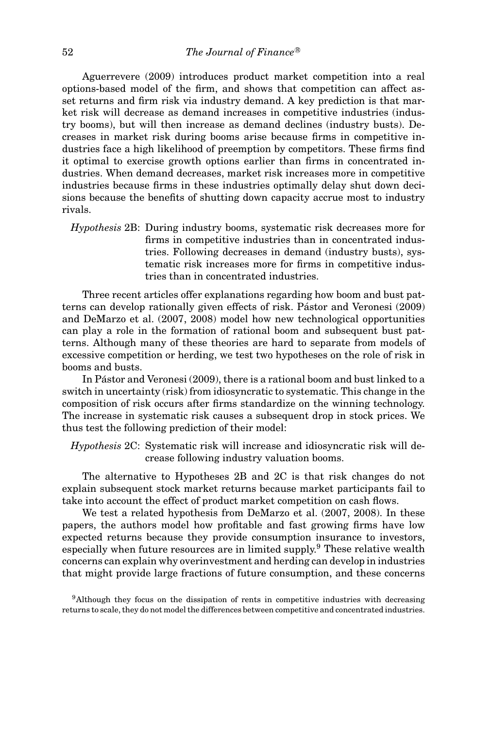Aguerrevere (2009) introduces product market competition into a real options-based model of the firm, and shows that competition can affect asset returns and firm risk via industry demand. A key prediction is that market risk will decrease as demand increases in competitive industries (industry booms), but will then increase as demand declines (industry busts). Decreases in market risk during booms arise because firms in competitive industries face a high likelihood of preemption by competitors. These firms find it optimal to exercise growth options earlier than firms in concentrated industries. When demand decreases, market risk increases more in competitive industries because firms in these industries optimally delay shut down decisions because the benefits of shutting down capacity accrue most to industry rivals.

*Hypothesis* 2B: During industry booms, systematic risk decreases more for firms in competitive industries than in concentrated industries. Following decreases in demand (industry busts), systematic risk increases more for firms in competitive industries than in concentrated industries.

Three recent articles offer explanations regarding how boom and bust patterns can develop rationally given effects of risk. Pástor and Veronesi (2009) and DeMarzo et al. (2007, 2008) model how new technological opportunities can play a role in the formation of rational boom and subsequent bust patterns. Although many of these theories are hard to separate from models of excessive competition or herding, we test two hypotheses on the role of risk in booms and busts.

In Pástor and Veronesi (2009), there is a rational boom and bust linked to a switch in uncertainty (risk) from idiosyncratic to systematic. This change in the composition of risk occurs after firms standardize on the winning technology. The increase in systematic risk causes a subsequent drop in stock prices. We thus test the following prediction of their model:

*Hypothesis* 2C: Systematic risk will increase and idiosyncratic risk will decrease following industry valuation booms.

The alternative to Hypotheses 2B and 2C is that risk changes do not explain subsequent stock market returns because market participants fail to take into account the effect of product market competition on cash flows.

We test a related hypothesis from DeMarzo et al. (2007, 2008). In these papers, the authors model how profitable and fast growing firms have low expected returns because they provide consumption insurance to investors, especially when future resources are in limited supply.[9] These relative wealth concerns can explain why overinvestment and herding can develop in industries that might provide large fractions of future consumption, and these concerns

[9]Although they focus on the dissipation of rents in competitive industries with decreasing returns to scale, they do not model the differences between competitive and concentrated industries.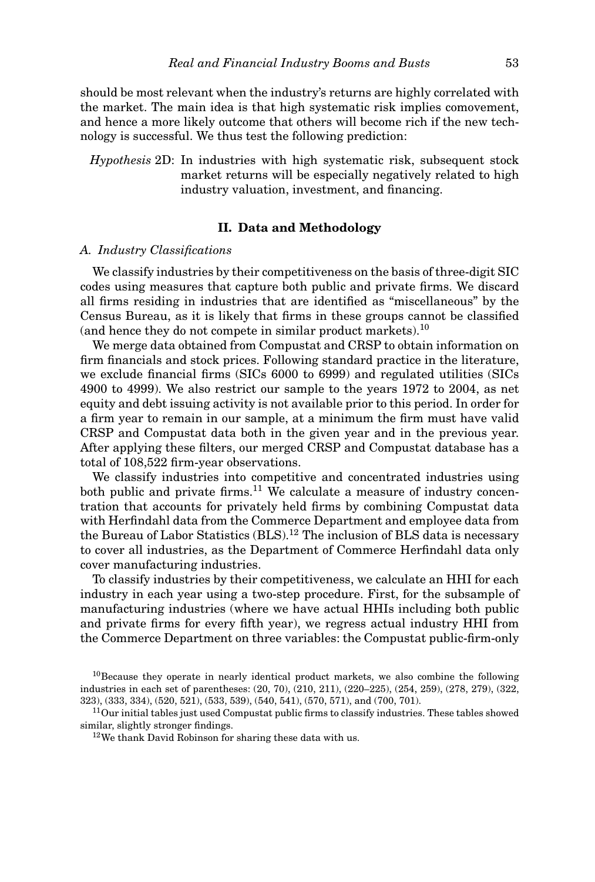should be most relevant when the industry's returns are highly correlated with the market. The main idea is that high systematic risk implies comovement, and hence a more likely outcome that others will become rich if the new technology is successful. We thus test the following prediction:

*Hypothesis* 2D: In industries with high systematic risk, subsequent stock market returns will be especially negatively related to high industry valuation, investment, and financing.

## II. Data and Methodology

### *A. Industry Classifications*

We classify industries by their competitiveness on the basis of three-digit SIC codes using measures that capture both public and private firms. We discard all firms residing in industries that are identified as "miscellaneous" by the Census Bureau, as it is likely that firms in these groups cannot be classified (and hence they do not compete in similar product markets).[10]

We merge data obtained from Compustat and CRSP to obtain information on firm financials and stock prices. Following standard practice in the literature, we exclude financial firms (SICs 6000 to 6999) and regulated utilities (SICs 4900 to 4999). We also restrict our sample to the years 1972 to 2004, as net equity and debt issuing activity is not available prior to this period. In order for a firm year to remain in our sample, at a minimum the firm must have valid CRSP and Compustat data both in the given year and in the previous year. After applying these filters, our merged CRSP and Compustat database has a total of 108,522 firm-year observations.

We classify industries into competitive and concentrated industries using both public and private firms.[11] We calculate a measure of industry concentration that accounts for privately held firms by combining Compustat data with Herfindahl data from the Commerce Department and employee data from the Bureau of Labor Statistics (BLS).[12] The inclusion of BLS data is necessary to cover all industries, as the Department of Commerce Herfindahl data only cover manufacturing industries.

To classify industries by their competitiveness, we calculate an HHI for each industry in each year using a two-step procedure. First, for the subsample of manufacturing industries (where we have actual HHIs including both public and private firms for every fifth year), we regress actual industry HHI from the Commerce Department on three variables: the Compustat public-firm-only

---

[10] Because they operate in nearly identical product markets, we also combine the following industries in each set of parentheses: (20, 70), (210, 211), (220–225), (254, 259), (278, 279), (322, 323), (333, 334), (520, 521), (533, 539), (540, 541), (570, 571), and (700, 701).

[11] Our initial tables just used Compustat public firms to classify industries. These tables showed similar, slightly stronger findings.

[12] We thank David Robinson for sharing these data with us.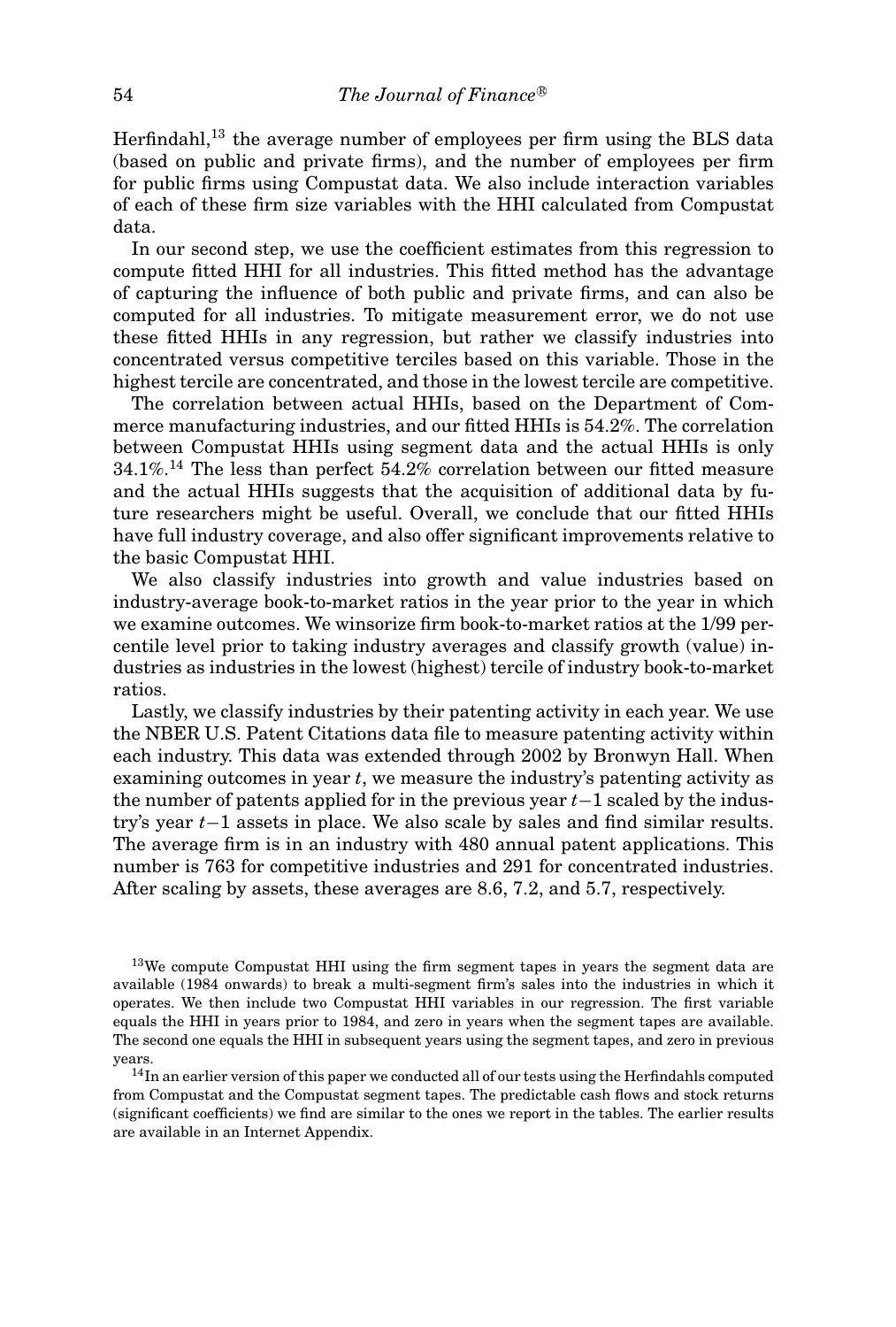Herfindahl,[13] the average number of employees per firm using the BLS data (based on public and private firms), and the number of employees per firm for public firms using Compustat data. We also include interaction variables of each of these firm size variables with the HHI calculated from Compustat data.

In our second step, we use the coefficient estimates from this regression to compute fitted HHI for all industries. This fitted method has the advantage of capturing the influence of both public and private firms, and can also be computed for all industries. To mitigate measurement error, we do not use these fitted HHIs in any regression, but rather we classify industries into concentrated versus competitive terciles based on this variable. Those in the highest tercile are concentrated, and those in the lowest tercile are competitive.

The correlation between actual HHIs, based on the Department of Commerce manufacturing industries, and our fitted HHIs is 54.2%. The correlation between Compustat HHIs using segment data and the actual HHIs is only 34.1%.[14] The less than perfect 54.2% correlation between our fitted measure and the actual HHIs suggests that the acquisition of additional data by future researchers might be useful. Overall, we conclude that our fitted HHIs have full industry coverage, and also offer significant improvements relative to the basic Compustat HHI.

We also classify industries into growth and value industries based on industry-average book-to-market ratios in the year prior to the year in which we examine outcomes. We winsorize firm book-to-market ratios at the 1/99 percentile level prior to taking industry averages and classify growth (value) industries as industries in the lowest (highest) tercile of industry book-to-market ratios.

Lastly, we classify industries by their patenting activity in each year. We use the NBER U.S. Patent Citations data file to measure patenting activity within each industry. This data was extended through 2002 by Bronwyn Hall. When examining outcomes in year $t$, we measure the industry's patenting activity as the number of patents applied for in the previous year $t-1$ scaled by the industry's year $t-1$ assets in place. We also scale by sales and find similar results. The average firm is in an industry with 480 annual patent applications. This number is 763 for competitive industries and 291 for concentrated industries. After scaling by assets, these averages are 8.6, 7.2, and 5.7, respectively.

[13] We compute Compustat HHI using the firm segment tapes in years the segment data are available (1984 onwards) to break a multi-segment firm's sales into the industries in which it operates. We then include two Compustat HHI variables in our regression. The first variable equals the HHI in years prior to 1984, and zero in years when the segment tapes are available. The second one equals the HHI in subsequent years using the segment tapes, and zero in previous years.

[14] In an earlier version of this paper we conducted all of our tests using the Herfindahls computed from Compustat and the Compustat segment tapes. The predictable cash flows and stock returns (significant coefficients) we find are similar to the ones we report in the tables. The earlier results are available in an Internet Appendix.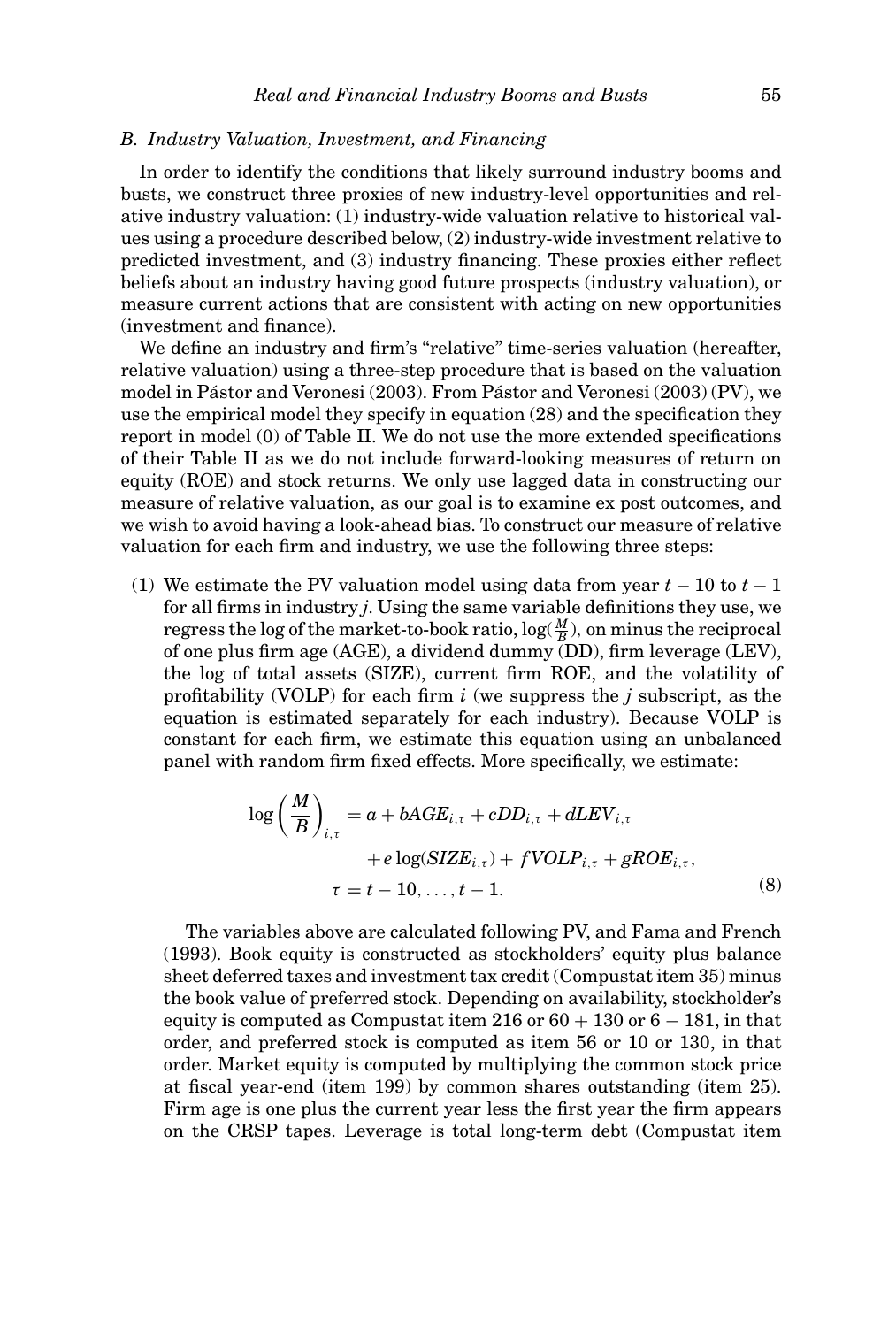### B. Industry Valuation, Investment, and Financing

In order to identify the conditions that likely surround industry booms and busts, we construct three proxies of new industry-level opportunities and relative industry valuation: (1) industry-wide valuation relative to historical values using a procedure described below, (2) industry-wide investment relative to predicted investment, and (3) industry financing. These proxies either reflect beliefs about an industry having good future prospects (industry valuation), or measure current actions that are consistent with acting on new opportunities (investment and finance).

We define an industry and firm's "relative" time-series valuation (hereafter, relative valuation) using a three-step procedure that is based on the valuation model in Pástor and Veronesi (2003). From Pástor and Veronesi (2003) (PV), we use the empirical model they specify in equation (28) and the specification they report in model (0) of Table II. We do not use the more extended specifications of their Table II as we do not include forward-looking measures of return on equity (ROE) and stock returns. We only use lagged data in constructing our measure of relative valuation, as our goal is to examine ex post outcomes, and we wish to avoid having a look-ahead bias. To construct our measure of relative valuation for each firm and industry, we use the following three steps:

(1) We estimate the PV valuation model using data from year $t-10$ to $t-1$ for all firms in industry $j$. Using the same variable definitions they use, we regress the log of the market-to-book ratio, $\log(\frac{M}{B})$, on minus the reciprocal of one plus firm age (AGE), a dividend dummy (DD), firm leverage (LEV), the log of total assets (SIZE), current firm ROE, and the volatility of profitability (VOLP) for each firm $i$ (we suppress the $j$ subscript, as the equation is estimated separately for each industry). Because VOLP is constant for each firm, we estimate this equation using an unbalanced panel with random firm fixed effects. More specifically, we estimate:

$$\log\left(\frac{M}{B}\right)_{i,\tau} = a + bAGE_{i,\tau} + cDD_{i,\tau} + dLEV_{i,\tau} + e\log(SIZE_{i,\tau}) + fVOLP_{i,\tau} + gROE_{i,\tau}, \quad \tau = t-10,\ldots,t-1. \tag{8}$$

The variables above are calculated following PV, and Fama and French (1993). Book equity is constructed as stockholders' equity plus balance sheet deferred taxes and investment tax credit (Compustat item 35) minus the book value of preferred stock. Depending on availability, stockholder's equity is computed as Compustat item 216 or 60 + 130 or 6 − 181, in that order, and preferred stock is computed as item 56 or 10 or 130, in that order. Market equity is computed by multiplying the common stock price at fiscal year-end (item 199) by common shares outstanding (item 25). Firm age is one plus the current year less the first year the firm appears on the CRSP tapes. Leverage is total long-term debt (Compustat item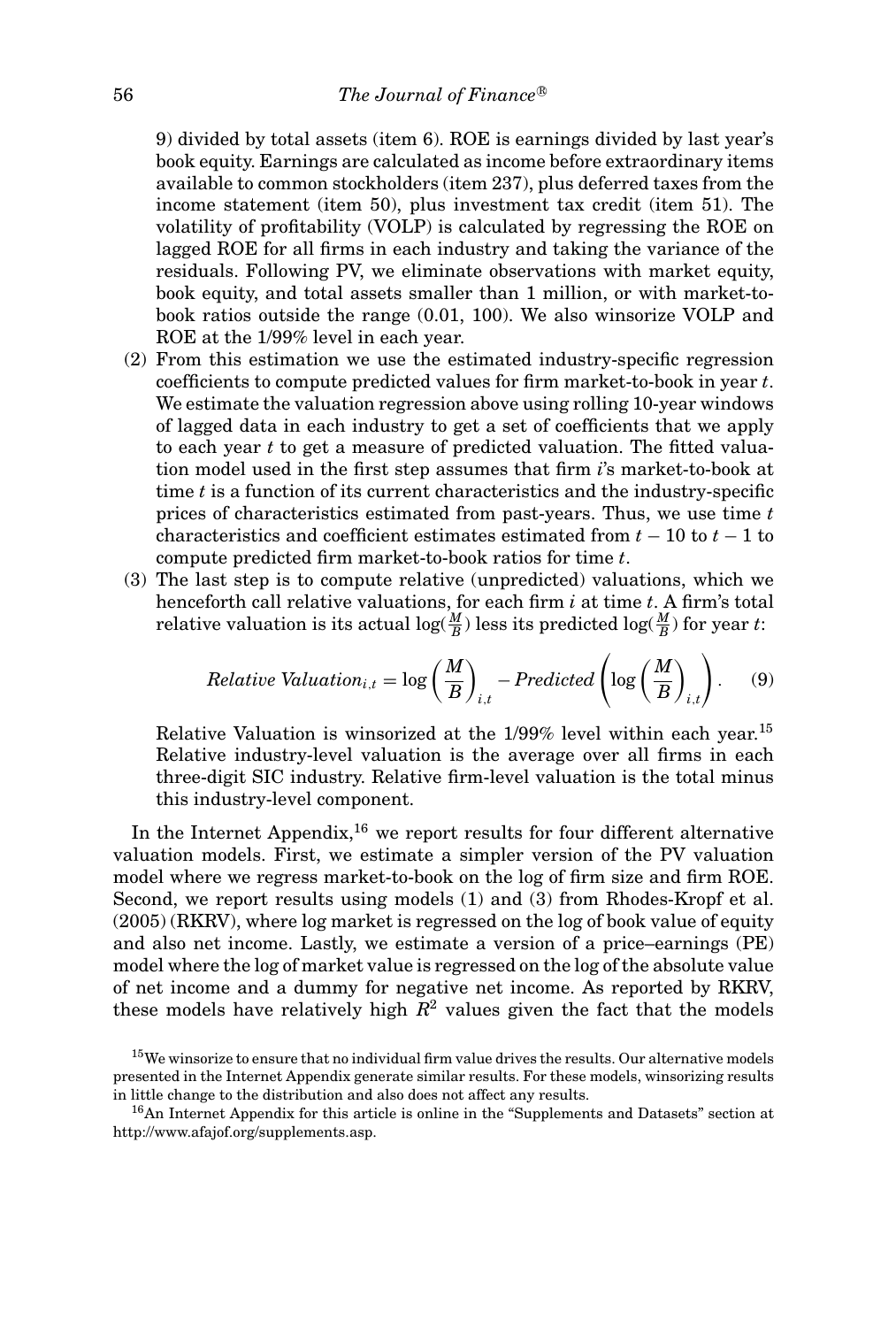9) divided by total assets (item 6). ROE is earnings divided by last year's book equity. Earnings are calculated as income before extraordinary items available to common stockholders (item 237), plus deferred taxes from the income statement (item 50), plus investment tax credit (item 51). The volatility of profitability (VOLP) is calculated by regressing the ROE on lagged ROE for all firms in each industry and taking the variance of the residuals. Following PV, we eliminate observations with market equity, book equity, and total assets smaller than 1 million, or with market-to-book ratios outside the range (0.01, 100). We also winsorize VOLP and ROE at the 1/99% level in each year.

(2) From this estimation we use the estimated industry-specific regression coefficients to compute predicted values for firm market-to-book in year $t$. We estimate the valuation regression above using rolling 10-year windows of lagged data in each industry to get a set of coefficients that we apply to each year $t$ to get a measure of predicted valuation. The fitted valuation model used in the first step assumes that firm $i$'s market-to-book at time $t$ is a function of its current characteristics and the industry-specific prices of characteristics estimated from past-years. Thus, we use time $t$ characteristics and coefficient estimates estimated from $t-10$ to $t-1$ to compute predicted firm market-to-book ratios for time $t$.

(3) The last step is to compute relative (unpredicted) valuations, which we henceforth call relative valuations, for each firm $i$ at time $t$. A firm's total relative valuation is its actual $\log(\frac{M}{B})$ less its predicted $\log(\frac{M}{B})$ for year $t$:

$$Relative\ Valuation_{i,t} = \log\left(\frac{M}{B}\right)_{i,t} - Predicted\left(\log\left(\frac{M}{B}\right)_{i,t}\right). \quad (9)$$

Relative Valuation is winsorized at the 1/99% level within each year.[15] Relative industry-level valuation is the average over all firms in each three-digit SIC industry. Relative firm-level valuation is the total minus this industry-level component.

In the Internet Appendix,[16] we report results for four different alternative valuation models. First, we estimate a simpler version of the PV valuation model where we regress market-to-book on the log of firm size and firm ROE. Second, we report results using models (1) and (3) from Rhodes-Kropf et al. (2005) (RKRV), where log market is regressed on the log of book value of equity and also net income. Lastly, we estimate a version of a price–earnings (PE) model where the log of market value is regressed on the log of the absolute value of net income and a dummy for negative net income. As reported by RKRV, these models have relatively high $R^2$ values given the fact that the models

[15] We winsorize to ensure that no individual firm value drives the results. Our alternative models presented in the Internet Appendix generate similar results. For these models, winsorizing results in little change to the distribution and also does not affect any results.

[16] An Internet Appendix for this article is online in the "Supplements and Datasets" section at http://www.afajof.org/supplements.asp.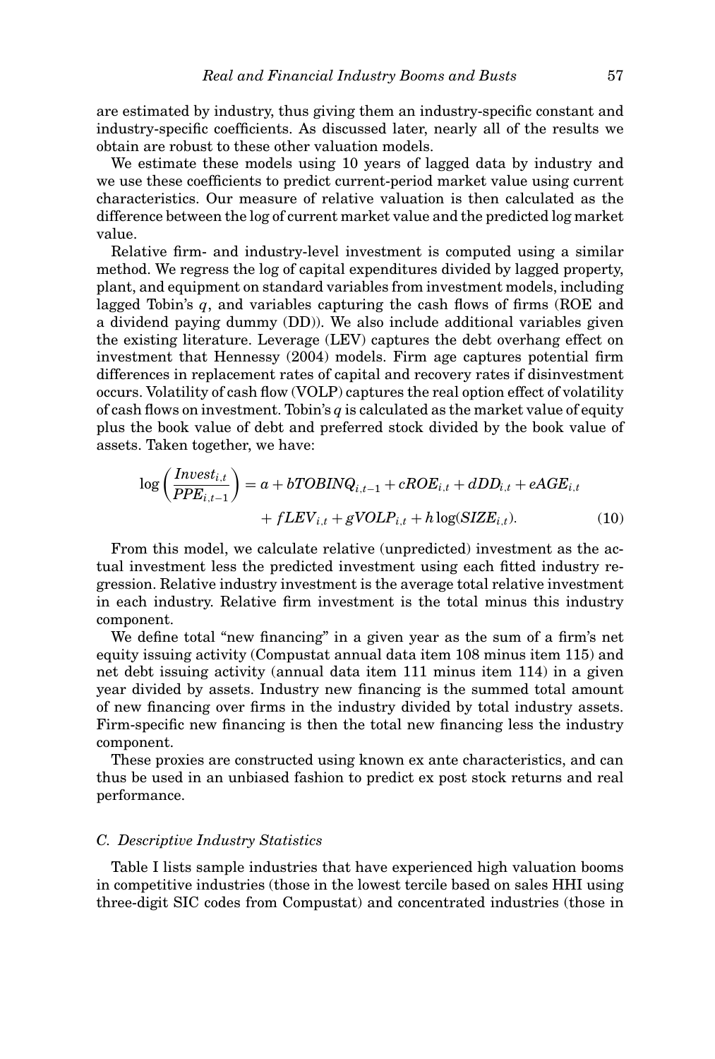are estimated by industry, thus giving them an industry-specific constant and industry-specific coefficients. As discussed later, nearly all of the results we obtain are robust to these other valuation models.

We estimate these models using 10 years of lagged data by industry and we use these coefficients to predict current-period market value using current characteristics. Our measure of relative valuation is then calculated as the difference between the log of current market value and the predicted log market value.

Relative firm- and industry-level investment is computed using a similar method. We regress the log of capital expenditures divided by lagged property, plant, and equipment on standard variables from investment models, including lagged Tobin's $q$, and variables capturing the cash flows of firms (ROE and a dividend paying dummy (DD)). We also include additional variables given the existing literature. Leverage (LEV) captures the debt overhang effect on investment that Hennessy (2004) models. Firm age captures potential firm differences in replacement rates of capital and recovery rates if disinvestment occurs. Volatility of cash flow (VOLP) captures the real option effect of volatility of cash flows on investment. Tobin's $q$ is calculated as the market value of equity plus the book value of debt and preferred stock divided by the book value of assets. Taken together, we have:

$$\log\left(\frac{Invest_{i,t}}{PPE_{i,t-1}}\right) = a + bTOBINQ_{i,t-1} + cROE_{i,t} + dDD_{i,t} + eAGE_{i,t} + fLEV_{i,t} + gVOLP_{i,t} + h\log(SIZE_{i,t}). \tag{10}$$

From this model, we calculate relative (unpredicted) investment as the actual investment less the predicted investment using each fitted industry regression. Relative industry investment is the average total relative investment in each industry. Relative firm investment is the total minus this industry component.

We define total "new financing" in a given year as the sum of a firm's net equity issuing activity (Compustat annual data item 108 minus item 115) and net debt issuing activity (annual data item 111 minus item 114) in a given year divided by assets. Industry new financing is the summed total amount of new financing over firms in the industry divided by total industry assets. Firm-specific new financing is then the total new financing less the industry component.

These proxies are constructed using known ex ante characteristics, and can thus be used in an unbiased fashion to predict ex post stock returns and real performance.

### C. Descriptive Industry Statistics

Table I lists sample industries that have experienced high valuation booms in competitive industries (those in the lowest tercile based on sales HHI using three-digit SIC codes from Compustat) and concentrated industries (those in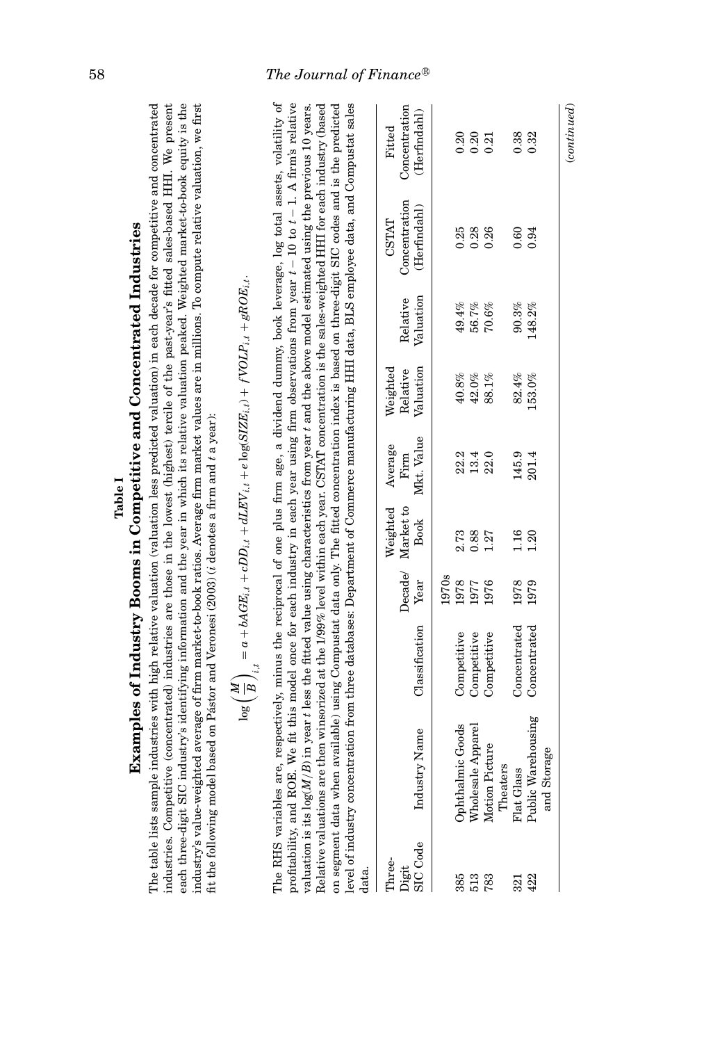**Table I**

**Examples of Industry Booms in Competitive and Concentrated Industries**

The table lists sample industries with high relative valuation (valuation less predicted valuation) in each decade for competitive and concentrated industries. Competitive (concentrated) industries are those in the lowest (highest) tercile of the past-year's fitted sales-based HHI. We present each three-digit SIC industry's identifying information and the year in which its relative valuation peaked. Weighted market-to-book equity is the industry's value-weighted average of firm market-to-book ratios. Average firm market values are in millions. To compute relative valuation, we first fit the following model based on Pástor and Veronesi (2003) ($i$ denotes a firm and $t$ a year):

$$\log\left(\frac{M}{B}\right)_{i,t} = a + bAGE_{i,t} + cDD_{i,t} + dLEV_{i,t} + e\log(SIZE_{i,t}) + fVOLP_{i,t} + gROE_{i,t}.$$

The RHS variables are, respectively, minus the reciprocal of one plus firm age, a dividend dummy, book leverage, log total assets, volatility of profitability, and ROE. We fit this model once for each industry in each year using firm observations from year $t-10$ to $t-1$. A firm's relative valuation is its $\log(M/B)$ in year $t$ less the fitted value using characteristics from year $t$ and the above model estimated using the previous 10 years. Relative valuations are then winsorized at the 1/99% level within each year. CSTAT concentration is the sales-weighted HHI for each industry (based on segment data when available) using Compustat data only. The fitted concentration index is based on three-digit SIC codes and is the predicted level of industry concentration from three databases: Department of Commerce manufacturing HHI data, BLS employee data, and Compustat sales data.

| Three-Digit SIC Code | Industry Name | Classification | Decade/ Year | Weighted Market to Book | Average Firm Mkt. Value | Weighted Relative Valuation | Relative Valuation | CSTAT Concentration (Herfindahl) | Fitted Concentration (Herfindahl) |
|---|---|---|---|---|---|---|---|---|---|
| | | | 1970s | | | | | | |
| 385 | Ophthalmic Goods | Competitive | 1978 | 2.73 | 22.2 | 40.8% | 49.4% | 0.25 | 0.20 |
| 513 | Wholesale Apparel | Competitive | 1977 | 0.88 | 13.4 | 42.0% | 56.7% | 0.28 | 0.20 |
| 783 | Motion Picture Theaters | Competitive | 1976 | 1.27 | 22.0 | 88.1% | 70.6% | 0.26 | 0.21 |
| 321 | Flat Glass | Concentrated | 1978 | 1.16 | 145.9 | 82.4% | 90.3% | 0.60 | 0.38 |
| 422 | Public Warehousing and Storage | Concentrated | 1979 | 1.20 | 201.4 | 153.0% | 148.2% | 0.94 | 0.32 |

(*continued*)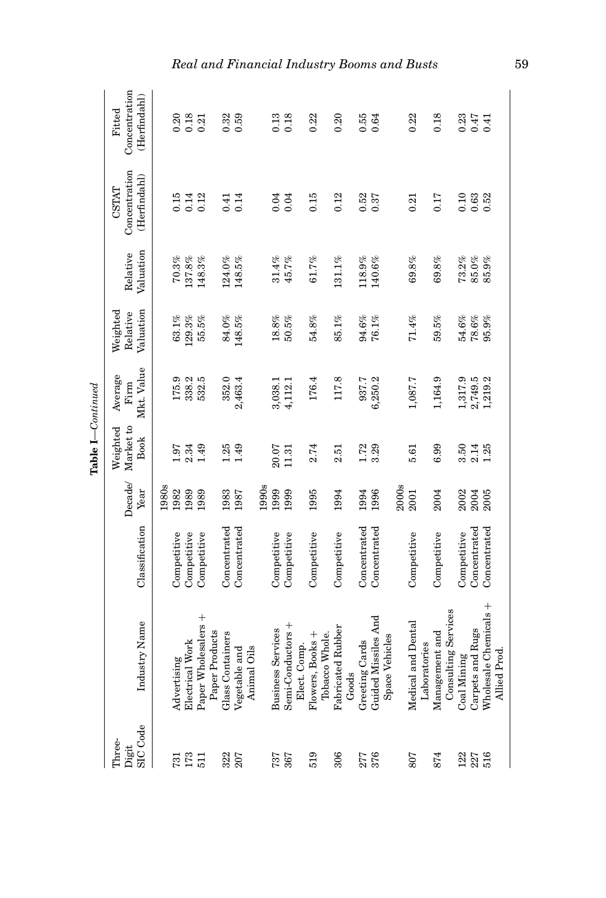**Table I**—*Continued*

| Three-Digit SIC Code | Industry Name | Classification | Decade/Year | Weighted Market to Book | Average Firm Mkt. Value | Weighted Relative Valuation | Relative Valuation | CSTAT Concentration (Herfindahl) | Fitted Concentration (Herfindahl) |
|---|---|---|---|---|---|---|---|---|---|
| | | | 1980s | | | | | | |
| 731 | Advertising | Competitive | 1982 | 1.97 | 175.9 | 63.1% | 70.3% | 0.15 | 0.20 |
| 173 | Electrical Work | Competitive | 1989 | 2.34 | 338.2 | 129.3% | 137.8% | 0.14 | 0.18 |
| 511 | Paper Wholesalers + Paper Products | Competitive | 1989 | 1.49 | 532.5 | 55.5% | 148.3% | 0.12 | 0.21 |
| 322 | Glass Containers | Concentrated | 1983 | 1.25 | 352.0 | 84.0% | 124.0% | 0.41 | 0.32 |
| 207 | Vegetable and Animal Oils | Concentrated | 1987 | 1.49 | 2,463.4 | 148.5% | 148.5% | 0.14 | 0.59 |
| | | | 1990s | | | | | | |
| 737 | Business Services | Competitive | 1999 | 20.07 | 3,038.1 | 18.8% | 31.4% | 0.04 | 0.13 |
| 367 | Semi-Conductors + Elect. Comp. | Competitive | 1999 | 11.31 | 4,112.1 | 50.5% | 45.7% | 0.04 | 0.18 |
| 519 | Flowers, Books + Tobacco Whole. | Competitive | 1995 | 2.74 | 176.4 | 54.8% | 61.7% | 0.15 | 0.22 |
| 306 | Fabricated Rubber Goods | Competitive | 1994 | 2.51 | 117.8 | 85.1% | 131.1% | 0.12 | 0.20 |
| 277 | Greeting Cards | Concentrated | 1994 | 1.72 | 937.7 | 94.6% | 118.9% | 0.52 | 0.55 |
| 376 | Guided Missiles And Space Vehicles | Concentrated | 1996 | 3.29 | 6,250.2 | 76.1% | 140.6% | 0.37 | 0.64 |
| | | | 2000s | | | | | | |
| 807 | Medical and Dental Laboratories | Competitive | 2001 | 5.61 | 1,087.7 | 71.4% | 69.8% | 0.21 | 0.22 |
| 874 | Management and Consulting Services | Competitive | 2004 | 6.99 | 1,164.9 | 59.5% | 69.8% | 0.17 | 0.18 |
| 122 | Coal Mining | Competitive | 2002 | 3.50 | 1,317.9 | 54.6% | 73.2% | 0.10 | 0.23 |
| 227 | Carpets and Rugs | Concentrated | 2004 | 2.14 | 2,749.5 | 78.6% | 85.0% | 0.63 | 0.47 |
| 516 | Wholesale Chemicals + Allied Prod. | Concentrated | 2005 | 1.25 | 1,219.2 | 95.9% | 85.9% | 0.52 | 0.41 |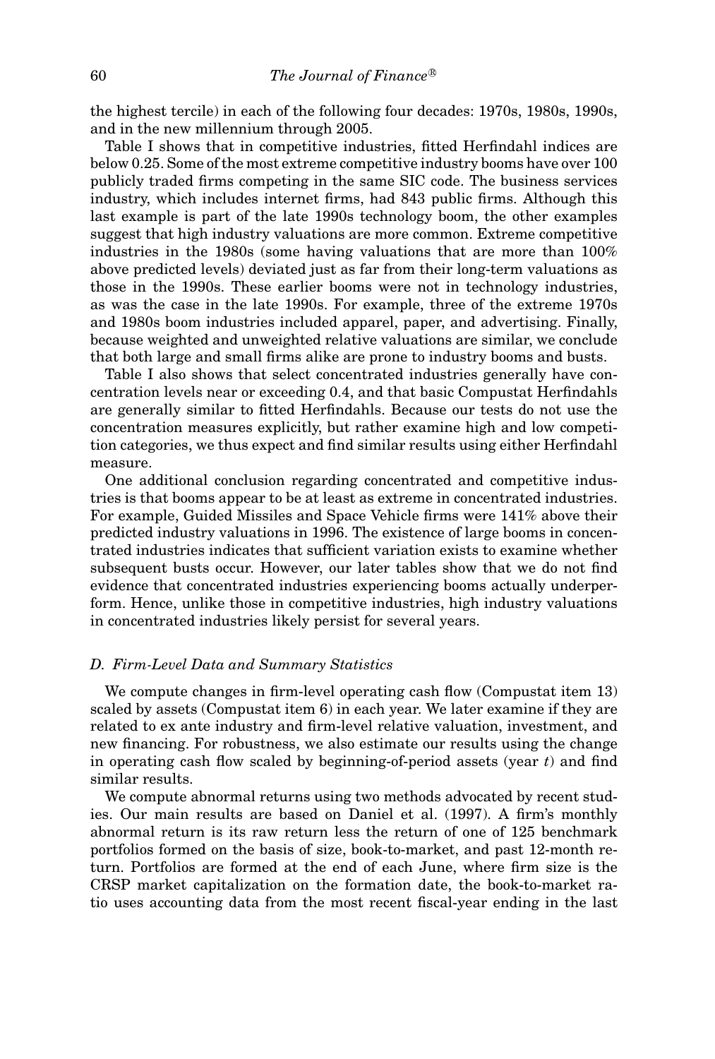the highest tercile) in each of the following four decades: 1970s, 1980s, 1990s, and in the new millennium through 2005.

Table I shows that in competitive industries, fitted Herfindahl indices are below 0.25. Some of the most extreme competitive industry booms have over 100 publicly traded firms competing in the same SIC code. The business services industry, which includes internet firms, had 843 public firms. Although this last example is part of the late 1990s technology boom, the other examples suggest that high industry valuations are more common. Extreme competitive industries in the 1980s (some having valuations that are more than 100% above predicted levels) deviated just as far from their long-term valuations as those in the 1990s. These earlier booms were not in technology industries, as was the case in the late 1990s. For example, three of the extreme 1970s and 1980s boom industries included apparel, paper, and advertising. Finally, because weighted and unweighted relative valuations are similar, we conclude that both large and small firms alike are prone to industry booms and busts.

Table I also shows that select concentrated industries generally have concentration levels near or exceeding 0.4, and that basic Compustat Herfindahls are generally similar to fitted Herfindahls. Because our tests do not use the concentration measures explicitly, but rather examine high and low competition categories, we thus expect and find similar results using either Herfindahl measure.

One additional conclusion regarding concentrated and competitive industries is that booms appear to be at least as extreme in concentrated industries. For example, Guided Missiles and Space Vehicle firms were 141% above their predicted industry valuations in 1996. The existence of large booms in concentrated industries indicates that sufficient variation exists to examine whether subsequent busts occur. However, our later tables show that we do not find evidence that concentrated industries experiencing booms actually underperform. Hence, unlike those in competitive industries, high industry valuations in concentrated industries likely persist for several years.

### *D. Firm-Level Data and Summary Statistics*

We compute changes in firm-level operating cash flow (Compustat item 13) scaled by assets (Compustat item 6) in each year. We later examine if they are related to ex ante industry and firm-level relative valuation, investment, and new financing. For robustness, we also estimate our results using the change in operating cash flow scaled by beginning-of-period assets (year $t$) and find similar results.

We compute abnormal returns using two methods advocated by recent studies. Our main results are based on Daniel et al. (1997). A firm's monthly abnormal return is its raw return less the return of one of 125 benchmark portfolios formed on the basis of size, book-to-market, and past 12-month return. Portfolios are formed at the end of each June, where firm size is the CRSP market capitalization on the formation date, the book-to-market ratio uses accounting data from the most recent fiscal-year ending in the last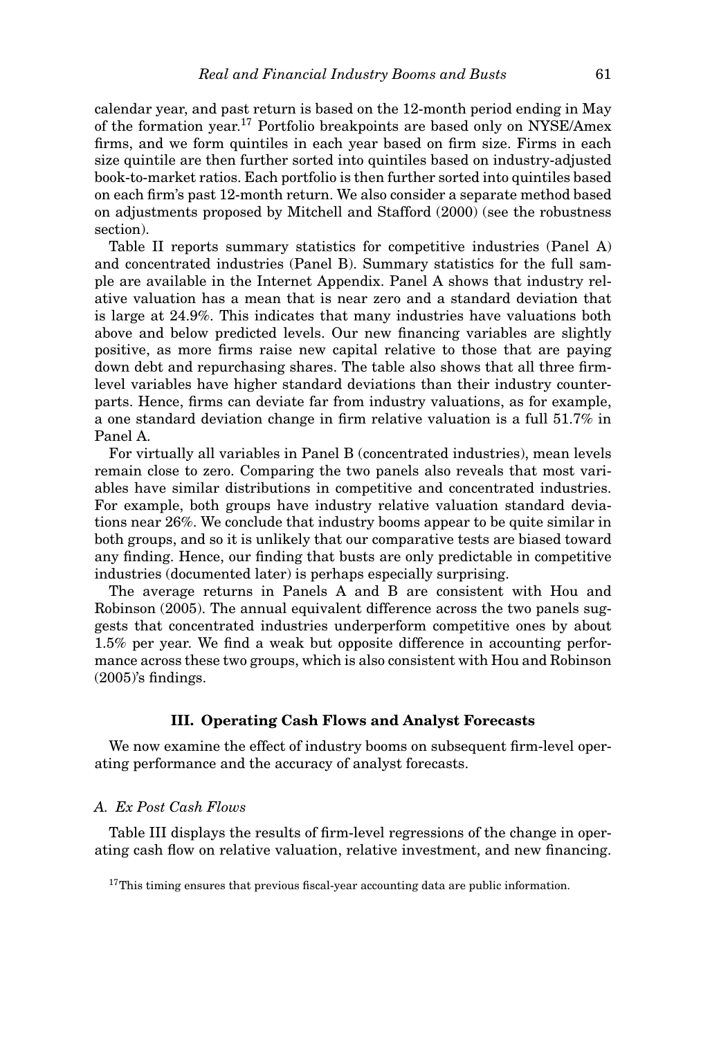calendar year, and past return is based on the 12-month period ending in May of the formation year.[17] Portfolio breakpoints are based only on NYSE/Amex firms, and we form quintiles in each year based on firm size. Firms in each size quintile are then further sorted into quintiles based on industry-adjusted book-to-market ratios. Each portfolio is then further sorted into quintiles based on each firm's past 12-month return. We also consider a separate method based on adjustments proposed by Mitchell and Stafford (2000) (see the robustness section).

Table II reports summary statistics for competitive industries (Panel A) and concentrated industries (Panel B). Summary statistics for the full sample are available in the Internet Appendix. Panel A shows that industry relative valuation has a mean that is near zero and a standard deviation that is large at 24.9%. This indicates that many industries have valuations both above and below predicted levels. Our new financing variables are slightly positive, as more firms raise new capital relative to those that are paying down debt and repurchasing shares. The table also shows that all three firm-level variables have higher standard deviations than their industry counterparts. Hence, firms can deviate far from industry valuations, as for example, a one standard deviation change in firm relative valuation is a full 51.7% in Panel A.

For virtually all variables in Panel B (concentrated industries), mean levels remain close to zero. Comparing the two panels also reveals that most variables have similar distributions in competitive and concentrated industries. For example, both groups have industry relative valuation standard deviations near 26%. We conclude that industry booms appear to be quite similar in both groups, and so it is unlikely that our comparative tests are biased toward any finding. Hence, our finding that busts are only predictable in competitive industries (documented later) is perhaps especially surprising.

The average returns in Panels A and B are consistent with Hou and Robinson (2005). The annual equivalent difference across the two panels suggests that concentrated industries underperform competitive ones by about 1.5% per year. We find a weak but opposite difference in accounting performance across these two groups, which is also consistent with Hou and Robinson (2005)'s findings.

## III. Operating Cash Flows and Analyst Forecasts

We now examine the effect of industry booms on subsequent firm-level operating performance and the accuracy of analyst forecasts.

### A. Ex Post Cash Flows

Table III displays the results of firm-level regressions of the change in operating cash flow on relative valuation, relative investment, and new financing.

[17] This timing ensures that previous fiscal-year accounting data are public information.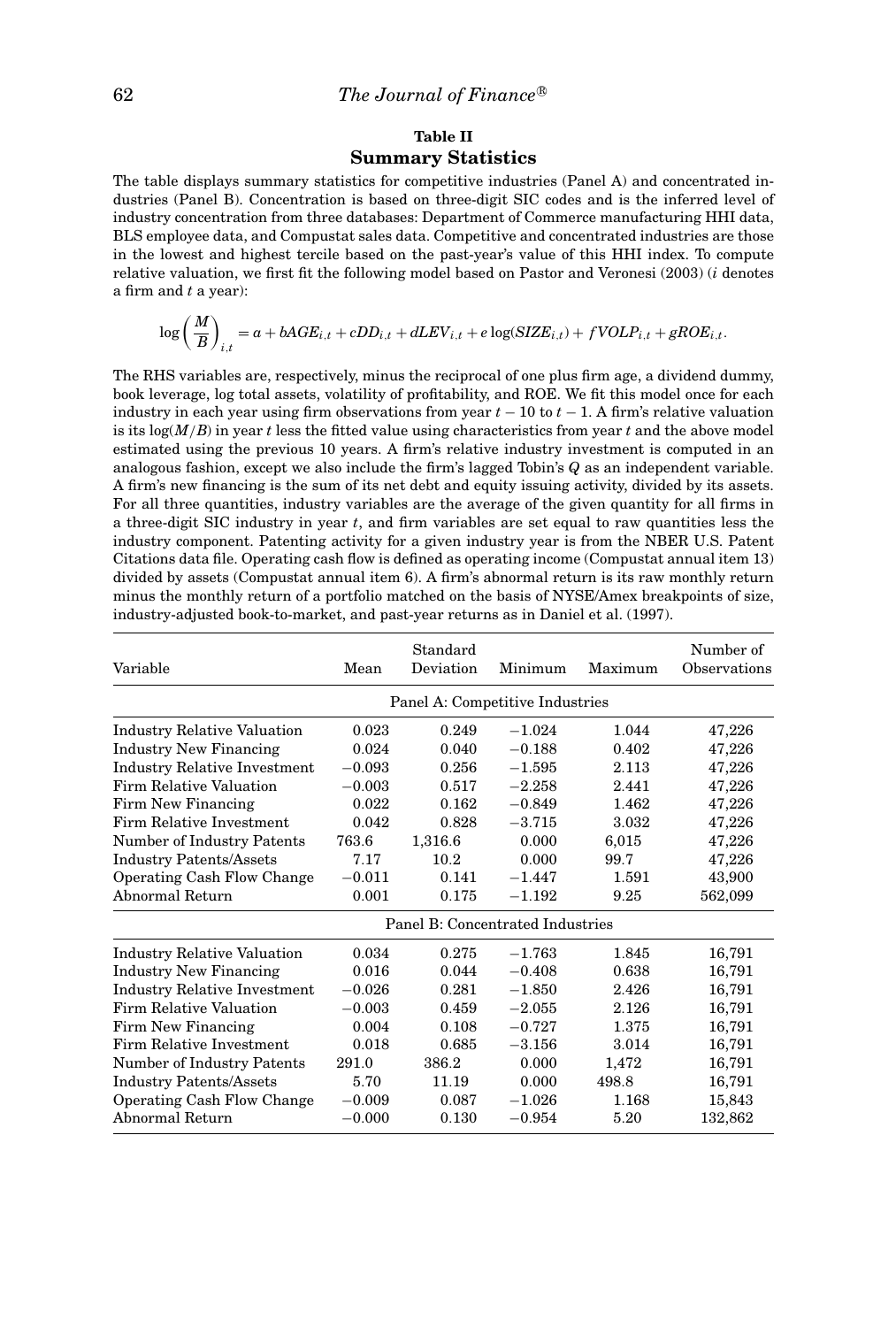**Table II**

**Summary Statistics**

The table displays summary statistics for competitive industries (Panel A) and concentrated industries (Panel B). Concentration is based on three-digit SIC codes and is the inferred level of industry concentration from three databases: Department of Commerce manufacturing HHI data, BLS employee data, and Compustat sales data. Competitive and concentrated industries are those in the lowest and highest tercile based on the past-year's value of this HHI index. To compute relative valuation, we first fit the following model based on Pastor and Veronesi (2003) ($i$ denotes a firm and $t$ a year):

$$\log\left(\frac{M}{B}\right)_{i,t} = a + bAGE_{i,t} + cDD_{i,t} + dLEV_{i,t} + e\log(SIZE_{i,t}) + fVOLP_{i,t} + gROE_{i,t}.$$

The RHS variables are, respectively, minus the reciprocal of one plus firm age, a dividend dummy, book leverage, log total assets, volatility of profitability, and ROE. We fit this model once for each industry in each year using firm observations from year $t-10$ to $t-1$. A firm's relative valuation is its $\log(M/B)$ in year $t$ less the fitted value using characteristics from year $t$ and the above model estimated using the previous 10 years. A firm's relative industry investment is computed in an analogous fashion, except we also include the firm's lagged Tobin's $Q$ as an independent variable. A firm's new financing is the sum of its net debt and equity issuing activity, divided by its assets. For all three quantities, industry variables are the average of the given quantity for all firms in a three-digit SIC industry in year $t$, and firm variables are set equal to raw quantities less the industry component. Patenting activity for a given industry year is from the NBER U.S. Patent Citations data file. Operating cash flow is defined as operating income (Compustat annual item 13) divided by assets (Compustat annual item 6). A firm's abnormal return is its raw monthly return minus the monthly return of a portfolio matched on the basis of NYSE/Amex breakpoints of size, industry-adjusted book-to-market, and past-year returns as in Daniel et al. (1997).

| Variable | Mean | Standard Deviation | Minimum | Maximum | Number of Observations |
|---|---|---|---|---|---|
| **Panel A: Competitive Industries** | | | | | |
| Industry Relative Valuation | 0.023 | 0.249 | −1.024 | 1.044 | 47,226 |
| Industry New Financing | 0.024 | 0.040 | −0.188 | 0.402 | 47,226 |
| Industry Relative Investment | −0.093 | 0.256 | −1.595 | 2.113 | 47,226 |
| Firm Relative Valuation | −0.003 | 0.517 | −2.258 | 2.441 | 47,226 |
| Firm New Financing | 0.022 | 0.162 | −0.849 | 1.462 | 47,226 |
| Firm Relative Investment | 0.042 | 0.828 | −3.715 | 3.032 | 47,226 |
| Number of Industry Patents | 763.6 | 1,316.6 | 0.000 | 6,015 | 47,226 |
| Industry Patents/Assets | 7.17 | 10.2 | 0.000 | 99.7 | 47,226 |
| Operating Cash Flow Change | −0.011 | 0.141 | −1.447 | 1.591 | 43,900 |
| Abnormal Return | 0.001 | 0.175 | −1.192 | 9.25 | 562,099 |
| **Panel B: Concentrated Industries** | | | | | |
| Industry Relative Valuation | 0.034 | 0.275 | −1.763 | 1.845 | 16,791 |
| Industry New Financing | 0.016 | 0.044 | −0.408 | 0.638 | 16,791 |
| Industry Relative Investment | −0.026 | 0.281 | −1.850 | 2.426 | 16,791 |
| Firm Relative Valuation | −0.003 | 0.459 | −2.055 | 2.126 | 16,791 |
| Firm New Financing | 0.004 | 0.108 | −0.727 | 1.375 | 16,791 |
| Firm Relative Investment | 0.018 | 0.685 | −3.156 | 3.014 | 16,791 |
| Number of Industry Patents | 291.0 | 386.2 | 0.000 | 1,472 | 16,791 |
| Industry Patents/Assets | 5.70 | 11.19 | 0.000 | 498.8 | 16,791 |
| Operating Cash Flow Change | −0.009 | 0.087 | −1.026 | 1.168 | 15,843 |
| Abnormal Return | −0.000 | 0.130 | −0.954 | 5.20 | 132,862 |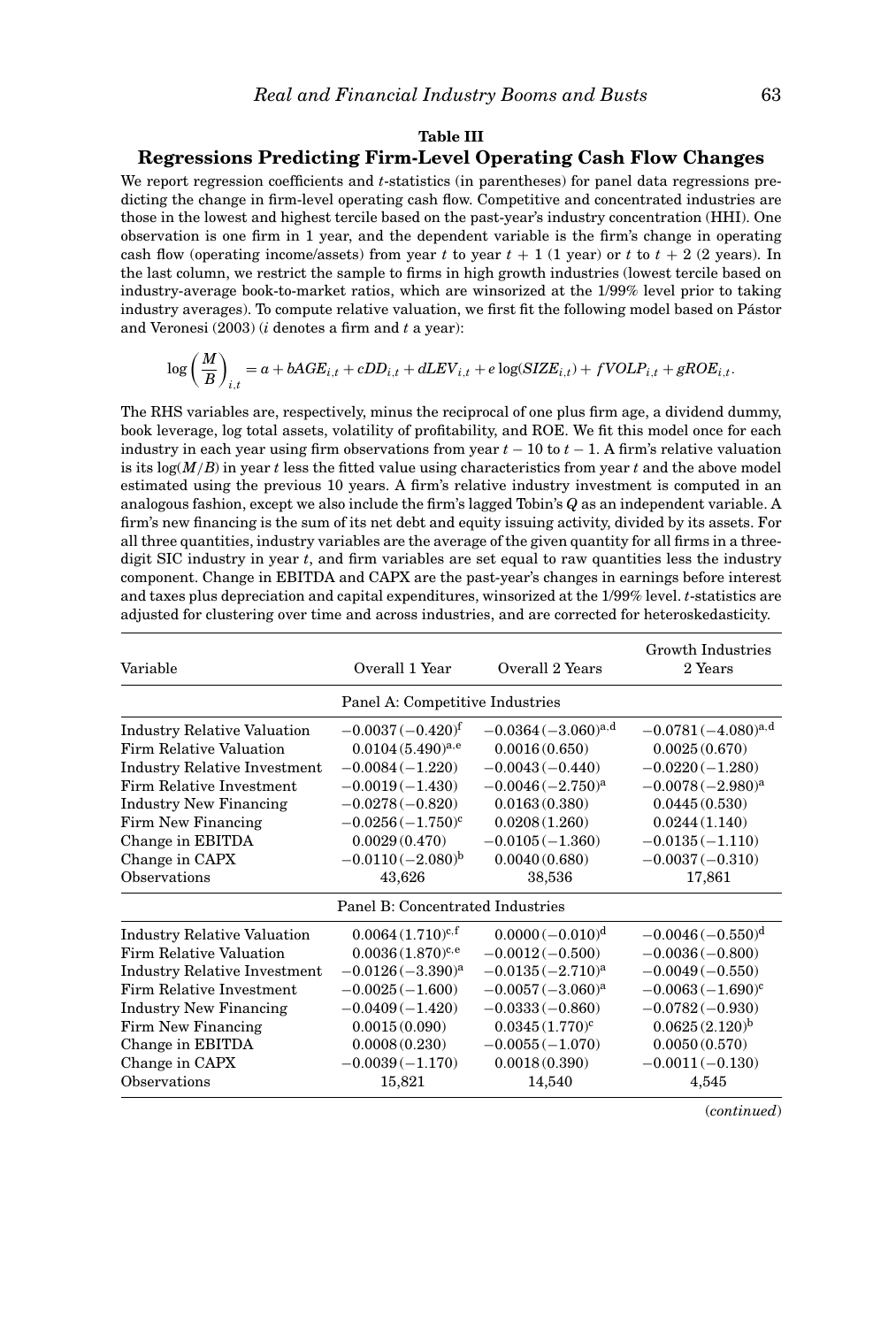**Table III**

**Regressions Predicting Firm-Level Operating Cash Flow Changes**

We report regression coefficients and $t$-statistics (in parentheses) for panel data regressions predicting the change in firm-level operating cash flow. Competitive and concentrated industries are those in the lowest and highest tercile based on the past-year's industry concentration (HHI). One observation is one firm in 1 year, and the dependent variable is the firm's change in operating cash flow (operating income/assets) from year $t$ to year $t+1$ (1 year) or $t$ to $t+2$ (2 years). In the last column, we restrict the sample to firms in high growth industries (lowest tercile based on industry-average book-to-market ratios, which are winsorized at the 1/99% level prior to taking industry averages). To compute relative valuation, we first fit the following model based on Pástor and Veronesi (2003) ($i$ denotes a firm and $t$ a year):

$$\log\left(\frac{M}{B}\right)_{i,t} = a + bAGE_{i,t} + cDD_{i,t} + dLEV_{i,t} + e\log(SIZE_{i,t}) + fVOLP_{i,t} + gROE_{i,t}.$$

The RHS variables are, respectively, minus the reciprocal of one plus firm age, a dividend dummy, book leverage, log total assets, volatility of profitability, and ROE. We fit this model once for each industry in each year using firm observations from year $t-10$ to $t-1$. A firm's relative valuation is its $\log(M/B)$ in year $t$ less the fitted value using characteristics from year $t$ and the above model estimated using the previous 10 years. A firm's relative industry investment is computed in an analogous fashion, except we also include the firm's lagged Tobin's $Q$ as an independent variable. A firm's new financing is the sum of its net debt and equity issuing activity, divided by its assets. For all three quantities, industry variables are the average of the given quantity for all firms in a three-digit SIC industry in year $t$, and firm variables are set equal to raw quantities less the industry component. Change in EBITDA and CAPX are the past-year's changes in earnings before interest and taxes plus depreciation and capital expenditures, winsorized at the 1/99% level. $t$-statistics are adjusted for clustering over time and across industries, and are corrected for heteroskedasticity.

| Variable | Overall 1 Year | Overall 2 Years | Growth Industries 2 Years |
|---|---|---|---|
| | Panel A: Competitive Industries | | |
| Industry Relative Valuation | −0.0037 (−0.420)[f] | −0.0364 (−3.060)[a,d] | −0.0781 (−4.080)[a,d] |
| Firm Relative Valuation | 0.0104 (5.490)[a,e] | 0.0016 (0.650) | 0.0025 (0.670) |
| Industry Relative Investment | −0.0084 (−1.220) | −0.0043 (−0.440) | −0.0220 (−1.280) |
| Firm Relative Investment | −0.0019 (−1.430) | −0.0046 (−2.750)[a] | −0.0078 (−2.980)[a] |
| Industry New Financing | −0.0278 (−0.820) | 0.0163 (0.380) | 0.0445 (0.530) |
| Firm New Financing | −0.0256 (−1.750)[c] | 0.0208 (1.260) | 0.0244 (1.140) |
| Change in EBITDA | 0.0029 (0.470) | −0.0105 (−1.360) | −0.0135 (−1.110) |
| Change in CAPX | −0.0110 (−2.080)[b] | 0.0040 (0.680) | −0.0037 (−0.310) |
| Observations | 43,626 | 38,536 | 17,861 |
| | Panel B: Concentrated Industries | | |
| Industry Relative Valuation | 0.0064 (1.710)[c,f] | 0.0000 (−0.010)[d] | −0.0046 (−0.550)[d] |
| Firm Relative Valuation | 0.0036 (1.870)[c,e] | −0.0012 (−0.500) | −0.0036 (−0.800) |
| Industry Relative Investment | −0.0126 (−3.390)[a] | −0.0135 (−2.710)[a] | −0.0049 (−0.550) |
| Firm Relative Investment | −0.0025 (−1.600) | −0.0057 (−3.060)[a] | −0.0063 (−1.690)[c] |
| Industry New Financing | −0.0409 (−1.420) | −0.0333 (−0.860) | −0.0782 (−0.930) |
| Firm New Financing | 0.0015 (0.090) | 0.0345 (1.770)[c] | 0.0625 (2.120)[b] |
| Change in EBITDA | 0.0008 (0.230) | −0.0055 (−1.070) | 0.0050 (0.570) |
| Change in CAPX | −0.0039 (−1.170) | 0.0018 (0.390) | −0.0011 (−0.130) |
| Observations | 15,821 | 14,540 | 4,545 |

(*continued*)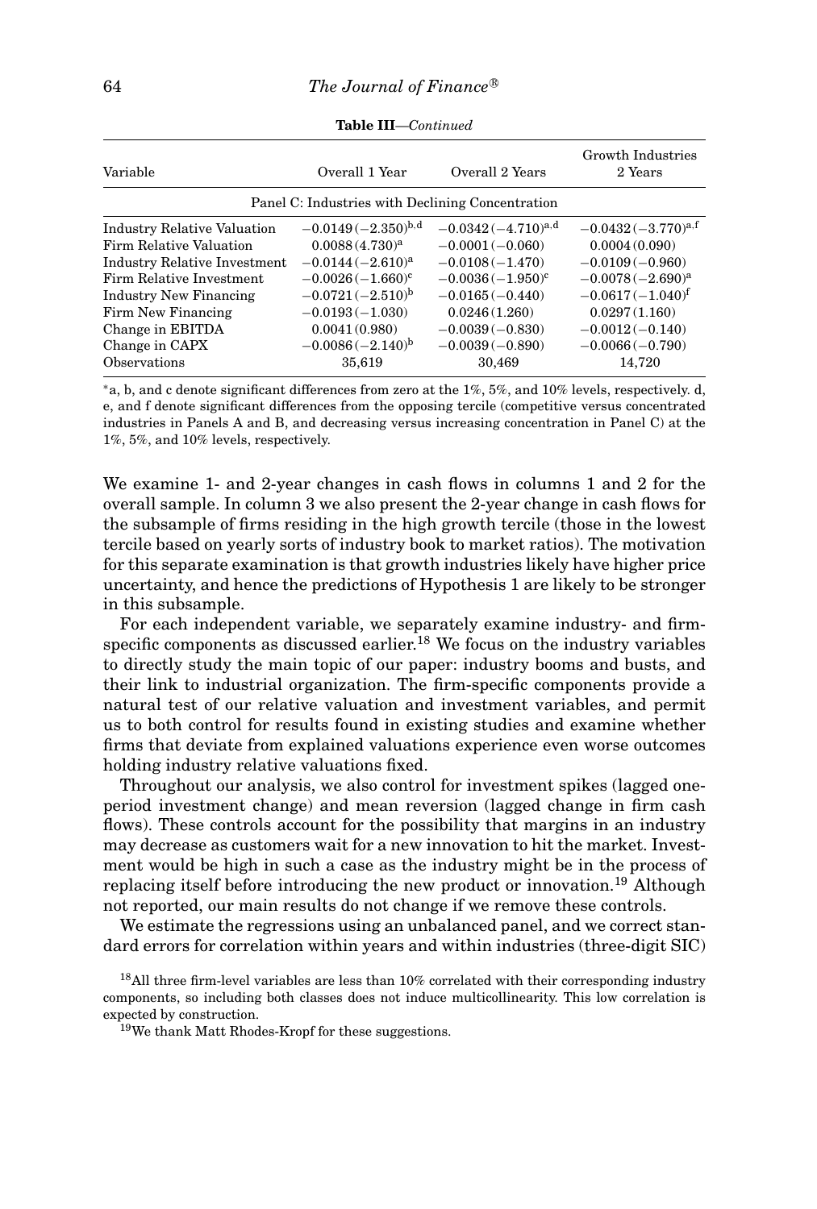**Table III**—*Continued*

| Variable | Overall 1 Year | Overall 2 Years | Growth Industries 2 Years |
|---|---|---|---|
| Panel C: Industries with Declining Concentration | | | |
| Industry Relative Valuation | $-0.0149\,(-2.350)^{b,d}$ | $-0.0342\,(-4.710)^{a,d}$ | $-0.0432\,(-3.770)^{a,f}$ |
| Firm Relative Valuation | $0.0088\,(4.730)^{a}$ | $-0.0001\,(-0.060)$ | $0.0004\,(0.090)$ |
| Industry Relative Investment | $-0.0144\,(-2.610)^{a}$ | $-0.0108\,(-1.470)$ | $-0.0109\,(-0.960)$ |
| Firm Relative Investment | $-0.0026\,(-1.660)^{c}$ | $-0.0036\,(-1.950)^{c}$ | $-0.0078\,(-2.690)^{a}$ |
| Industry New Financing | $-0.0721\,(-2.510)^{b}$ | $-0.0165\,(-0.440)$ | $-0.0617\,(-1.040)^{f}$ |
| Firm New Financing | $-0.0193\,(-1.030)$ | $0.0246\,(1.260)$ | $0.0297\,(1.160)$ |
| Change in EBITDA | $0.0041\,(0.980)$ | $-0.0039\,(-0.830)$ | $-0.0012\,(-0.140)$ |
| Change in CAPX | $-0.0086\,(-2.140)^{b}$ | $-0.0039\,(-0.890)$ | $-0.0066\,(-0.790)$ |
| Observations | 35,619 | 30,469 | 14,720 |

*a, b, and c denote significant differences from zero at the 1%, 5%, and 10% levels, respectively. d, e, and f denote significant differences from the opposing tercile (competitive versus concentrated industries in Panels A and B, and decreasing versus increasing concentration in Panel C) at the 1%, 5%, and 10% levels, respectively.

We examine 1- and 2-year changes in cash flows in columns 1 and 2 for the overall sample. In column 3 we also present the 2-year change in cash flows for the subsample of firms residing in the high growth tercile (those in the lowest tercile based on yearly sorts of industry book to market ratios). The motivation for this separate examination is that growth industries likely have higher price uncertainty, and hence the predictions of Hypothesis 1 are likely to be stronger in this subsample.

For each independent variable, we separately examine industry- and firm-specific components as discussed earlier.[18] We focus on the industry variables to directly study the main topic of our paper: industry booms and busts, and their link to industrial organization. The firm-specific components provide a natural test of our relative valuation and investment variables, and permit us to both control for results found in existing studies and examine whether firms that deviate from explained valuations experience even worse outcomes holding industry relative valuations fixed.

Throughout our analysis, we also control for investment spikes (lagged one-period investment change) and mean reversion (lagged change in firm cash flows). These controls account for the possibility that margins in an industry may decrease as customers wait for a new innovation to hit the market. Investment would be high in such a case as the industry might be in the process of replacing itself before introducing the new product or innovation.[19] Although not reported, our main results do not change if we remove these controls.

We estimate the regressions using an unbalanced panel, and we correct standard errors for correlation within years and within industries (three-digit SIC)

[18] All three firm-level variables are less than 10% correlated with their corresponding industry components, so including both classes does not induce multicollinearity. This low correlation is expected by construction.

[19] We thank Matt Rhodes-Kropf for these suggestions.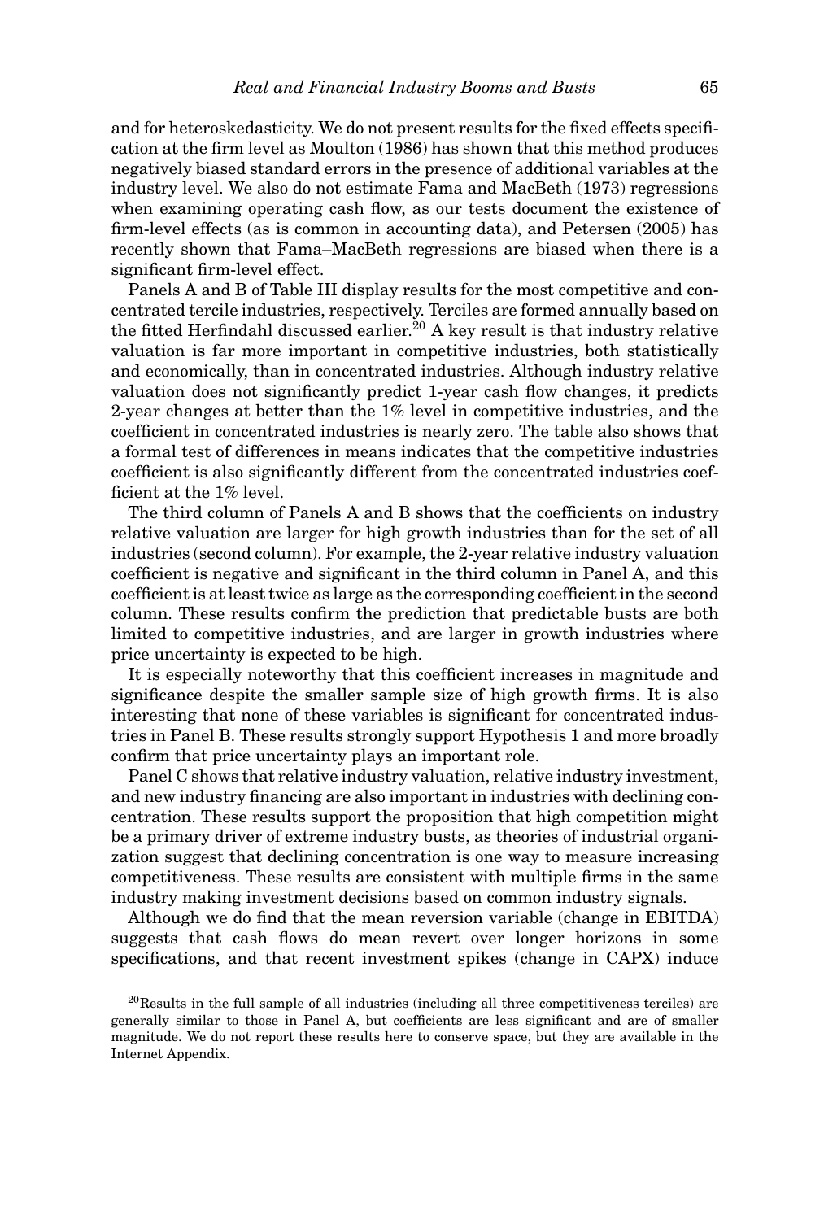and for heteroskedasticity. We do not present results for the fixed effects specification at the firm level as Moulton (1986) has shown that this method produces negatively biased standard errors in the presence of additional variables at the industry level. We also do not estimate Fama and MacBeth (1973) regressions when examining operating cash flow, as our tests document the existence of firm-level effects (as is common in accounting data), and Petersen (2005) has recently shown that Fama–MacBeth regressions are biased when there is a significant firm-level effect.

Panels A and B of Table III display results for the most competitive and concentrated tercile industries, respectively. Terciles are formed annually based on the fitted Herfindahl discussed earlier.[20] A key result is that industry relative valuation is far more important in competitive industries, both statistically and economically, than in concentrated industries. Although industry relative valuation does not significantly predict 1-year cash flow changes, it predicts 2-year changes at better than the 1% level in competitive industries, and the coefficient in concentrated industries is nearly zero. The table also shows that a formal test of differences in means indicates that the competitive industries coefficient is also significantly different from the concentrated industries coefficient at the 1% level.

The third column of Panels A and B shows that the coefficients on industry relative valuation are larger for high growth industries than for the set of all industries (second column). For example, the 2-year relative industry valuation coefficient is negative and significant in the third column in Panel A, and this coefficient is at least twice as large as the corresponding coefficient in the second column. These results confirm the prediction that predictable busts are both limited to competitive industries, and are larger in growth industries where price uncertainty is expected to be high.

It is especially noteworthy that this coefficient increases in magnitude and significance despite the smaller sample size of high growth firms. It is also interesting that none of these variables is significant for concentrated industries in Panel B. These results strongly support Hypothesis 1 and more broadly confirm that price uncertainty plays an important role.

Panel C shows that relative industry valuation, relative industry investment, and new industry financing are also important in industries with declining concentration. These results support the proposition that high competition might be a primary driver of extreme industry busts, as theories of industrial organization suggest that declining concentration is one way to measure increasing competitiveness. These results are consistent with multiple firms in the same industry making investment decisions based on common industry signals.

Although we do find that the mean reversion variable (change in EBITDA) suggests that cash flows do mean revert over longer horizons in some specifications, and that recent investment spikes (change in CAPX) induce

[20]Results in the full sample of all industries (including all three competitiveness terciles) are generally similar to those in Panel A, but coefficients are less significant and are of smaller magnitude. We do not report these results here to conserve space, but they are available in the Internet Appendix.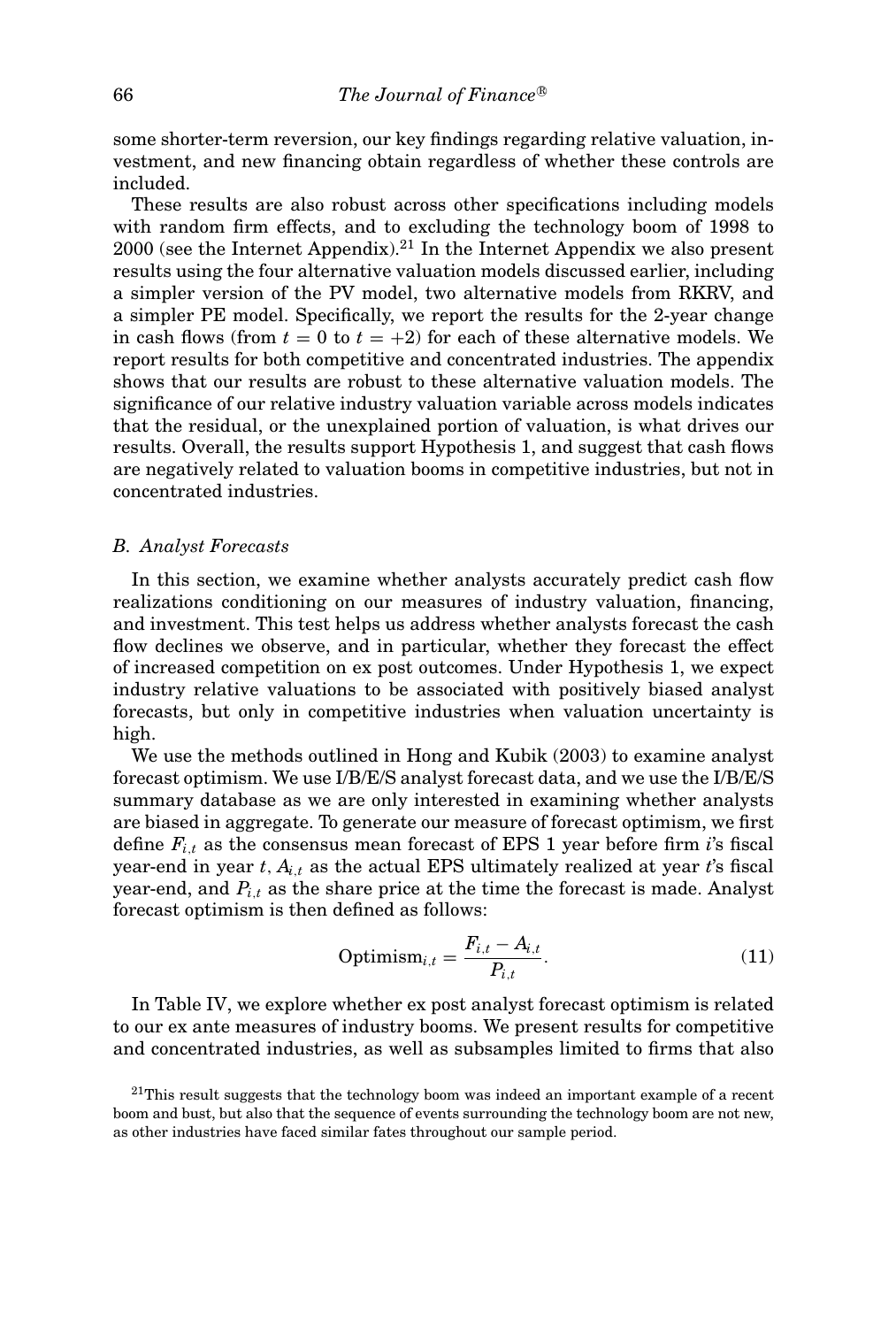some shorter-term reversion, our key findings regarding relative valuation, investment, and new financing obtain regardless of whether these controls are included.

These results are also robust across other specifications including models with random firm effects, and to excluding the technology boom of 1998 to 2000 (see the Internet Appendix).[21] In the Internet Appendix we also present results using the four alternative valuation models discussed earlier, including a simpler version of the PV model, two alternative models from RKRV, and a simpler PE model. Specifically, we report the results for the 2-year change in cash flows (from $t = 0$ to $t = +2$) for each of these alternative models. We report results for both competitive and concentrated industries. The appendix shows that our results are robust to these alternative valuation models. The significance of our relative industry valuation variable across models indicates that the residual, or the unexplained portion of valuation, is what drives our results. Overall, the results support Hypothesis 1, and suggest that cash flows are negatively related to valuation booms in competitive industries, but not in concentrated industries.

### *B. Analyst Forecasts*

In this section, we examine whether analysts accurately predict cash flow realizations conditioning on our measures of industry valuation, financing, and investment. This test helps us address whether analysts forecast the cash flow declines we observe, and in particular, whether they forecast the effect of increased competition on ex post outcomes. Under Hypothesis 1, we expect industry relative valuations to be associated with positively biased analyst forecasts, but only in competitive industries when valuation uncertainty is high.

We use the methods outlined in Hong and Kubik (2003) to examine analyst forecast optimism. We use I/B/E/S analyst forecast data, and we use the I/B/E/S summary database as we are only interested in examining whether analysts are biased in aggregate. To generate our measure of forecast optimism, we first define $F_{i,t}$ as the consensus mean forecast of EPS 1 year before firm $i$'s fiscal year-end in year $t$, $A_{i,t}$ as the actual EPS ultimately realized at year $t$'s fiscal year-end, and $P_{i,t}$ as the share price at the time the forecast is made. Analyst forecast optimism is then defined as follows:

$$\text{Optimism}_{i,t} = \frac{F_{i,t} - A_{i,t}}{P_{i,t}}. \tag{11}$$

In Table IV, we explore whether ex post analyst forecast optimism is related to our ex ante measures of industry booms. We present results for competitive and concentrated industries, as well as subsamples limited to firms that also

[21] This result suggests that the technology boom was indeed an important example of a recent boom and bust, but also that the sequence of events surrounding the technology boom are not new, as other industries have faced similar fates throughout our sample period.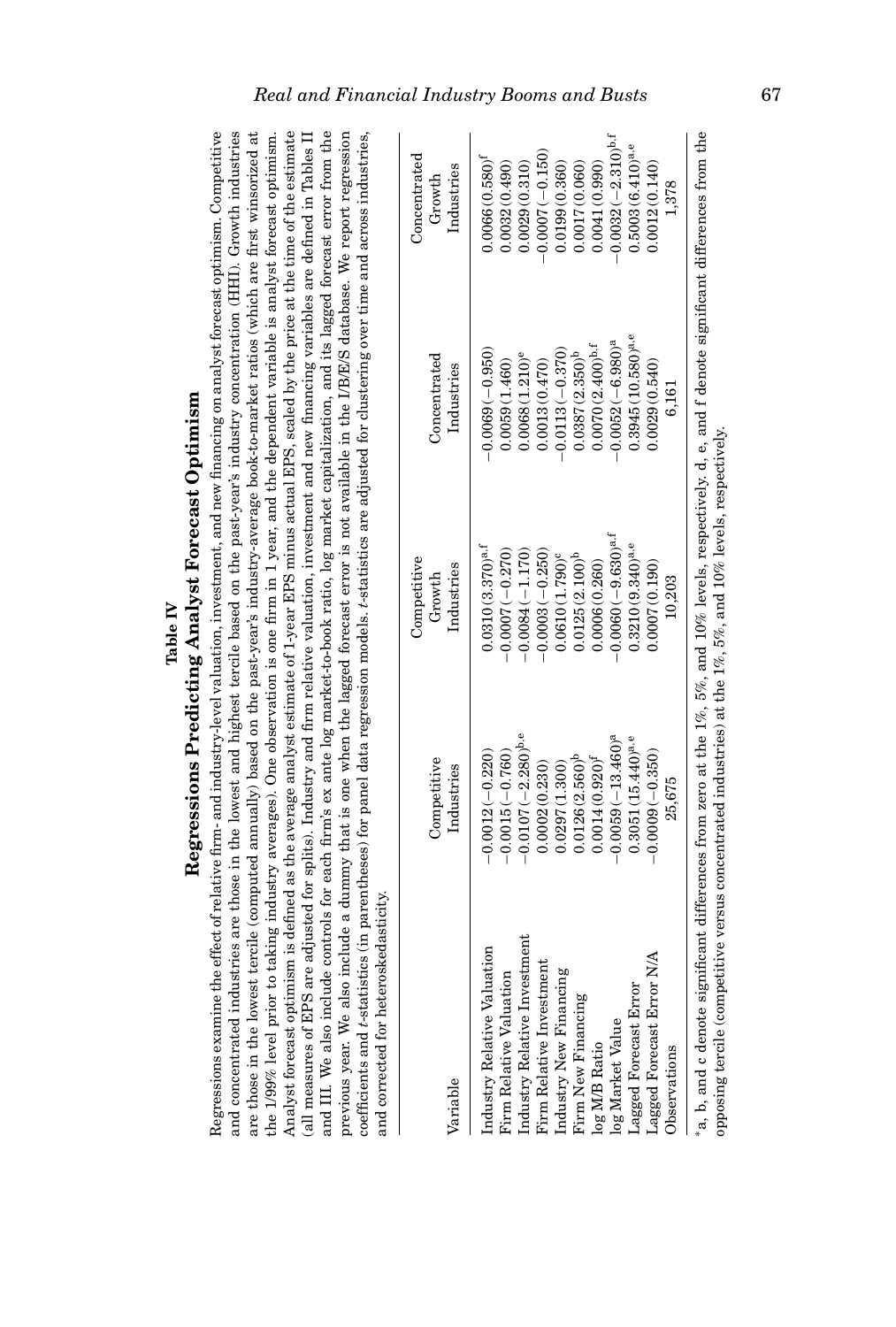## Table IV

## Regressions Predicting Analyst Forecast Optimism

Regressions examine the effect of relative firm- and industry-level valuation, investment, and new financing on analyst forecast optimism. Competitive and concentrated industries are those in the lowest and highest tercile based on the past-year's industry concentration (HHI). Growth industries are those in the lowest tercile (computed annually) based on the past-year's industry-average book-to-market ratios (which are first winsorized at the 1/99% level prior to taking industry averages). One observation is one firm in 1 year, and the dependent variable is analyst forecast optimism. Analyst forecast optimism is defined as the average analyst estimate of 1-year EPS minus actual EPS, scaled by the price at the time of the estimate (all measures of EPS are adjusted for splits). Industry and firm relative valuation, investment and new financing variables are defined in Tables II and III. We also include controls for each firm's ex ante log market-to-book ratio, log market capitalization, and its lagged forecast error from the previous year. We also include a dummy that is one when the lagged forecast error is not available in the I/B/E/S database. We report regression coefficients and $t$-statistics (in parentheses) for panel data regression models. $t$-statistics are adjusted for clustering over time and across industries, and corrected for heteroskedasticity.

| Variable | Competitive Industries | Competitive Growth Industries | Concentrated Industries | Concentrated Growth Industries |
|---|---|---|---|---|
| Industry Relative Valuation | −0.0012 (−0.220) | 0.0310 (3.370)[a,f] | −0.0069 (−0.950) | 0.0066 (0.580)[f] |
| Firm Relative Valuation | −0.0015 (−0.760) | −0.0007 (−0.270) | 0.0059 (1.460) | 0.0032 (0.490) |
| Industry Relative Investment | −0.0107 (−2.280)[b,e] | −0.0084 (−1.170) | 0.0068 (1.210)[e] | 0.0029 (0.310) |
| Firm Relative Investment | 0.0002 (0.230) | −0.0003 (−0.250) | 0.0013 (0.470) | −0.0007 (−0.150) |
| Industry New Financing | 0.0297 (1.300) | 0.0610 (1.790)[c] | −0.0113 (−0.370) | 0.0199 (0.360) |
| Firm New Financing | 0.0126 (2.560)[b] | 0.0125 (2.100)[b] | 0.0387 (2.350)[b] | 0.0017 (0.060) |
| log M/B Ratio | 0.0014 (0.920)[f] | 0.0006 (0.260) | 0.0070 (2.400)[b,f] | 0.0041 (0.990) |
| log Market Value | −0.0059 (−13.460)[a] | −0.0060 (−9.630)[a,f] | −0.0052 (−6.980)[a] | −0.0032 (−2.310)[b,f] |
| Lagged Forecast Error | 0.3051 (15.440)[a,e] | 0.3210 (9.340)[a,e] | 0.3945 (10.580)[a,e] | 0.5003 (6.410)[a,e] |
| Lagged Forecast Error N/A | −0.0009 (−0.350) | 0.0007 (0.190) | 0.0029 (0.540) | 0.0012 (0.140) |
| Observations | 25,675 | 10,203 | 6,161 | 1,378 |

*a, b, and c denote significant differences from zero at the 1%, 5%, and 10% levels, respectively. d, e, and f denote significant differences from the opposing tercile (competitive versus concentrated industries) at the 1%, 5%, and 10% levels, respectively.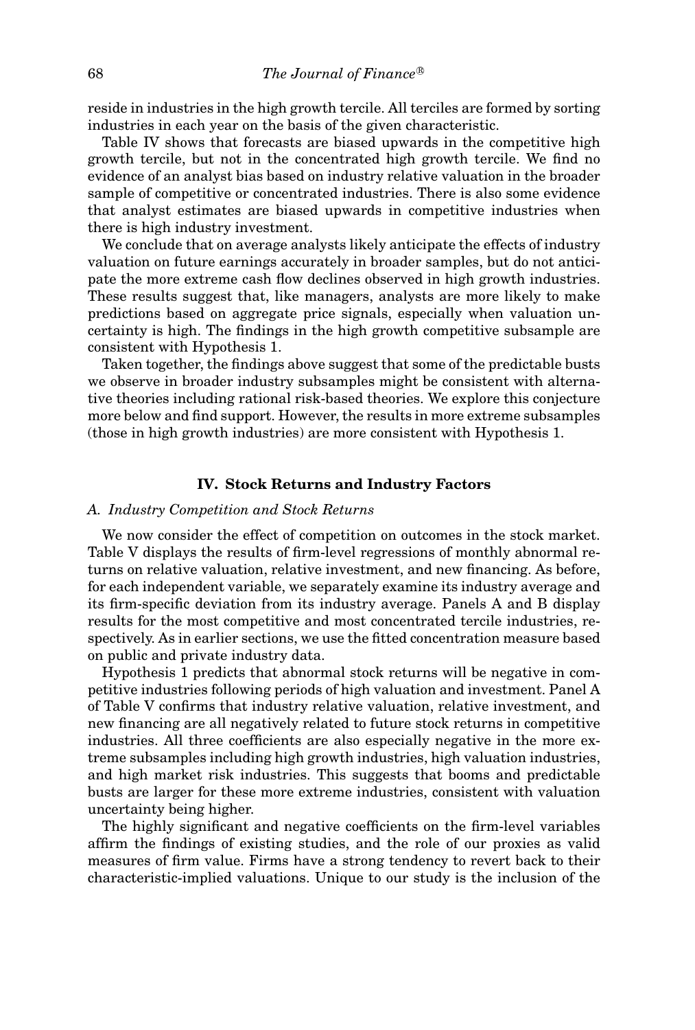reside in industries in the high growth tercile. All terciles are formed by sorting industries in each year on the basis of the given characteristic.

Table IV shows that forecasts are biased upwards in the competitive high growth tercile, but not in the concentrated high growth tercile. We find no evidence of an analyst bias based on industry relative valuation in the broader sample of competitive or concentrated industries. There is also some evidence that analyst estimates are biased upwards in competitive industries when there is high industry investment.

We conclude that on average analysts likely anticipate the effects of industry valuation on future earnings accurately in broader samples, but do not anticipate the more extreme cash flow declines observed in high growth industries. These results suggest that, like managers, analysts are more likely to make predictions based on aggregate price signals, especially when valuation uncertainty is high. The findings in the high growth competitive subsample are consistent with Hypothesis 1.

Taken together, the findings above suggest that some of the predictable busts we observe in broader industry subsamples might be consistent with alternative theories including rational risk-based theories. We explore this conjecture more below and find support. However, the results in more extreme subsamples (those in high growth industries) are more consistent with Hypothesis 1.

## IV. Stock Returns and Industry Factors

### *A. Industry Competition and Stock Returns*

We now consider the effect of competition on outcomes in the stock market. Table V displays the results of firm-level regressions of monthly abnormal returns on relative valuation, relative investment, and new financing. As before, for each independent variable, we separately examine its industry average and its firm-specific deviation from its industry average. Panels A and B display results for the most competitive and most concentrated tercile industries, respectively. As in earlier sections, we use the fitted concentration measure based on public and private industry data.

Hypothesis 1 predicts that abnormal stock returns will be negative in competitive industries following periods of high valuation and investment. Panel A of Table V confirms that industry relative valuation, relative investment, and new financing are all negatively related to future stock returns in competitive industries. All three coefficients are also especially negative in the more extreme subsamples including high growth industries, high valuation industries, and high market risk industries. This suggests that booms and predictable busts are larger for these more extreme industries, consistent with valuation uncertainty being higher.

The highly significant and negative coefficients on the firm-level variables affirm the findings of existing studies, and the role of our proxies as valid measures of firm value. Firms have a strong tendency to revert back to their characteristic-implied valuations. Unique to our study is the inclusion of the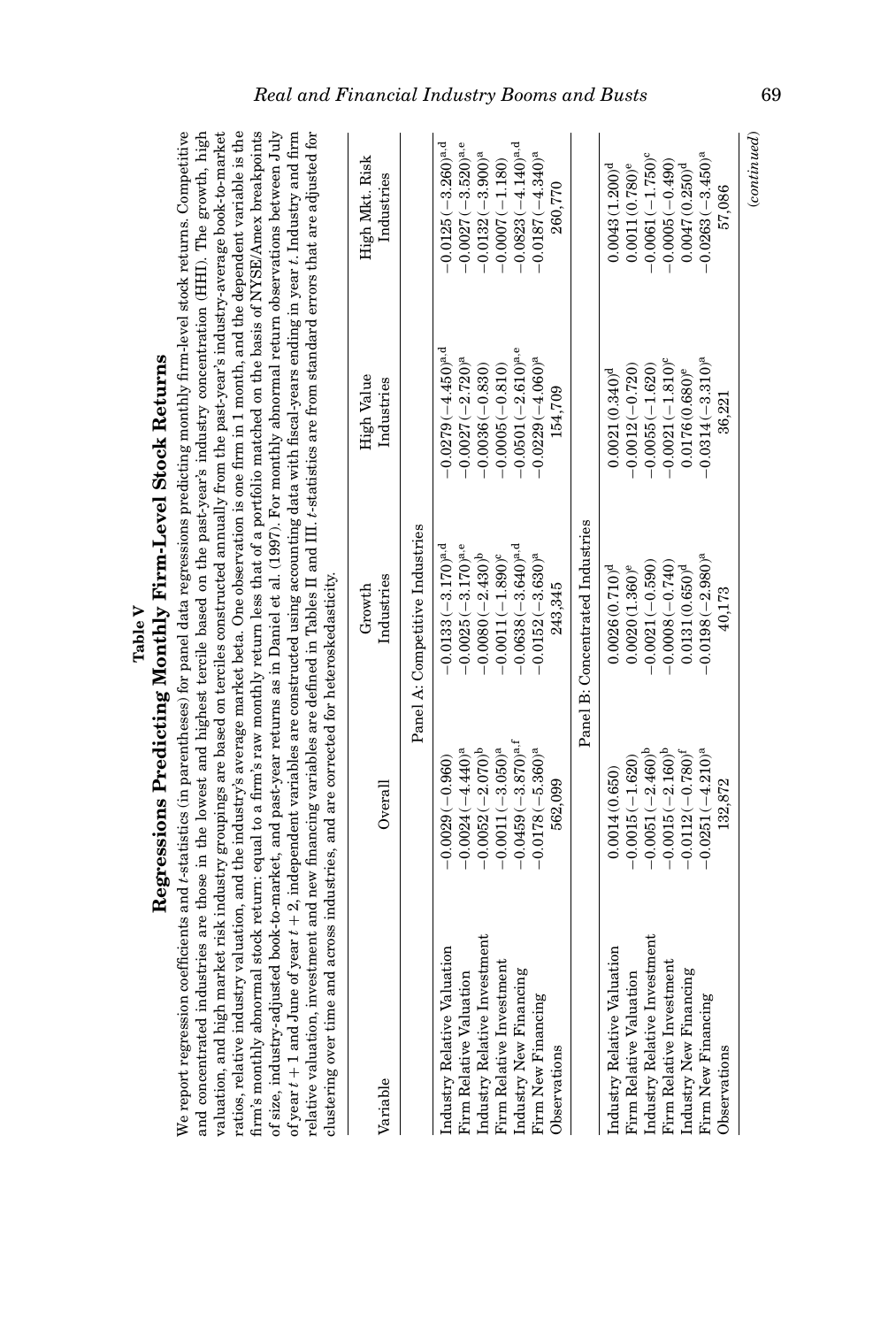**Table V**

**Regressions Predicting Monthly Firm-Level Stock Returns**

We report regression coefficients and $t$-statistics (in parentheses) for panel data regressions predicting monthly firm-level stock returns. Competitive and concentrated industries are those in the lowest and highest tercile based on the past-year's industry concentration (HHI). The growth, high valuation, and high market risk industry groupings are based on terciles constructed annually from the past-year's industry-average book-to-market ratios, relative industry valuation, and the industry's average market beta. One observation is one firm in 1 month, and the dependent variable is the firm's monthly abnormal stock return: equal to a firm's raw monthly return less that of a portfolio matched on the basis of NYSE/Amex breakpoints of size, industry-adjusted book-to-market, and past-year returns as in Daniel et al. (1997). For monthly abnormal return observations between July of year $t+1$ and June of year $t+2$, independent variables are constructed using accounting data with fiscal-years ending in year $t$. Industry and firm relative valuation, investment and new financing variables are defined in Tables II and III. $t$-statistics are from standard errors that are adjusted for clustering over time and across industries, and are corrected for heteroskedasticity.

| Variable | Overall | Growth Industries | High Value Industries | High Mkt. Risk Industries |
|---|---|---|---|---|
| | Panel A: Competitive Industries | | | |
| Industry Relative Valuation | −0.0029 (−0.960) | −0.0133 (−3.170)[a,d] | −0.0279 (−4.450)[a,d] | −0.0125 (−3.260)[a,d] |
| Firm Relative Valuation | −0.0024 (−4.440)[a] | −0.0025 (−3.170)[a,e] | −0.0027 (−2.720)[a] | −0.0027 (−3.520)[a,e] |
| Industry Relative Investment | −0.0052 (−2.070)[b] | −0.0080 (−2.430)[b] | −0.0036 (−0.830) | −0.0132 (−3.900)[a] |
| Firm Relative Investment | −0.0011 (−3.050)[a] | −0.0011 (−1.890)[c] | −0.0005 (−0.810) | −0.0007 (−1.180) |
| Industry New Financing | −0.0459 (−3.870)[a,f] | −0.0638 (−3.640)[a,d] | −0.0501 (−2.610)[a,e] | −0.0823 (−4.140)[a,d] |
| Firm New Financing | −0.0178 (−5.360)[a] | −0.0152 (−3.630)[a] | −0.0229 (−4.060)[a] | −0.0187 (−4.340)[a] |
| Observations | 562,099 | 243,345 | 154,709 | 260,770 |
| | Panel B: Concentrated Industries | | | |
| Industry Relative Valuation | 0.0014 (0.650) | 0.0026 (0.710)[d] | 0.0021 (0.340)[d] | 0.0043 (1.200)[d] |
| Firm Relative Valuation | −0.0015 (−1.620) | 0.0020 (1.360)[e] | −0.0012 (−0.720) | 0.0011 (0.780)[e] |
| Industry Relative Investment | −0.0051 (−2.460)[b] | −0.0021 (−0.590) | −0.0055 (−1.620) | −0.0061 (−1.750)[c] |
| Firm Relative Investment | −0.0015 (−2.160)[b] | −0.0008 (−0.740) | −0.0021 (−1.810)[c] | −0.0005 (−0.490) |
| Industry New Financing | −0.0112 (−0.780)[f] | 0.0131 (0.650)[d] | 0.0176 (0.680)[e] | 0.0047 (0.250)[d] |
| Firm New Financing | −0.0251 (−4.210)[a] | −0.0198 (−2.980)[a] | −0.0314 (−3.310)[a] | −0.0263 (−3.450)[a] |
| Observations | 132,872 | 40,173 | 36,221 | 57,086 |

(*continued*)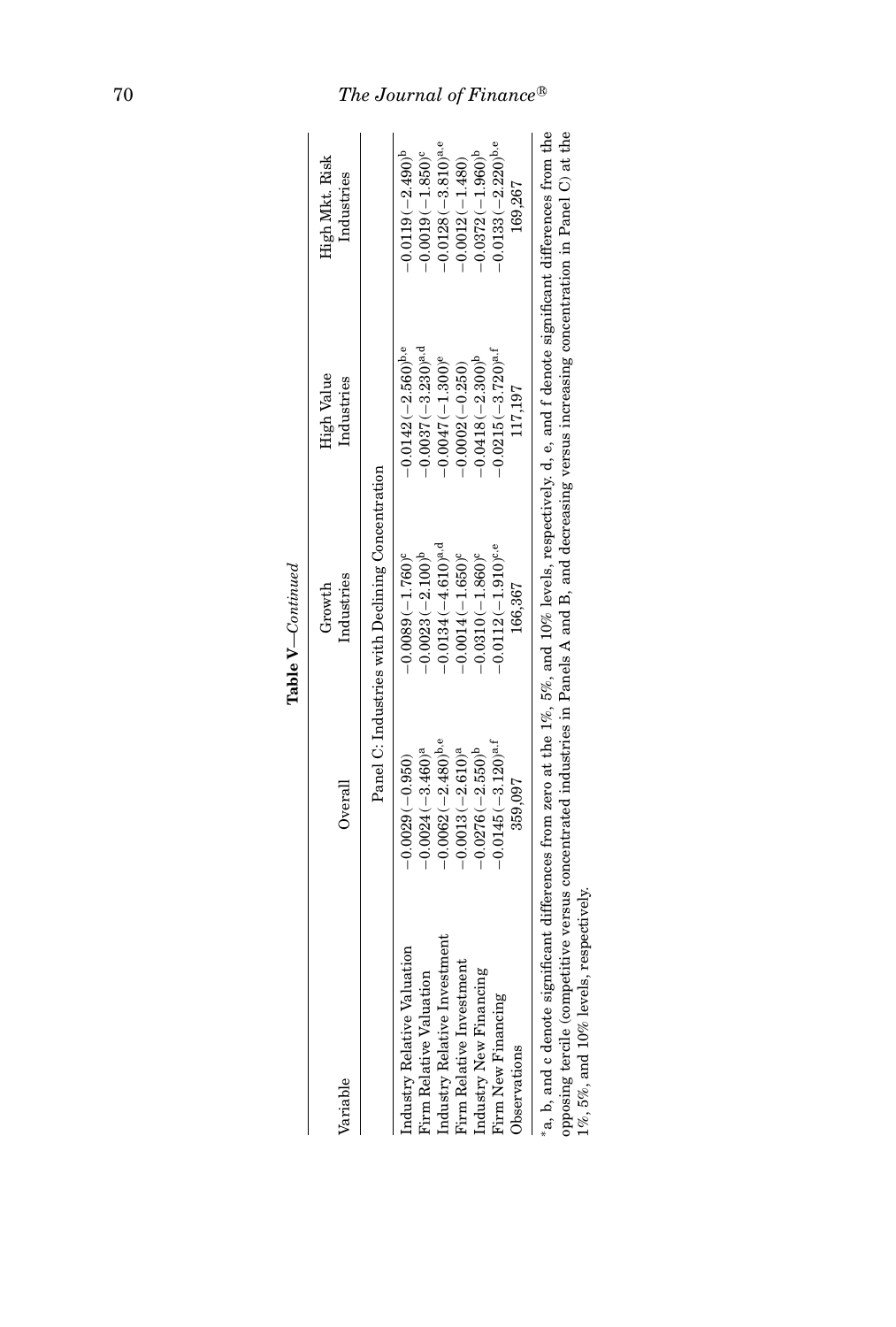**Table V**—*Continued*

| Variable | Overall | Growth Industries | High Value Industries | High Mkt. Risk Industries |
|---|---|---|---|---|
| Panel C: Industries with Declining Concentration | | | | |
| Industry Relative Valuation | −0.0029 (−0.950) | −0.0089 (−1.760)[c] | −0.0142 (−2.560)[b,e] | −0.0119 (−2.490)[b] |
| Firm Relative Valuation | −0.0024 (−3.460)[a] | −0.0023 (−2.100)[b] | −0.0037 (−3.230)[a,d] | −0.0019 (−1.850)[c] |
| Industry Relative Investment | −0.0062 (−2.480)[b,e] | −0.0134 (−4.610)[a,d] | −0.0047 (−1.300)[e] | −0.0128 (−3.810)[a,e] |
| Firm Relative Investment | −0.0013 (−2.610)[a] | −0.0014 (−1.650)[c] | −0.0002 (−0.250) | −0.0012 (−1.480) |
| Industry New Financing | −0.0276 (−2.550)[b] | −0.0310 (−1.860)[c] | −0.0418 (−2.300)[b] | −0.0372 (−1.960)[b] |
| Firm New Financing | −0.0145 (−3.120)[a,f] | −0.0112 (−1.910)[c,e] | −0.0215 (−3.720)[a,f] | −0.0133 (−2.220)[b,e] |
| Observations | 359,097 | 166,367 | 117,197 | 169,267 |

*a, b, and c denote significant differences from zero at the 1%, 5%, and 10% levels, respectively. d, e, and f denote significant differences from the opposing tercile (competitive versus concentrated industries in Panels A and B, and decreasing versus increasing concentration in Panel C) at the 1%, 5%, and 10% levels, respectively.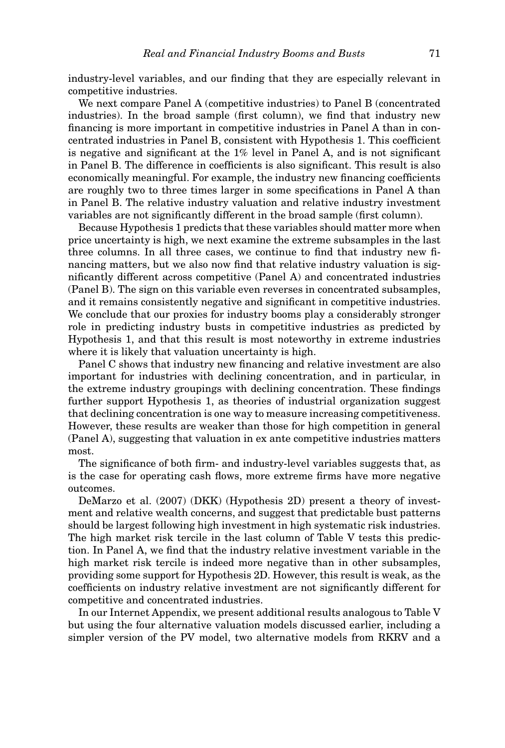industry-level variables, and our finding that they are especially relevant in competitive industries.

We next compare Panel A (competitive industries) to Panel B (concentrated industries). In the broad sample (first column), we find that industry new financing is more important in competitive industries in Panel A than in concentrated industries in Panel B, consistent with Hypothesis 1. This coefficient is negative and significant at the 1% level in Panel A, and is not significant in Panel B. The difference in coefficients is also significant. This result is also economically meaningful. For example, the industry new financing coefficients are roughly two to three times larger in some specifications in Panel A than in Panel B. The relative industry valuation and relative industry investment variables are not significantly different in the broad sample (first column).

Because Hypothesis 1 predicts that these variables should matter more when price uncertainty is high, we next examine the extreme subsamples in the last three columns. In all three cases, we continue to find that industry new financing matters, but we also now find that relative industry valuation is significantly different across competitive (Panel A) and concentrated industries (Panel B). The sign on this variable even reverses in concentrated subsamples, and it remains consistently negative and significant in competitive industries. We conclude that our proxies for industry booms play a considerably stronger role in predicting industry busts in competitive industries as predicted by Hypothesis 1, and that this result is most noteworthy in extreme industries where it is likely that valuation uncertainty is high.

Panel C shows that industry new financing and relative investment are also important for industries with declining concentration, and in particular, in the extreme industry groupings with declining concentration. These findings further support Hypothesis 1, as theories of industrial organization suggest that declining concentration is one way to measure increasing competitiveness. However, these results are weaker than those for high competition in general (Panel A), suggesting that valuation in ex ante competitive industries matters most.

The significance of both firm- and industry-level variables suggests that, as is the case for operating cash flows, more extreme firms have more negative outcomes.

DeMarzo et al. (2007) (DKK) (Hypothesis 2D) present a theory of investment and relative wealth concerns, and suggest that predictable bust patterns should be largest following high investment in high systematic risk industries. The high market risk tercile in the last column of Table V tests this prediction. In Panel A, we find that the industry relative investment variable in the high market risk tercile is indeed more negative than in other subsamples, providing some support for Hypothesis 2D. However, this result is weak, as the coefficients on industry relative investment are not significantly different for competitive and concentrated industries.

In our Internet Appendix, we present additional results analogous to Table V but using the four alternative valuation models discussed earlier, including a simpler version of the PV model, two alternative models from RKRV and a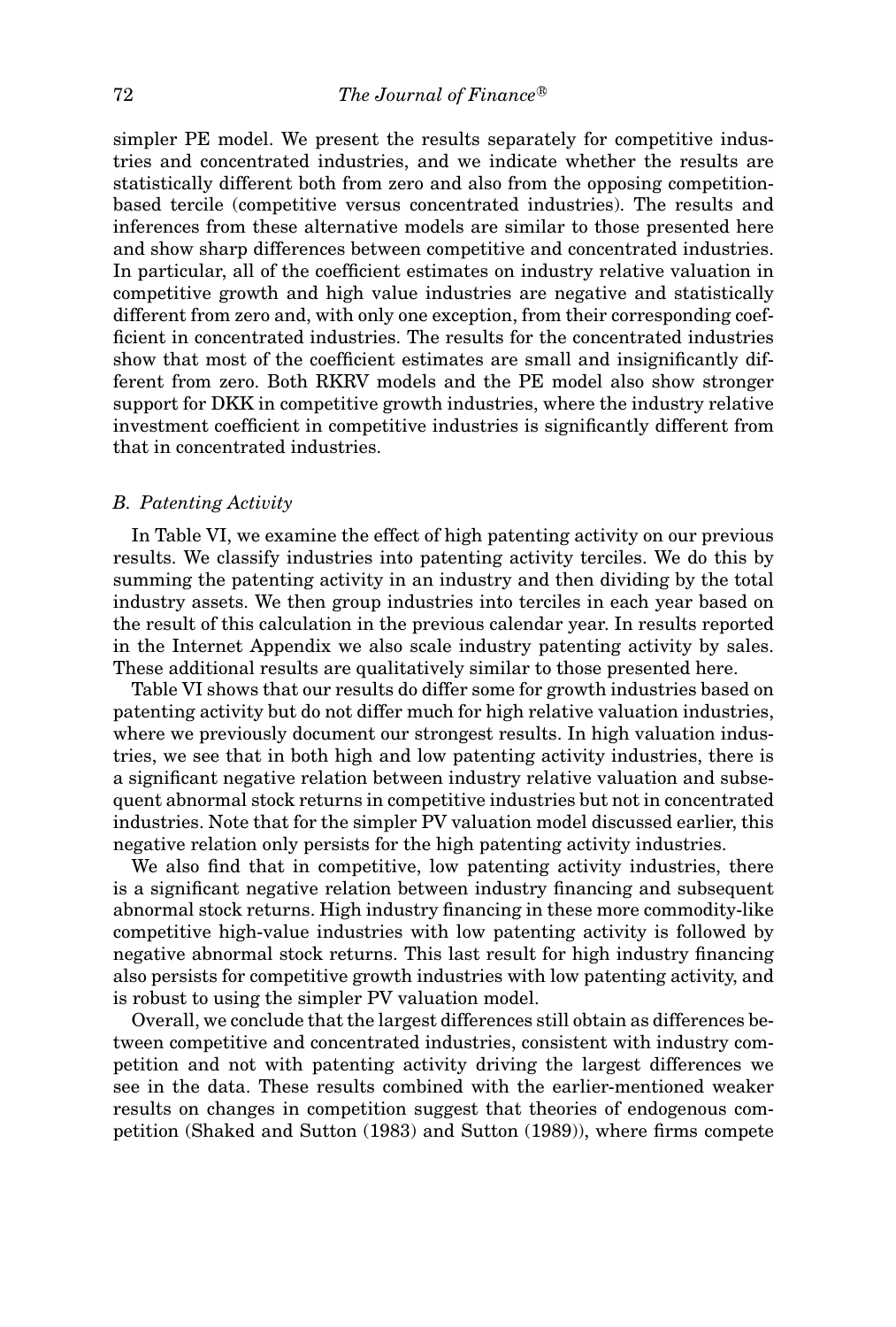simpler PE model. We present the results separately for competitive industries and concentrated industries, and we indicate whether the results are statistically different both from zero and also from the opposing competition-based tercile (competitive versus concentrated industries). The results and inferences from these alternative models are similar to those presented here and show sharp differences between competitive and concentrated industries. In particular, all of the coefficient estimates on industry relative valuation in competitive growth and high value industries are negative and statistically different from zero and, with only one exception, from their corresponding coefficient in concentrated industries. The results for the concentrated industries show that most of the coefficient estimates are small and insignificantly different from zero. Both RKRV models and the PE model also show stronger support for DKK in competitive growth industries, where the industry relative investment coefficient in competitive industries is significantly different from that in concentrated industries.

### *B. Patenting Activity*

In Table VI, we examine the effect of high patenting activity on our previous results. We classify industries into patenting activity terciles. We do this by summing the patenting activity in an industry and then dividing by the total industry assets. We then group industries into terciles in each year based on the result of this calculation in the previous calendar year. In results reported in the Internet Appendix we also scale industry patenting activity by sales. These additional results are qualitatively similar to those presented here.

Table VI shows that our results do differ some for growth industries based on patenting activity but do not differ much for high relative valuation industries, where we previously document our strongest results. In high valuation industries, we see that in both high and low patenting activity industries, there is a significant negative relation between industry relative valuation and subsequent abnormal stock returns in competitive industries but not in concentrated industries. Note that for the simpler PV valuation model discussed earlier, this negative relation only persists for the high patenting activity industries.

We also find that in competitive, low patenting activity industries, there is a significant negative relation between industry financing and subsequent abnormal stock returns. High industry financing in these more commodity-like competitive high-value industries with low patenting activity is followed by negative abnormal stock returns. This last result for high industry financing also persists for competitive growth industries with low patenting activity, and is robust to using the simpler PV valuation model.

Overall, we conclude that the largest differences still obtain as differences between competitive and concentrated industries, consistent with industry competition and not with patenting activity driving the largest differences we see in the data. These results combined with the earlier-mentioned weaker results on changes in competition suggest that theories of endogenous competition (Shaked and Sutton (1983) and Sutton (1989)), where firms compete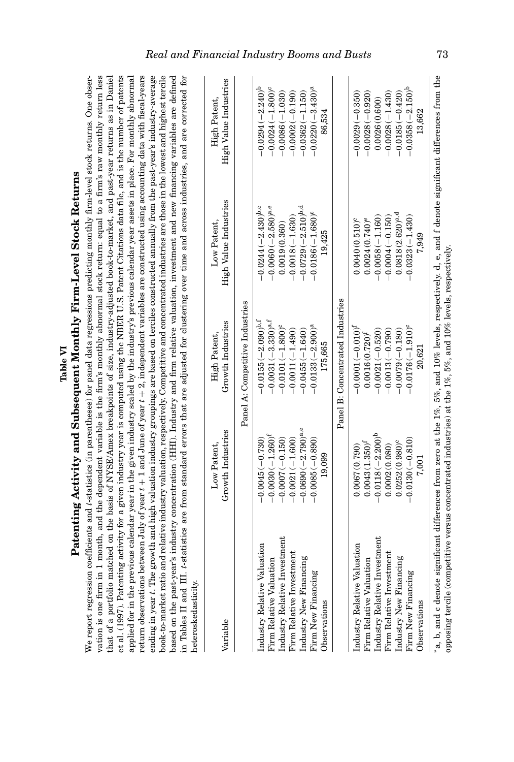**Table VI**

**Patenting Activity and Subsequent Monthly Firm-Level Stock Returns**

We report regression coefficients and $t$-statistics (in parentheses) for panel data regressions predicting monthly firm-level stock returns. One observation is one firm in 1 month, and the dependent variable is the firm's monthly abnormal stock return: equal to a firm's raw monthly return less that of a portfolio matched on the basis of NYSE/Amex breakpoints of size, industry-adjusted book-to-market, and past-year returns as in Daniel et al. (1997). Patenting activity for a given industry year is computed using the NBER U.S. Patent Citations data file, and is the number of patents applied for in the previous calendar year in the given industry scaled by the industry's previous calendar year assets in place. For monthly abnormal return observations between July of year $t+1$ and June of year $t+2$, independent variables are constructed using accounting data with fiscal-years ending in year $t$. The growth and high valuation industry groupings are based on terciles constructed annually from the past-year's industry-average book-to-market ratio and relative industry valuation, respectively. Competitive and concentrated industries are those in the lowest and highest tercile based on the past-year's industry concentration (HHI). Industry and firm relative valuation, investment and new financing variables are defined in Tables II and III. $t$-statistics are from standard errors that are adjusted for clustering over time and across industries, and are corrected for heteroskedasticity.

| Variable | Low Patent, Growth Industries | High Patent, Growth Industries | Low Patent, High Value Industries | High Patent, High Value Industries |
|---|---|---|---|---|
| | | Panel A: Competitive Industries | | |
| Industry Relative Valuation | −0.0045 (−0.730) | −0.0155 (−2.090)[b,f] | −0.0244 (−2.430)[b,e] | −0.0294 (−2.240)[b] |
| Firm Relative Valuation | −0.0030 (−1.260)[f] | −0.0031 (−3.330)[a,f] | −0.0060 (−2.580)[a,e] | −0.0024 (−1.800)[c] |
| Industry Relative Investment | −0.0007 (−0.150) | −0.0101 (−1.800)[c] | 0.0019 (0.360) | −0.0086 (−1.030) |
| Firm Relative Investment | −0.0021 (−1.600) | −0.0011 (−1.490) | −0.0018 (−1.630) | −0.0002 (−0.190) |
| Industry New Financing | −0.0690 (−2.790)[a,e] | −0.0455 (−1.640) | −0.0729 (−2.510)[b,d] | −0.0362 (−1.150) |
| Firm New Financing | −0.0085 (−0.890) | −0.0133 (−2.900)[a] | −0.0186 (−1.680)[c] | −0.0220 (−3.430)[a] |
| Observations | 19,099 | 175,665 | 19,425 | 86,534 |
| | | Panel B: Concentrated Industries | | |
| Industry Relative Valuation | 0.0067 (0.790) | −0.0001 (−0.010)[f] | 0.0040 (0.510)[e] | −0.0029 (−0.350) |
| Firm Relative Valuation | 0.0043 (1.350)[f] | 0.0016 (0.720)[f] | 0.0024 (0.740)[e] | −0.0028 (−0.920) |
| Industry Relative Investment | −0.0118 (−2.200)[b] | −0.0021 (−0.520) | −0.0058 (−1.160) | 0.0026 (0.600) |
| Firm Relative Investment | 0.0002 (0.080) | −0.0013 (−0.790) | −0.0004 (−0.150) | −0.0028 (−1.430) |
| Industry New Financing | 0.0252 (0.980)[e] | −0.0079 (−0.180) | 0.0818 (2.620)[a,d] | −0.0185 (−0.420) |
| Firm New Financing | −0.0130 (−0.810) | −0.0176 (−1.910)[c] | −0.0323 (−1.430) | −0.0358 (−2.150)[b] |
| Observations | 7,001 | 20,621 | 7,949 | 13,662 |

[*]a, b, and c denote significant differences from zero at the 1%, 5%, and 10% levels, respectively. d, e, and f denote significant differences from the opposing tercile (competitive versus concentrated industries) at the 1%, 5%, and 10% levels, respectively.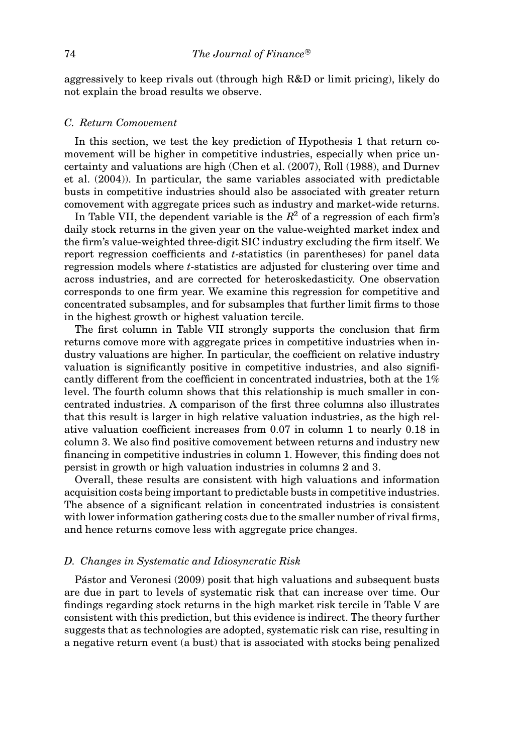aggressively to keep rivals out (through high R&D or limit pricing), likely do not explain the broad results we observe.

### C. Return Comovement

In this section, we test the key prediction of Hypothesis 1 that return comovement will be higher in competitive industries, especially when price uncertainty and valuations are high (Chen et al. (2007), Roll (1988), and Durnev et al. (2004)). In particular, the same variables associated with predictable busts in competitive industries should also be associated with greater return comovement with aggregate prices such as industry and market-wide returns.

In Table VII, the dependent variable is the $R^2$ of a regression of each firm's daily stock returns in the given year on the value-weighted market index and the firm's value-weighted three-digit SIC industry excluding the firm itself. We report regression coefficients and $t$-statistics (in parentheses) for panel data regression models where $t$-statistics are adjusted for clustering over time and across industries, and are corrected for heteroskedasticity. One observation corresponds to one firm year. We examine this regression for competitive and concentrated subsamples, and for subsamples that further limit firms to those in the highest growth or highest valuation tercile.

The first column in Table VII strongly supports the conclusion that firm returns comove more with aggregate prices in competitive industries when industry valuations are higher. In particular, the coefficient on relative industry valuation is significantly positive in competitive industries, and also significantly different from the coefficient in concentrated industries, both at the 1% level. The fourth column shows that this relationship is much smaller in concentrated industries. A comparison of the first three columns also illustrates that this result is larger in high relative valuation industries, as the high relative valuation coefficient increases from 0.07 in column 1 to nearly 0.18 in column 3. We also find positive comovement between returns and industry new financing in competitive industries in column 1. However, this finding does not persist in growth or high valuation industries in columns 2 and 3.

Overall, these results are consistent with high valuations and information acquisition costs being important to predictable busts in competitive industries. The absence of a significant relation in concentrated industries is consistent with lower information gathering costs due to the smaller number of rival firms, and hence returns comove less with aggregate price changes.

### D. Changes in Systematic and Idiosyncratic Risk

Pástor and Veronesi (2009) posit that high valuations and subsequent busts are due in part to levels of systematic risk that can increase over time. Our findings regarding stock returns in the high market risk tercile in Table V are consistent with this prediction, but this evidence is indirect. The theory further suggests that as technologies are adopted, systematic risk can rise, resulting in a negative return event (a bust) that is associated with stocks being penalized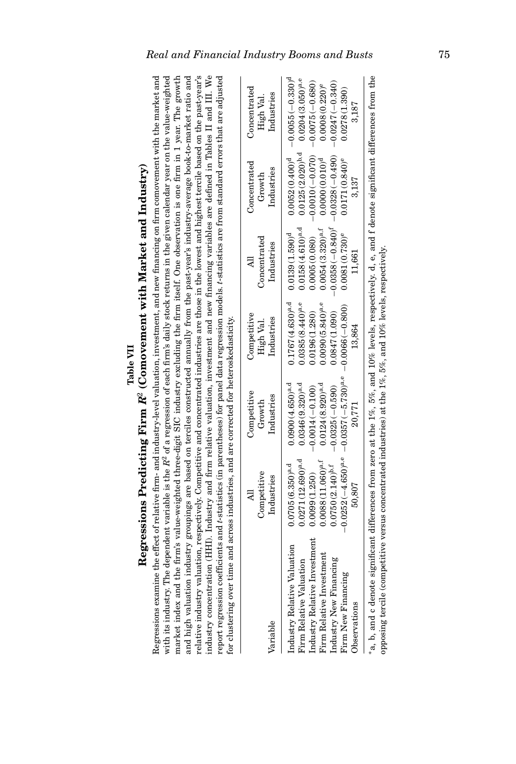## Table VII

## Regressions Predicting Firm $R^2$ (Comovement with Market and Industry)

Regressions examine the effect of relative firm- and industry-level valuation, investment, and new financing on firm comovement with the market and with its industry. The dependent variable is the $R^2$ of a regression of each firm's daily stock returns in the given calendar year on the value-weighted market index and the firm's value-weighted three-digit SIC industry excluding the firm itself. One observation is one firm in 1 year. The growth and high valuation industry groupings are based on terciles constructed annually from the past-year's industry-average book-to-market ratio and relative industry valuation, respectively. Competitive and concentrated industries are those in the lowest and highest tercile based on the past-year's industry concentration (HHI). Industry and firm relative valuation, investment and new financing variables are defined in Tables II and III. We report regression coefficients and $t$-statistics (in parentheses) for panel data regression models. $t$-statistics are from standard errors that are adjusted for clustering over time and across industries, and are corrected for heteroskedasticity.

| Variable | All Competitive Industries | Competitive Growth Industries | Competitive High Val. Industries | All Concentrated Industries | Concentrated Growth Industries | Concentrated High Val. Industries |
|---|---|---|---|---|---|---|
| Industry Relative Valuation | 0.0705 (6.350)[a,d] | 0.0900 (4.650)[a,d] | 0.1767 (4.630)[a,d] | 0.0139 (1.590)[d] | 0.0052 (0.400)[d] | −0.0055 (−0.330)[d] |
| Firm Relative Valuation | 0.0271 (12.690)[a,d] | 0.0346 (9.320)[a,d] | 0.0385 (8.440)[a,e] | 0.0158 (4.610)[a,d] | 0.0125 (2.020)[b,d] | 0.0204 (3.050)[a,e] |
| Industry Relative Investment | 0.0099 (1.250) | −0.0014 (−0.100) | 0.0196 (1.280) | 0.0005 (0.080) | −0.0010 (−0.070) | −0.0075 (−0.680) |
| Firm Relative Investment | 0.0088 (11.060)[a,f] | 0.0124 (8.920)[a,d] | 0.0090 (5.840)[a,e] | 0.0054 (3.320)[a,f] | 0.0000 (0.010)[d] | 0.0008 (0.220)[e] |
| Industry New Financing | 0.0750 (2.140)[b,f] | −0.0325 (−0.590) | 0.0847 (1.090) | −0.0358 (−0.840)[f] | −0.0328 (−0.490) | −0.0247 (−0.340) |
| Firm New Financing | −0.0252 (−4.650)[a,e] | −0.0357 (−5.730)[a,e] | −0.0066 (−0.800) | 0.0081 (0.730)[e] | 0.0171 (0.840)[e] | 0.0278 (1.390) |
| Observations | 50,807 | 20,771 | 13,864 | 11,661 | 3,137 | 3,187 |

*a, b, and c denote significant differences from zero at the 1%, 5%, and 10% levels, respectively. d, e, and f denote significant differences from the opposing tercile (competitive versus concentrated industries) at the 1%, 5%, and 10% levels, respectively.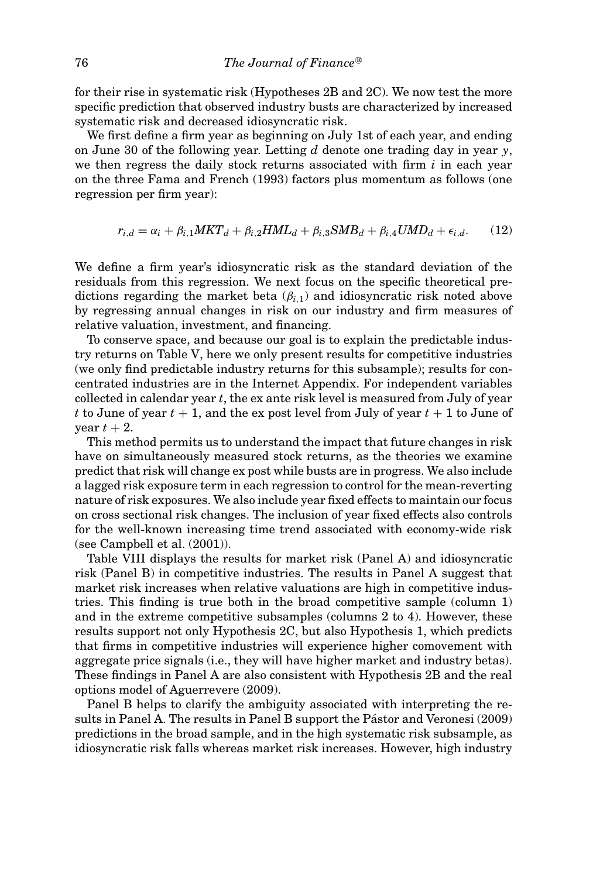for their rise in systematic risk (Hypotheses 2B and 2C). We now test the more specific prediction that observed industry busts are characterized by increased systematic risk and decreased idiosyncratic risk.

We first define a firm year as beginning on July 1st of each year, and ending on June 30 of the following year. Letting $d$ denote one trading day in year $y$, we then regress the daily stock returns associated with firm $i$ in each year on the three Fama and French (1993) factors plus momentum as follows (one regression per firm year):

$$r_{i,d} = \alpha_i + \beta_{i,1}MKT_d + \beta_{i,2}HML_d + \beta_{i,3}SMB_d + \beta_{i,4}UMD_d + \epsilon_{i,d}. \tag{12}$$

We define a firm year's idiosyncratic risk as the standard deviation of the residuals from this regression. We next focus on the specific theoretical predictions regarding the market beta ($\beta_{i,1}$) and idiosyncratic risk noted above by regressing annual changes in risk on our industry and firm measures of relative valuation, investment, and financing.

To conserve space, and because our goal is to explain the predictable industry returns on Table V, here we only present results for competitive industries (we only find predictable industry returns for this subsample); results for concentrated industries are in the Internet Appendix. For independent variables collected in calendar year $t$, the ex ante risk level is measured from July of year $t$ to June of year $t + 1$, and the ex post level from July of year $t + 1$ to June of year $t + 2$.

This method permits us to understand the impact that future changes in risk have on simultaneously measured stock returns, as the theories we examine predict that risk will change ex post while busts are in progress. We also include a lagged risk exposure term in each regression to control for the mean-reverting nature of risk exposures. We also include year fixed effects to maintain our focus on cross sectional risk changes. The inclusion of year fixed effects also controls for the well-known increasing time trend associated with economy-wide risk (see Campbell et al. (2001)).

Table VIII displays the results for market risk (Panel A) and idiosyncratic risk (Panel B) in competitive industries. The results in Panel A suggest that market risk increases when relative valuations are high in competitive industries. This finding is true both in the broad competitive sample (column 1) and in the extreme competitive subsamples (columns 2 to 4). However, these results support not only Hypothesis 2C, but also Hypothesis 1, which predicts that firms in competitive industries will experience higher comovement with aggregate price signals (i.e., they will have higher market and industry betas). These findings in Panel A are also consistent with Hypothesis 2B and the real options model of Aguerrevere (2009).

Panel B helps to clarify the ambiguity associated with interpreting the results in Panel A. The results in Panel B support the Pástor and Veronesi (2009) predictions in the broad sample, and in the high systematic risk subsample, as idiosyncratic risk falls whereas market risk increases. However, high industry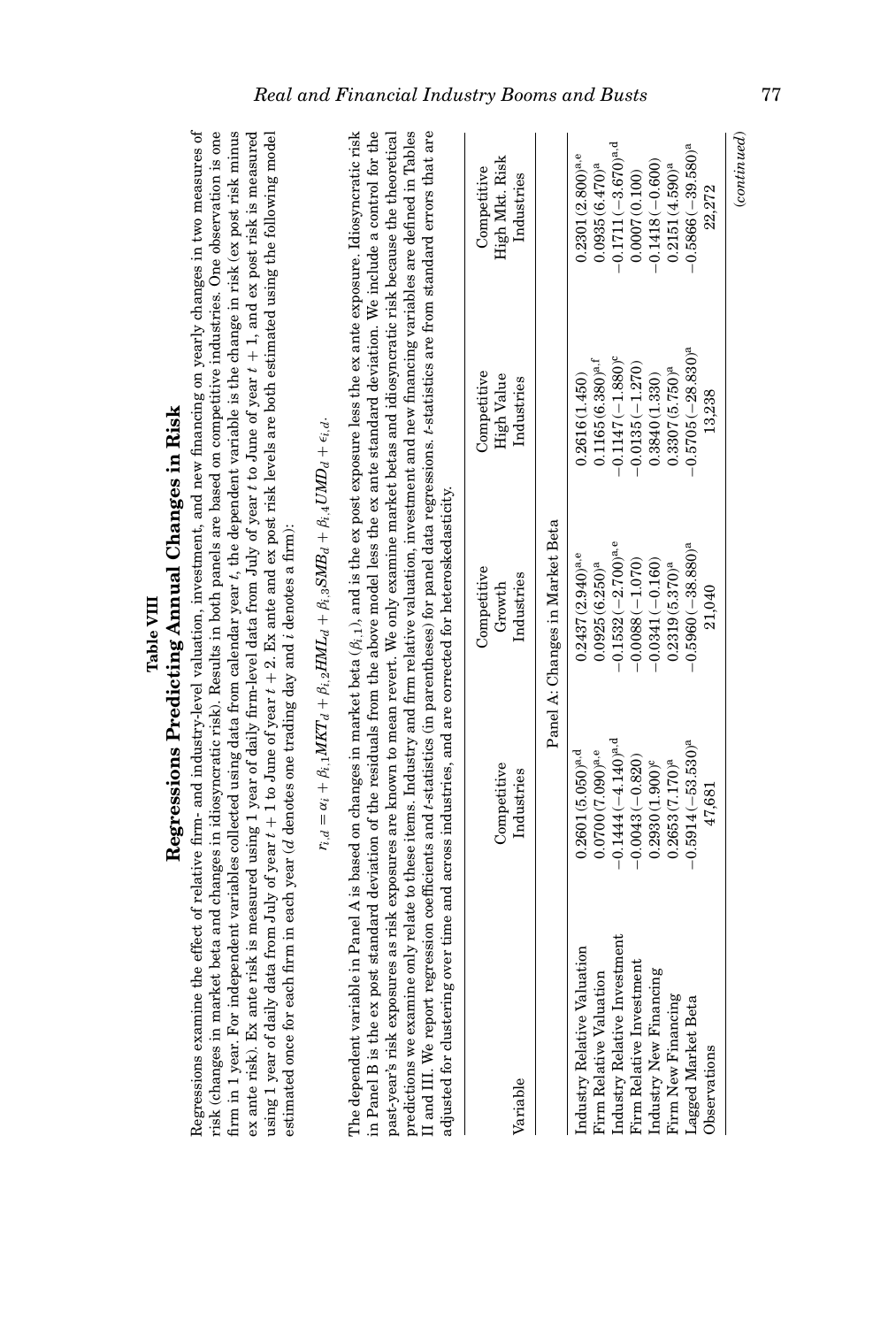## Table VIII
## Regressions Predicting Annual Changes in Risk

Regressions examine the effect of relative firm- and industry-level valuation, investment, and new financing on yearly changes in two measures of risk (changes in market beta and changes in idiosyncratic risk). Results in both panels are based on competitive industries. One observation is one firm in 1 year. For independent variables collected using data from calendar year $t$, the dependent variable is the change in risk (ex post risk minus ex ante risk). Ex ante risk is measured using 1 year of daily firm-level data from July of year $t$ to June of year $t+1$, and ex post risk is measured using 1 year of daily data from July of year $t+1$ to June of year $t+2$. Ex ante and ex post risk levels are both estimated using the following model estimated once for each firm in each year ($d$ denotes one trading day and $i$ denotes a firm):

$$r_{i,d} = \alpha_i + \beta_{i,1} MKT_d + \beta_{i,2} HML_d + \beta_{i,3} SMB_d + \beta_{i,4} UMD_d + \epsilon_{i,d}.$$

The dependent variable in Panel A is based on changes in market beta ($\beta_{i,1}$), and is the ex post exposure less the ex ante exposure. Idiosyncratic risk in Panel B is the ex post standard deviation of the residuals from the above model less the ex ante standard deviation. We include a control for the past-year's risk exposures as risk exposures are known to mean revert. We only examine market betas and idiosyncratic risk because the theoretical predictions we examine only relate to these items. Industry and firm relative valuation, investment and new financing variables are defined in Tables II and III. We report regression coefficients and $t$-statistics (in parentheses) for panel data regressions. $t$-statistics are from standard errors that are adjusted for clustering over time and across industries, and are corrected for heteroskedasticity.

| Variable | Competitive Industries | Competitive Growth Industries | Competitive High Value Industries | Competitive High Mkt. Risk Industries |
|---|---|---|---|---|
| **Panel A: Changes in Market Beta** | | | | |
| Industry Relative Valuation | 0.2601 (5.050)[a,d] | 0.2437 (2.940)[a,e] | 0.2616 (1.450) | 0.2301 (2.800)[a,e] |
| Firm Relative Valuation | 0.0700 (7.090)[a,e] | 0.0925 (6.250)[a] | 0.1165 (6.380)[a,f] | 0.0935 (6.470)[a] |
| Industry Relative Investment | −0.1444 (−4.140)[a,d] | −0.1532 (−2.700)[a,e] | −0.1147 (−1.880)[c] | −0.1711 (−3.670)[a,d] |
| Firm Relative Investment | −0.0043 (−0.820) | −0.0088 (−1.070) | −0.0135 (−1.270) | 0.0007 (0.100) |
| Industry New Financing | 0.2930 (1.900)[c] | −0.0341 (−0.160) | 0.3840 (1.330) | −0.1418 (−0.600) |
| Firm New Financing | 0.2653 (7.170)[a] | 0.2319 (5.370)[a] | 0.3307 (5.750)[a] | 0.2151 (4.590)[a] |
| Lagged Market Beta | −0.5914 (−53.530)[a] | −0.5960 (−38.880)[a] | −0.5705 (−28.830)[a] | −0.5866 (−39.580)[a] |
| Observations | 47,681 | 21,040 | 13,238 | 22,272 |

(*continued*)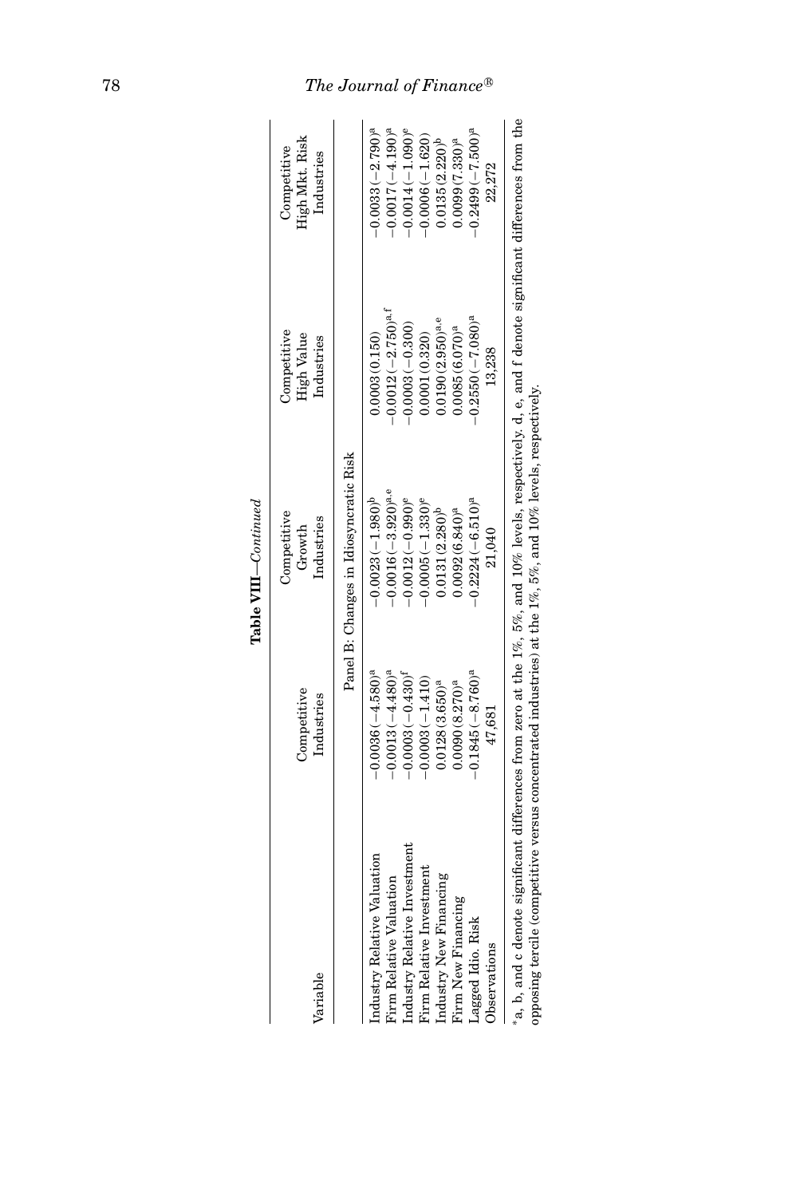**Table VIII—*Continued***

| Variable | Competitive Industries | Competitive Growth Industries | Competitive High Value Industries | Competitive High Mkt. Risk Industries |
|---|---|---|---|---|
| | Panel B: Changes in Idiosyncratic Risk | | | |
| Industry Relative Valuation | −0.0036 (−4.580)[a] | −0.0023 (−1.980)[b] | 0.0003 (0.150) | −0.0033 (−2.790)[a] |
| Firm Relative Valuation | −0.0013 (−4.480)[a] | −0.0016 (−3.920)[a,e] | −0.0012 (−2.750)[a,f] | −0.0017 (−4.190)[a] |
| Industry Relative Investment | −0.0003 (−0.430)[f] | −0.0012 (−0.990)[e] | −0.0003 (−0.300) | −0.0014 (−1.090)[e] |
| Firm Relative Investment | −0.0003 (−1.410) | −0.0005 (−1.330)[e] | 0.0001 (0.320) | −0.0006 (−1.620) |
| Industry New Financing | 0.0128 (3.650)[a] | 0.0131 (2.280)[b] | 0.0190 (2.950)[a,e] | 0.0135 (2.220)[b] |
| Firm New Financing | 0.0090 (8.270)[a] | 0.0092 (6.840)[a] | 0.0085 (6.070)[a] | 0.0099 (7.330)[a] |
| Lagged Idio. Risk | −0.1845 (−8.760)[a] | −0.2224 (−6.510)[a] | −0.2550 (−7.080)[a] | −0.2499 (−7.500)[a] |
| Observations | 47,681 | 21,040 | 13,238 | 22,272 |

*a, b, and c denote significant differences from zero at the 1%, 5%, and 10% levels, respectively. d, e, and f denote significant differences from the opposing tercile (competitive versus concentrated industries) at the 1%, 5%, and 10% levels, respectively.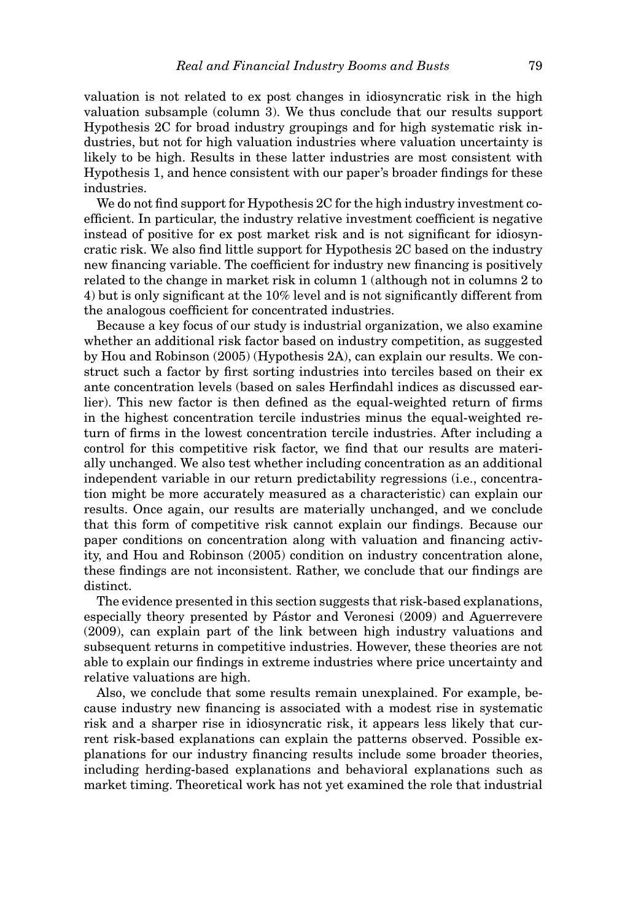valuation is not related to ex post changes in idiosyncratic risk in the high valuation subsample (column 3). We thus conclude that our results support Hypothesis 2C for broad industry groupings and for high systematic risk industries, but not for high valuation industries where valuation uncertainty is likely to be high. Results in these latter industries are most consistent with Hypothesis 1, and hence consistent with our paper's broader findings for these industries.

We do not find support for Hypothesis 2C for the high industry investment coefficient. In particular, the industry relative investment coefficient is negative instead of positive for ex post market risk and is not significant for idiosyncratic risk. We also find little support for Hypothesis 2C based on the industry new financing variable. The coefficient for industry new financing is positively related to the change in market risk in column 1 (although not in columns 2 to 4) but is only significant at the 10% level and is not significantly different from the analogous coefficient for concentrated industries.

Because a key focus of our study is industrial organization, we also examine whether an additional risk factor based on industry competition, as suggested by Hou and Robinson (2005) (Hypothesis 2A), can explain our results. We construct such a factor by first sorting industries into terciles based on their ex ante concentration levels (based on sales Herfindahl indices as discussed earlier). This new factor is then defined as the equal-weighted return of firms in the highest concentration tercile industries minus the equal-weighted return of firms in the lowest concentration tercile industries. After including a control for this competitive risk factor, we find that our results are materially unchanged. We also test whether including concentration as an additional independent variable in our return predictability regressions (i.e., concentration might be more accurately measured as a characteristic) can explain our results. Once again, our results are materially unchanged, and we conclude that this form of competitive risk cannot explain our findings. Because our paper conditions on concentration along with valuation and financing activity, and Hou and Robinson (2005) condition on industry concentration alone, these findings are not inconsistent. Rather, we conclude that our findings are distinct.

The evidence presented in this section suggests that risk-based explanations, especially theory presented by Pástor and Veronesi (2009) and Aguerrevere (2009), can explain part of the link between high industry valuations and subsequent returns in competitive industries. However, these theories are not able to explain our findings in extreme industries where price uncertainty and relative valuations are high.

Also, we conclude that some results remain unexplained. For example, because industry new financing is associated with a modest rise in systematic risk and a sharper rise in idiosyncratic risk, it appears less likely that current risk-based explanations can explain the patterns observed. Possible explanations for our industry financing results include some broader theories, including herding-based explanations and behavioral explanations such as market timing. Theoretical work has not yet examined the role that industrial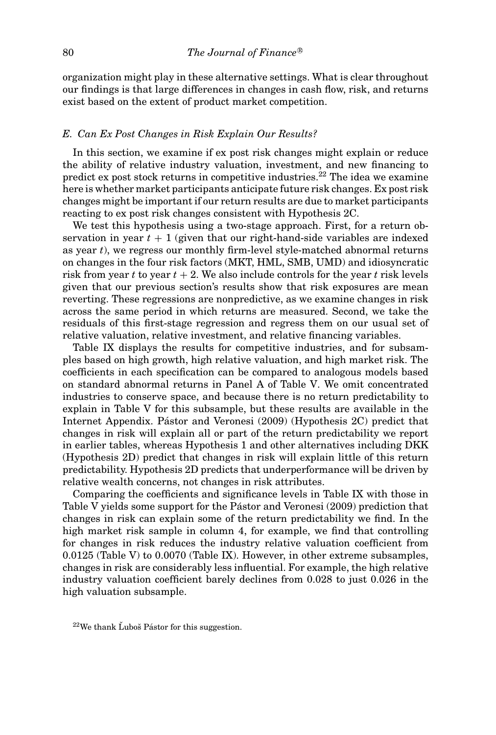organization might play in these alternative settings. What is clear throughout our findings is that large differences in changes in cash flow, risk, and returns exist based on the extent of product market competition.

### E. Can Ex Post Changes in Risk Explain Our Results?

In this section, we examine if ex post risk changes might explain or reduce the ability of relative industry valuation, investment, and new financing to predict ex post stock returns in competitive industries.[22] The idea we examine here is whether market participants anticipate future risk changes. Ex post risk changes might be important if our return results are due to market participants reacting to ex post risk changes consistent with Hypothesis 2C.

We test this hypothesis using a two-stage approach. First, for a return observation in year $t + 1$ (given that our right-hand-side variables are indexed as year $t$), we regress our monthly firm-level style-matched abnormal returns on changes in the four risk factors (MKT, HML, SMB, UMD) and idiosyncratic risk from year $t$ to year $t + 2$. We also include controls for the year $t$ risk levels given that our previous section's results show that risk exposures are mean reverting. These regressions are nonpredictive, as we examine changes in risk across the same period in which returns are measured. Second, we take the residuals of this first-stage regression and regress them on our usual set of relative valuation, relative investment, and relative financing variables.

Table IX displays the results for competitive industries, and for subsamples based on high growth, high relative valuation, and high market risk. The coefficients in each specification can be compared to analogous models based on standard abnormal returns in Panel A of Table V. We omit concentrated industries to conserve space, and because there is no return predictability to explain in Table V for this subsample, but these results are available in the Internet Appendix. Pástor and Veronesi (2009) (Hypothesis 2C) predict that changes in risk will explain all or part of the return predictability we report in earlier tables, whereas Hypothesis 1 and other alternatives including DKK (Hypothesis 2D) predict that changes in risk will explain little of this return predictability. Hypothesis 2D predicts that underperformance will be driven by relative wealth concerns, not changes in risk attributes.

Comparing the coefficients and significance levels in Table IX with those in Table V yields some support for the Pástor and Veronesi (2009) prediction that changes in risk can explain some of the return predictability we find. In the high market risk sample in column 4, for example, we find that controlling for changes in risk reduces the industry relative valuation coefficient from 0.0125 (Table V) to 0.0070 (Table IX). However, in other extreme subsamples, changes in risk are considerably less influential. For example, the high relative industry valuation coefficient barely declines from 0.028 to just 0.026 in the high valuation subsample.

[22] We thank Ľuboš Pástor for this suggestion.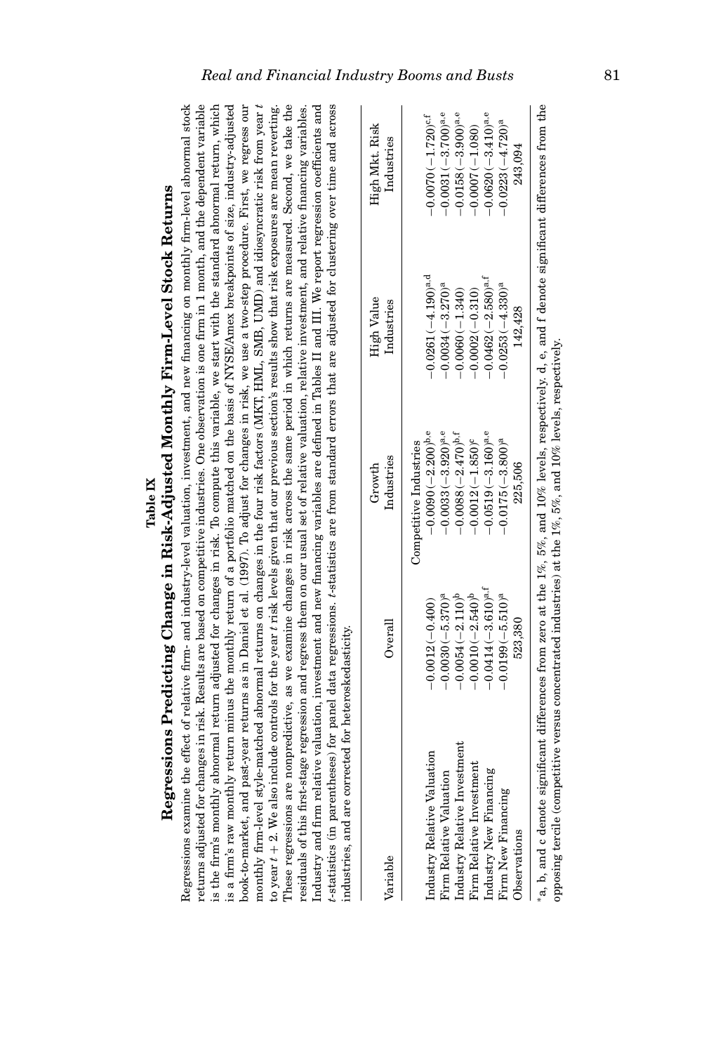**Table IX**

**Regressions Predicting Change in Risk-Adjusted Monthly Firm-Level Stock Returns**

Regressions examine the effect of relative firm- and industry-level valuation, investment, and new financing on monthly firm-level abnormal stock returns adjusted for changes in risk. Results are based on competitive industries. One observation is one firm in 1 month, and the dependent variable is the firm's monthly abnormal return adjusted for changes in risk. To compute this variable, we start with the standard abnormal return, which is a firm's raw monthly return minus the monthly return of a portfolio matched on the basis of NYSE/Amex breakpoints of size, industry-adjusted book-to-market, and past-year returns as in Daniel et al. (1997). To adjust for changes in risk, we use a two-step procedure. First, we regress our monthly firm-level style-matched abnormal returns on changes in the four risk factors (MKT, HML, SMB, UMD) and idiosyncratic risk from year $t$ to year $t+2$. We also include controls for the year $t$ risk levels given that our previous section's results show that risk exposures are mean reverting. These regressions are nonpredictive, as we examine changes in risk across the same period in which returns are measured. Second, we take the residuals of this first-stage regression and regress them on our usual set of relative valuation, relative investment, and relative financing variables. Industry and firm relative valuation, investment and new financing variables are defined in Tables II and III. We report regression coefficients and $t$-statistics (in parentheses) for panel data regressions. $t$-statistics are from standard errors that are adjusted for clustering over time and across industries, and are corrected for heteroskedasticity.

| Variable | Overall | Growth Industries | High Value Industries | High Mkt. Risk Industries |
|---|---|---|---|---|
| | | Competitive Industries | | |
| Industry Relative Valuation | −0.0012 (−0.400) | −0.0090 (−2.200)[b,e] | −0.0261 (−4.190)[a,d] | −0.0070 (−1.720)[c,f] |
| Firm Relative Valuation | −0.0030 (−5.370)[a] | −0.0033 (−3.920)[a,e] | −0.0034 (−3.270)[a] | −0.0031 (−3.700)[a,e] |
| Industry Relative Investment | −0.0054 (−2.110)[b] | −0.0088 (−2.470)[b,f] | −0.0060 (−1.340) | −0.0158 (−3.900)[a,e] |
| Firm Relative Investment | −0.0010 (−2.540)[b] | −0.0012 (−1.850)[c] | −0.0002 (−0.310) | −0.0007 (−1.080) |
| Industry New Financing | −0.0414 (−3.610)[a,f] | −0.0519 (−3.160)[a,e] | −0.0462 (−2.580)[a,f] | −0.0620 (−3.410)[a,e] |
| Firm New Financing | −0.0199 (−5.510)[a] | −0.0175 (−3.800)[a] | −0.0253 (−4.330)[a] | −0.0223 (−4.720)[a] |
| Observations | 523,380 | 225,506 | 142,428 | 243,094 |

*a, b, and c denote significant differences from zero at the 1%, 5%, and 10% levels, respectively. d, e, and f denote significant differences from the opposing tercile (competitive versus concentrated industries) at the 1%, 5%, and 10% levels, respectively.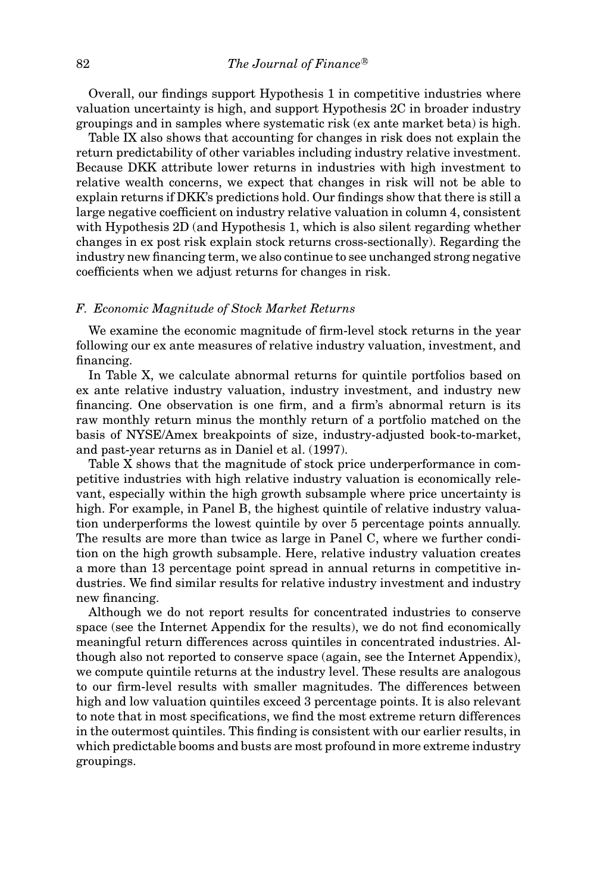Overall, our findings support Hypothesis 1 in competitive industries where valuation uncertainty is high, and support Hypothesis 2C in broader industry groupings and in samples where systematic risk (ex ante market beta) is high.

Table IX also shows that accounting for changes in risk does not explain the return predictability of other variables including industry relative investment. Because DKK attribute lower returns in industries with high investment to relative wealth concerns, we expect that changes in risk will not be able to explain returns if DKK's predictions hold. Our findings show that there is still a large negative coefficient on industry relative valuation in column 4, consistent with Hypothesis 2D (and Hypothesis 1, which is also silent regarding whether changes in ex post risk explain stock returns cross-sectionally). Regarding the industry new financing term, we also continue to see unchanged strong negative coefficients when we adjust returns for changes in risk.

### F. Economic Magnitude of Stock Market Returns

We examine the economic magnitude of firm-level stock returns in the year following our ex ante measures of relative industry valuation, investment, and financing.

In Table X, we calculate abnormal returns for quintile portfolios based on ex ante relative industry valuation, industry investment, and industry new financing. One observation is one firm, and a firm's abnormal return is its raw monthly return minus the monthly return of a portfolio matched on the basis of NYSE/Amex breakpoints of size, industry-adjusted book-to-market, and past-year returns as in Daniel et al. (1997).

Table X shows that the magnitude of stock price underperformance in competitive industries with high relative industry valuation is economically relevant, especially within the high growth subsample where price uncertainty is high. For example, in Panel B, the highest quintile of relative industry valuation underperforms the lowest quintile by over 5 percentage points annually. The results are more than twice as large in Panel C, where we further condition on the high growth subsample. Here, relative industry valuation creates a more than 13 percentage point spread in annual returns in competitive industries. We find similar results for relative industry investment and industry new financing.

Although we do not report results for concentrated industries to conserve space (see the Internet Appendix for the results), we do not find economically meaningful return differences across quintiles in concentrated industries. Although also not reported to conserve space (again, see the Internet Appendix), we compute quintile returns at the industry level. These results are analogous to our firm-level results with smaller magnitudes. The differences between high and low valuation quintiles exceed 3 percentage points. It is also relevant to note that in most specifications, we find the most extreme return differences in the outermost quintiles. This finding is consistent with our earlier results, in which predictable booms and busts are most profound in more extreme industry groupings.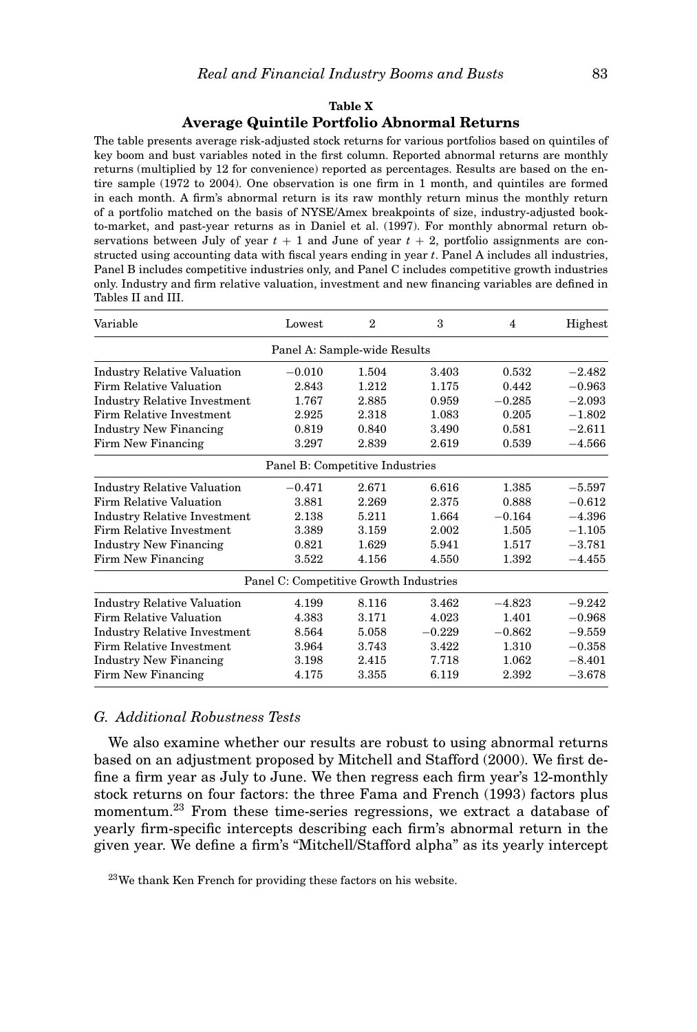**Table X**

**Average Quintile Portfolio Abnormal Returns**

The table presents average risk-adjusted stock returns for various portfolios based on quintiles of key boom and bust variables noted in the first column. Reported abnormal returns are monthly returns (multiplied by 12 for convenience) reported as percentages. Results are based on the entire sample (1972 to 2004). One observation is one firm in 1 month, and quintiles are formed in each month. A firm's abnormal return is its raw monthly return minus the monthly return of a portfolio matched on the basis of NYSE/Amex breakpoints of size, industry-adjusted book-to-market, and past-year returns as in Daniel et al. (1997). For monthly abnormal return observations between July of year $t + 1$ and June of year $t + 2$, portfolio assignments are constructed using accounting data with fiscal years ending in year $t$. Panel A includes all industries, Panel B includes competitive industries only, and Panel C includes competitive growth industries only. Industry and firm relative valuation, investment and new financing variables are defined in Tables II and III.

| Variable | Lowest | 2 | 3 | 4 | Highest |
|---|---|---|---|---|---|
| **Panel A: Sample-wide Results** | | | | | |
| Industry Relative Valuation | −0.010 | 1.504 | 3.403 | 0.532 | −2.482 |
| Firm Relative Valuation | 2.843 | 1.212 | 1.175 | 0.442 | −0.963 |
| Industry Relative Investment | 1.767 | 2.885 | 0.959 | −0.285 | −2.093 |
| Firm Relative Investment | 2.925 | 2.318 | 1.083 | 0.205 | −1.802 |
| Industry New Financing | 0.819 | 0.840 | 3.490 | 0.581 | −2.611 |
| Firm New Financing | 3.297 | 2.839 | 2.619 | 0.539 | −4.566 |
| **Panel B: Competitive Industries** | | | | | |
| Industry Relative Valuation | −0.471 | 2.671 | 6.616 | 1.385 | −5.597 |
| Firm Relative Valuation | 3.881 | 2.269 | 2.375 | 0.888 | −0.612 |
| Industry Relative Investment | 2.138 | 5.211 | 1.664 | −0.164 | −4.396 |
| Firm Relative Investment | 3.389 | 3.159 | 2.002 | 1.505 | −1.105 |
| Industry New Financing | 0.821 | 1.629 | 5.941 | 1.517 | −3.781 |
| Firm New Financing | 3.522 | 4.156 | 4.550 | 1.392 | −4.455 |
| **Panel C: Competitive Growth Industries** | | | | | |
| Industry Relative Valuation | 4.199 | 8.116 | 3.462 | −4.823 | −9.242 |
| Firm Relative Valuation | 4.383 | 3.171 | 4.023 | 1.401 | −0.968 |
| Industry Relative Investment | 8.564 | 5.058 | −0.229 | −0.862 | −9.559 |
| Firm Relative Investment | 3.964 | 3.743 | 3.422 | 1.310 | −0.358 |
| Industry New Financing | 3.198 | 2.415 | 7.718 | 1.062 | −8.401 |
| Firm New Financing | 4.175 | 3.355 | 6.119 | 2.392 | −3.678 |

### *G. Additional Robustness Tests*

We also examine whether our results are robust to using abnormal returns based on an adjustment proposed by Mitchell and Stafford (2000). We first define a firm year as July to June. We then regress each firm year's 12-monthly stock returns on four factors: the three Fama and French (1993) factors plus momentum.[23] From these time-series regressions, we extract a database of yearly firm-specific intercepts describing each firm's abnormal return in the given year. We define a firm's "Mitchell/Stafford alpha" as its yearly intercept

[23] We thank Ken French for providing these factors on his website.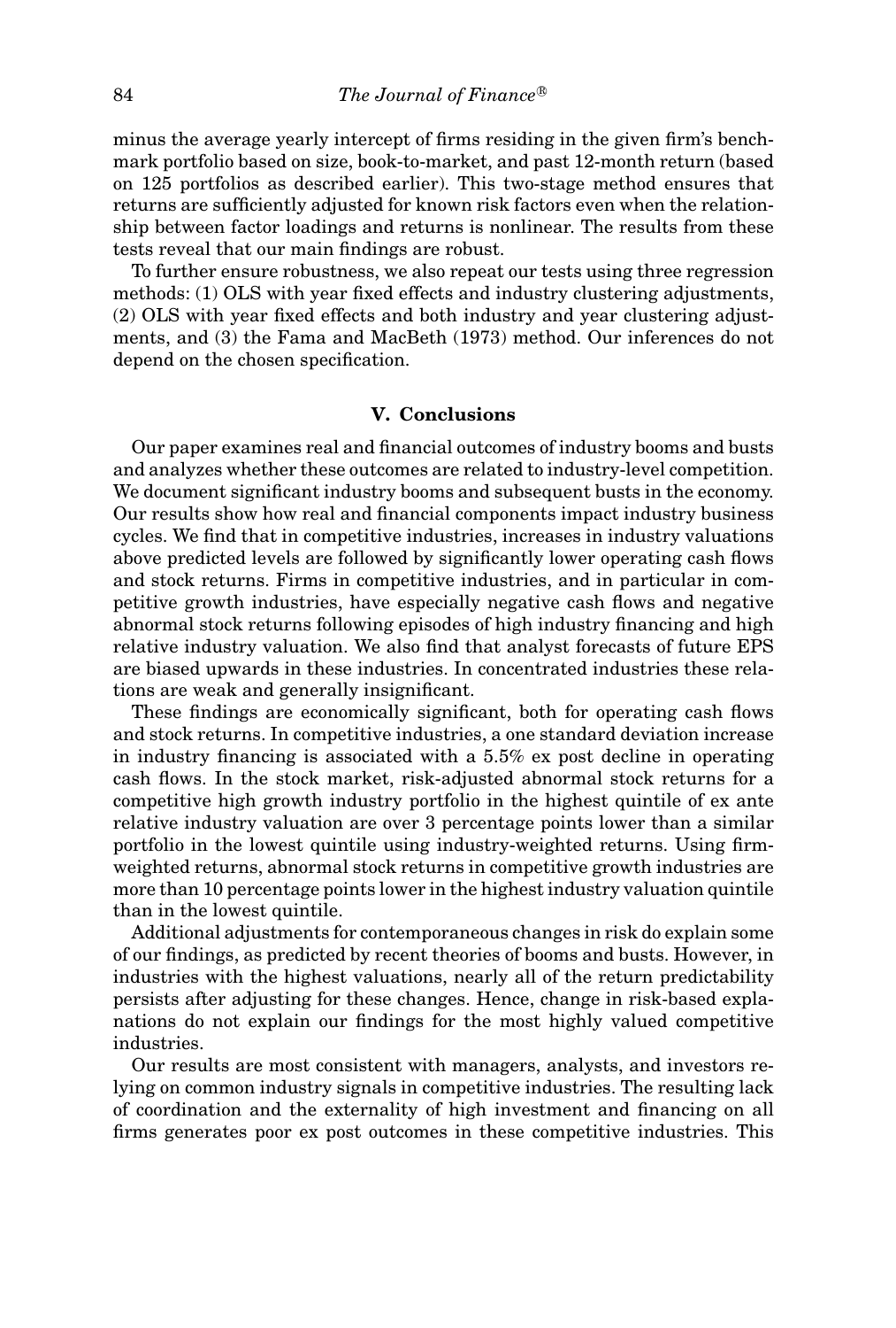minus the average yearly intercept of firms residing in the given firm's benchmark portfolio based on size, book-to-market, and past 12-month return (based on 125 portfolios as described earlier). This two-stage method ensures that returns are sufficiently adjusted for known risk factors even when the relationship between factor loadings and returns is nonlinear. The results from these tests reveal that our main findings are robust.

To further ensure robustness, we also repeat our tests using three regression methods: (1) OLS with year fixed effects and industry clustering adjustments, (2) OLS with year fixed effects and both industry and year clustering adjustments, and (3) the Fama and MacBeth (1973) method. Our inferences do not depend on the chosen specification.

## V. Conclusions

Our paper examines real and financial outcomes of industry booms and busts and analyzes whether these outcomes are related to industry-level competition. We document significant industry booms and subsequent busts in the economy. Our results show how real and financial components impact industry business cycles. We find that in competitive industries, increases in industry valuations above predicted levels are followed by significantly lower operating cash flows and stock returns. Firms in competitive industries, and in particular in competitive growth industries, have especially negative cash flows and negative abnormal stock returns following episodes of high industry financing and high relative industry valuation. We also find that analyst forecasts of future EPS are biased upwards in these industries. In concentrated industries these relations are weak and generally insignificant.

These findings are economically significant, both for operating cash flows and stock returns. In competitive industries, a one standard deviation increase in industry financing is associated with a 5.5% ex post decline in operating cash flows. In the stock market, risk-adjusted abnormal stock returns for a competitive high growth industry portfolio in the highest quintile of ex ante relative industry valuation are over 3 percentage points lower than a similar portfolio in the lowest quintile using industry-weighted returns. Using firm-weighted returns, abnormal stock returns in competitive growth industries are more than 10 percentage points lower in the highest industry valuation quintile than in the lowest quintile.

Additional adjustments for contemporaneous changes in risk do explain some of our findings, as predicted by recent theories of booms and busts. However, in industries with the highest valuations, nearly all of the return predictability persists after adjusting for these changes. Hence, change in risk-based explanations do not explain our findings for the most highly valued competitive industries.

Our results are most consistent with managers, analysts, and investors relying on common industry signals in competitive industries. The resulting lack of coordination and the externality of high investment and financing on all firms generates poor ex post outcomes in these competitive industries. This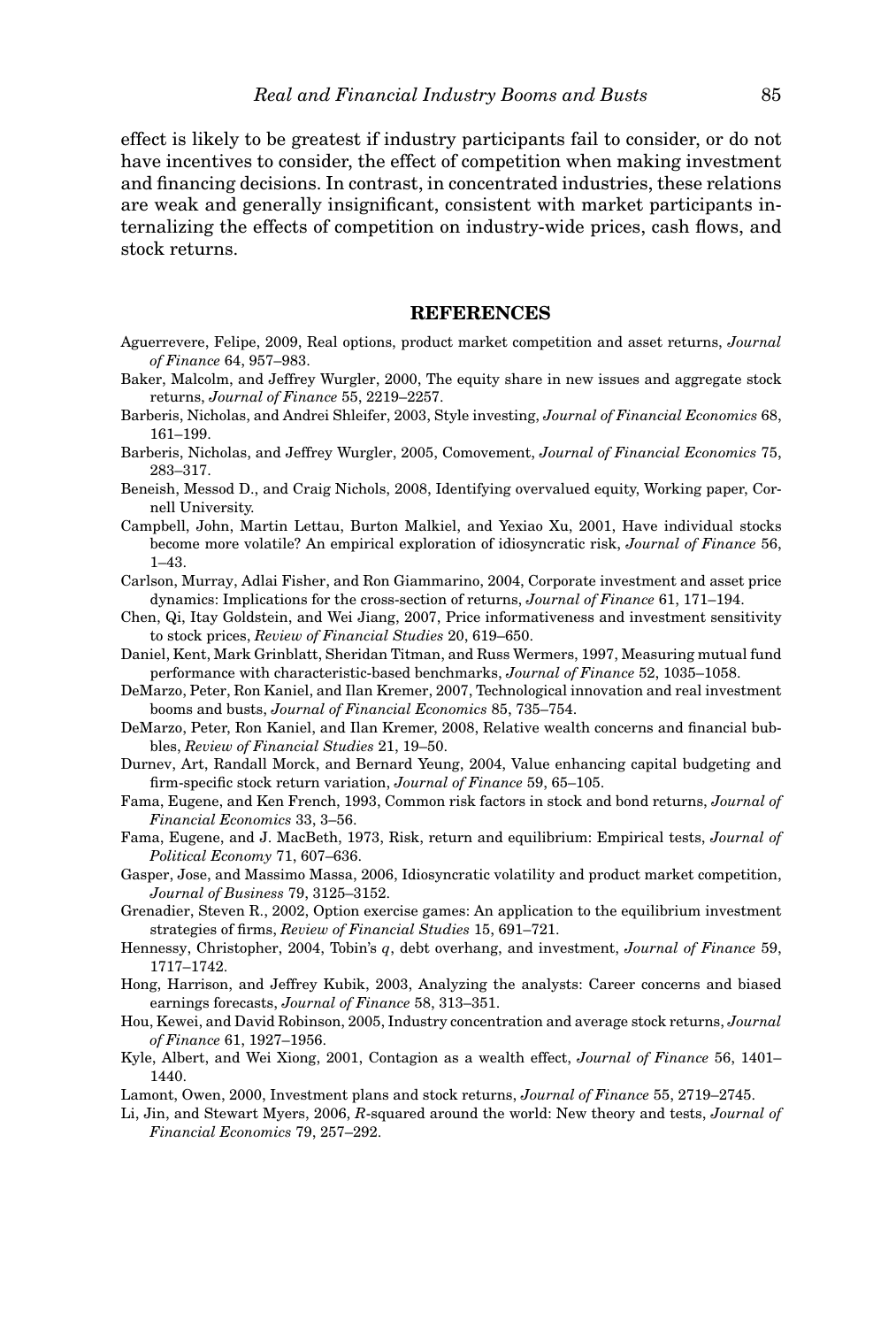effect is likely to be greatest if industry participants fail to consider, or do not have incentives to consider, the effect of competition when making investment and financing decisions. In contrast, in concentrated industries, these relations are weak and generally insignificant, consistent with market participants internalizing the effects of competition on industry-wide prices, cash flows, and stock returns.

## REFERENCES

Aguerrevere, Felipe, 2009, Real options, product market competition and asset returns, *Journal of Finance* 64, 957–983.

Baker, Malcolm, and Jeffrey Wurgler, 2000, The equity share in new issues and aggregate stock returns, *Journal of Finance* 55, 2219–2257.

Barberis, Nicholas, and Andrei Shleifer, 2003, Style investing, *Journal of Financial Economics* 68, 161–199.

Barberis, Nicholas, and Jeffrey Wurgler, 2005, Comovement, *Journal of Financial Economics* 75, 283–317.

Beneish, Messod D., and Craig Nichols, 2008, Identifying overvalued equity, Working paper, Cornell University.

Campbell, John, Martin Lettau, Burton Malkiel, and Yexiao Xu, 2001, Have individual stocks become more volatile? An empirical exploration of idiosyncratic risk, *Journal of Finance* 56, 1–43.

Carlson, Murray, Adlai Fisher, and Ron Giammarino, 2004, Corporate investment and asset price dynamics: Implications for the cross-section of returns, *Journal of Finance* 61, 171–194.

Chen, Qi, Itay Goldstein, and Wei Jiang, 2007, Price informativeness and investment sensitivity to stock prices, *Review of Financial Studies* 20, 619–650.

Daniel, Kent, Mark Grinblatt, Sheridan Titman, and Russ Wermers, 1997, Measuring mutual fund performance with characteristic-based benchmarks, *Journal of Finance* 52, 1035–1058.

DeMarzo, Peter, Ron Kaniel, and Ilan Kremer, 2007, Technological innovation and real investment booms and busts, *Journal of Financial Economics* 85, 735–754.

DeMarzo, Peter, Ron Kaniel, and Ilan Kremer, 2008, Relative wealth concerns and financial bubbles, *Review of Financial Studies* 21, 19–50.

Durnev, Art, Randall Morck, and Bernard Yeung, 2004, Value enhancing capital budgeting and firm-specific stock return variation, *Journal of Finance* 59, 65–105.

Fama, Eugene, and Ken French, 1993, Common risk factors in stock and bond returns, *Journal of Financial Economics* 33, 3–56.

Fama, Eugene, and J. MacBeth, 1973, Risk, return and equilibrium: Empirical tests, *Journal of Political Economy* 71, 607–636.

Gasper, Jose, and Massimo Massa, 2006, Idiosyncratic volatility and product market competition, *Journal of Business* 79, 3125–3152.

Grenadier, Steven R., 2002, Option exercise games: An application to the equilibrium investment strategies of firms, *Review of Financial Studies* 15, 691–721.

Hennessy, Christopher, 2004, Tobin's *q*, debt overhang, and investment, *Journal of Finance* 59, 1717–1742.

Hong, Harrison, and Jeffrey Kubik, 2003, Analyzing the analysts: Career concerns and biased earnings forecasts, *Journal of Finance* 58, 313–351.

Hou, Kewei, and David Robinson, 2005, Industry concentration and average stock returns, *Journal of Finance* 61, 1927–1956.

Kyle, Albert, and Wei Xiong, 2001, Contagion as a wealth effect, *Journal of Finance* 56, 1401–1440.

Lamont, Owen, 2000, Investment plans and stock returns, *Journal of Finance* 55, 2719–2745.

Li, Jin, and Stewart Myers, 2006, *R*-squared around the world: New theory and tests, *Journal of Financial Economics* 79, 257–292.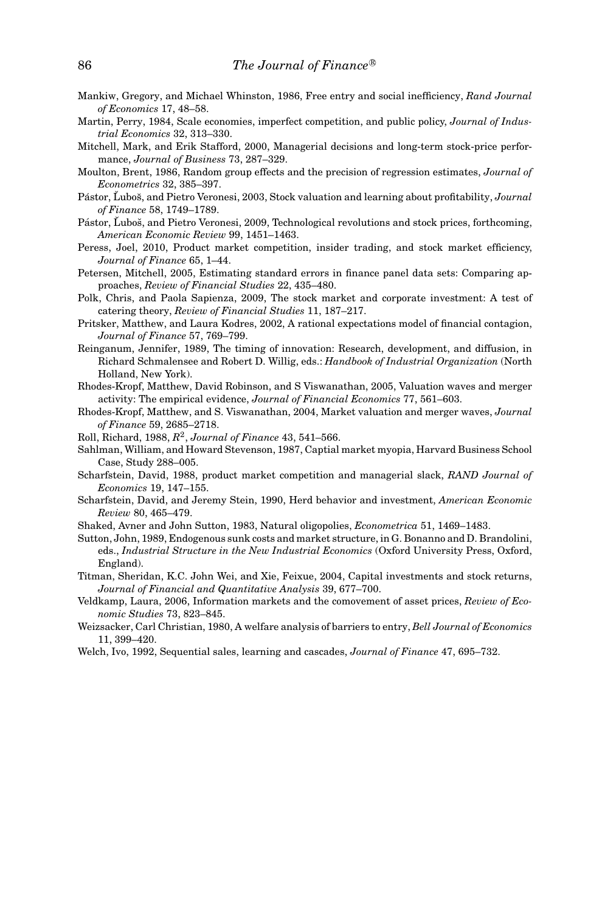Mankiw, Gregory, and Michael Whinston, 1986, Free entry and social inefficiency, *Rand Journal of Economics* 17, 48–58.

Martin, Perry, 1984, Scale economies, imperfect competition, and public policy, *Journal of Industrial Economics* 32, 313–330.

Mitchell, Mark, and Erik Stafford, 2000, Managerial decisions and long-term stock-price performance, *Journal of Business* 73, 287–329.

Moulton, Brent, 1986, Random group effects and the precision of regression estimates, *Journal of Econometrics* 32, 385–397.

Pástor, Ľuboš, and Pietro Veronesi, 2003, Stock valuation and learning about profitability, *Journal of Finance* 58, 1749–1789.

Pástor, Ľuboš, and Pietro Veronesi, 2009, Technological revolutions and stock prices, forthcoming, *American Economic Review* 99, 1451–1463.

Peress, Joel, 2010, Product market competition, insider trading, and stock market efficiency, *Journal of Finance* 65, 1–44.

Petersen, Mitchell, 2005, Estimating standard errors in finance panel data sets: Comparing approaches, *Review of Financial Studies* 22, 435–480.

Polk, Chris, and Paola Sapienza, 2009, The stock market and corporate investment: A test of catering theory, *Review of Financial Studies* 11, 187–217.

Pritsker, Matthew, and Laura Kodres, 2002, A rational expectations model of financial contagion, *Journal of Finance* 57, 769–799.

Reinganum, Jennifer, 1989, The timing of innovation: Research, development, and diffusion, in Richard Schmalensee and Robert D. Willig, eds.: *Handbook of Industrial Organization* (North Holland, New York).

Rhodes-Kropf, Matthew, David Robinson, and S Viswanathan, 2005, Valuation waves and merger activity: The empirical evidence, *Journal of Financial Economics* 77, 561–603.

Rhodes-Kropf, Matthew, and S. Viswanathan, 2004, Market valuation and merger waves, *Journal of Finance* 59, 2685–2718.

Roll, Richard, 1988, $R^2$, *Journal of Finance* 43, 541–566.

Sahlman, William, and Howard Stevenson, 1987, Captial market myopia, Harvard Business School Case, Study 288–005.

Scharfstein, David, 1988, product market competition and managerial slack, *RAND Journal of Economics* 19, 147–155.

Scharfstein, David, and Jeremy Stein, 1990, Herd behavior and investment, *American Economic Review* 80, 465–479.

Shaked, Avner and John Sutton, 1983, Natural oligopolies, *Econometrica* 51, 1469–1483.

Sutton, John, 1989, Endogenous sunk costs and market structure, in G. Bonanno and D. Brandolini, eds., *Industrial Structure in the New Industrial Economics* (Oxford University Press, Oxford, England).

Titman, Sheridan, K.C. John Wei, and Xie, Feixue, 2004, Capital investments and stock returns, *Journal of Financial and Quantitative Analysis* 39, 677–700.

Veldkamp, Laura, 2006, Information markets and the comovement of asset prices, *Review of Economic Studies* 73, 823–845.

Weizsacker, Carl Christian, 1980, A welfare analysis of barriers to entry, *Bell Journal of Economics* 11, 399–420.

Welch, Ivo, 1992, Sequential sales, learning and cascades, *Journal of Finance* 47, 695–732.